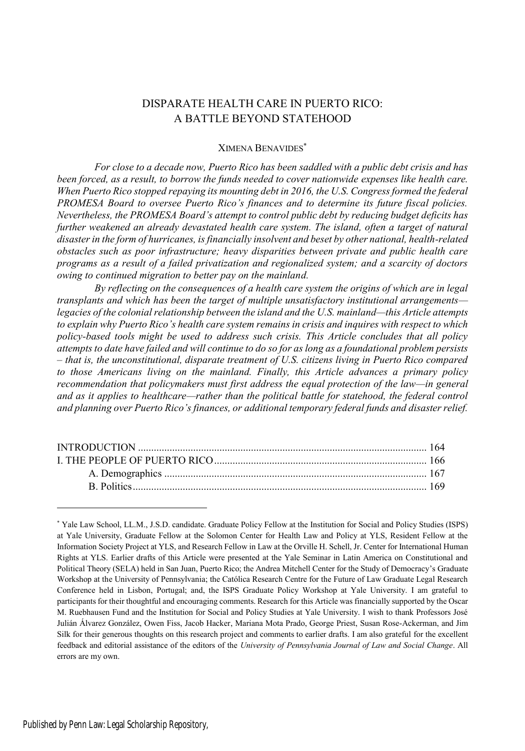# DISPARATE HEALTH CARE IN PUERTO RICO: A BATTLE BEYOND STATEHOOD

XIMENA BENAVIDES[*]

*For close to a decade now, Puerto Rico has been saddled with a public debt crisis and has been forced, as a result, to borrow the funds needed to cover nationwide expenses like health care. When Puerto Rico stopped repaying its mounting debt in 2016, the U.S. Congress formed the federal PROMESA Board to oversee Puerto Rico's finances and to determine its future fiscal policies. Nevertheless, the PROMESA Board's attempt to control public debt by reducing budget deficits has further weakened an already devastated health care system. The island, often a target of natural disaster in the form of hurricanes, is financially insolvent and beset by other national, health-related obstacles such as poor infrastructure; heavy disparities between private and public health care programs as a result of a failed privatization and regionalized system; and a scarcity of doctors owing to continued migration to better pay on the mainland.*

*By reflecting on the consequences of a health care system the origins of which are in legal transplants and which has been the target of multiple unsatisfactory institutional arrangements—legacies of the colonial relationship between the island and the U.S. mainland—this Article attempts to explain why Puerto Rico's health care system remains in crisis and inquires with respect to which policy-based tools might be used to address such crisis. This Article concludes that all policy attempts to date have failed and will continue to do so for as long as a foundational problem persists – that is, the unconstitutional, disparate treatment of U.S. citizens living in Puerto Rico compared to those Americans living on the mainland. Finally, this Article advances a primary policy recommendation that policymakers must first address the equal protection of the law—in general and as it applies to healthcare—rather than the political battle for statehood, the federal control and planning over Puerto Rico's finances, or additional temporary federal funds and disaster relief.*

INTRODUCTION ............................................................................................ 164
I. THE PEOPLE OF PUERTO RICO ............................................................... 166
    A. Demographics ................................................................................... 167
    B. Politics .............................................................................................. 169

---

[*] Yale Law School, LL.M., J.S.D. candidate. Graduate Policy Fellow at the Institution for Social and Policy Studies (ISPS) at Yale University, Graduate Fellow at the Solomon Center for Health Law and Policy at YLS, Resident Fellow at the Information Society Project at YLS, and Research Fellow in Law at the Orville H. Schell, Jr. Center for International Human Rights at YLS. Earlier drafts of this Article were presented at the Yale Seminar in Latin America on Constitutional and Political Theory (SELA) held in San Juan, Puerto Rico; the Andrea Mitchell Center for the Study of Democracy's Graduate Workshop at the University of Pennsylvania; the Católica Research Centre for the Future of Law Graduate Legal Research Conference held in Lisbon, Portugal; and, the ISPS Graduate Policy Workshop at Yale University. I am grateful to participants for their thoughtful and encouraging comments. Research for this Article was financially supported by the Oscar M. Ruebhausen Fund and the Institution for Social and Policy Studies at Yale University. I wish to thank Professors José Julián Álvarez González, Owen Fiss, Jacob Hacker, Mariana Mota Prado, George Priest, Susan Rose-Ackerman, and Jim Silk for their generous thoughts on this research project and comments to earlier drafts. I am also grateful for the excellent feedback and editorial assistance of the editors of the *University of Pennsylvania Journal of Law and Social Change*. All errors are my own.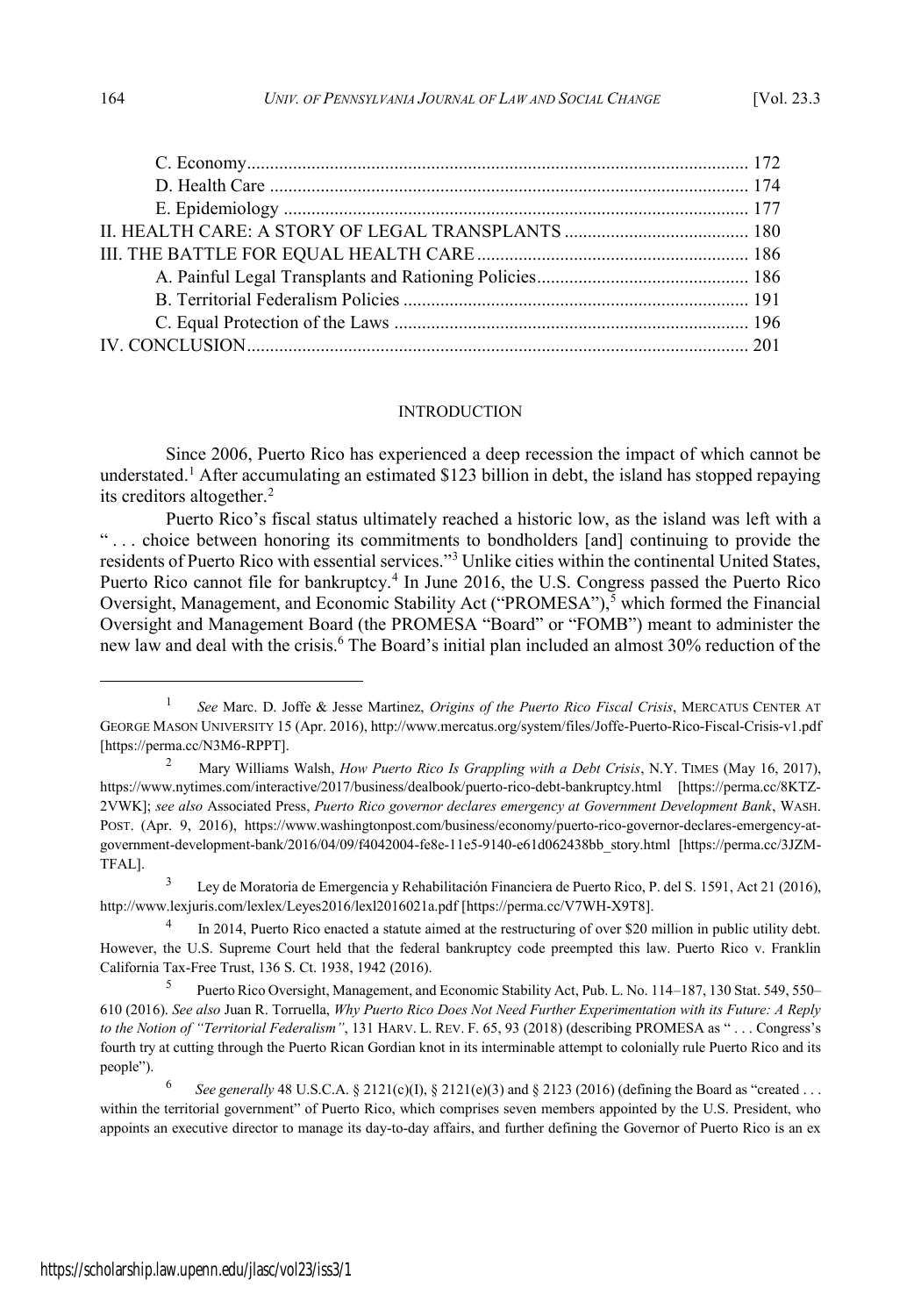| | |
|---|---|
| C. Economy | 172 |
| D. Health Care | 174 |
| E. Epidemiology | 177 |
| II. HEALTH CARE: A STORY OF LEGAL TRANSPLANTS | 180 |
| III. THE BATTLE FOR EQUAL HEALTH CARE | 186 |
| A. Painful Legal Transplants and Rationing Policies | 186 |
| B. Territorial Federalism Policies | 191 |
| C. Equal Protection of the Laws | 196 |
| IV. CONCLUSION | 201 |

## INTRODUCTION

Since 2006, Puerto Rico has experienced a deep recession the impact of which cannot be understated.[1] After accumulating an estimated $123 billion in debt, the island has stopped repaying its creditors altogether.[2]

Puerto Rico's fiscal status ultimately reached a historic low, as the island was left with a ". . . choice between honoring its commitments to bondholders [and] continuing to provide the residents of Puerto Rico with essential services."[3] Unlike cities within the continental United States, Puerto Rico cannot file for bankruptcy.[4] In June 2016, the U.S. Congress passed the Puerto Rico Oversight, Management, and Economic Stability Act ("PROMESA"),[5] which formed the Financial Oversight and Management Board (the PROMESA "Board" or "FOMB") meant to administer the new law and deal with the crisis.[6] The Board's initial plan included an almost 30% reduction of the

---

[1] *See* Marc. D. Joffe & Jesse Martinez, *Origins of the Puerto Rico Fiscal Crisis*, MERCATUS CENTER AT GEORGE MASON UNIVERSITY 15 (Apr. 2016), http://www.mercatus.org/system/files/Joffe-Puerto-Rico-Fiscal-Crisis-v1.pdf [https://perma.cc/N3M6-RPPT].

[2] Mary Williams Walsh, *How Puerto Rico Is Grappling with a Debt Crisis*, N.Y. TIMES (May 16, 2017), https://www.nytimes.com/interactive/2017/business/dealbook/puerto-rico-debt-bankruptcy.html [https://perma.cc/8KTZ-2VWK]; *see also* Associated Press, *Puerto Rico governor declares emergency at Government Development Bank*, WASH. POST. (Apr. 9, 2016), https://www.washingtonpost.com/business/economy/puerto-rico-governor-declares-emergency-at-government-development-bank/2016/04/09/f4042004-fe8e-11e5-9140-e61d062438bb_story.html [https://perma.cc/3JZM-TFAL].

[3] Ley de Moratoria de Emergencia y Rehabilitación Financiera de Puerto Rico, P. del S. 1591, Act 21 (2016), http://www.lexjuris.com/lexlex/Leyes2016/lexl2016021a.pdf [https://perma.cc/V7WH-X9T8].

[4] In 2014, Puerto Rico enacted a statute aimed at the restructuring of over $20 million in public utility debt. However, the U.S. Supreme Court held that the federal bankruptcy code preempted this law. Puerto Rico v. Franklin California Tax-Free Trust, 136 S. Ct. 1938, 1942 (2016).

[5] Puerto Rico Oversight, Management, and Economic Stability Act, Pub. L. No. 114–187, 130 Stat. 549, 550–610 (2016). *See also* Juan R. Torruella, *Why Puerto Rico Does Not Need Further Experimentation with its Future: A Reply to the Notion of "Territorial Federalism"*, 131 HARV. L. REV. F. 65, 93 (2018) (describing PROMESA as ". . . Congress's fourth try at cutting through the Puerto Rican Gordian knot in its interminable attempt to colonially rule Puerto Rico and its people").

[6] *See generally* 48 U.S.C.A. § 2121(c)(I), § 2121(e)(3) and § 2123 (2016) (defining the Board as "created . . . within the territorial government" of Puerto Rico, which comprises seven members appointed by the U.S. President, who appoints an executive director to manage its day-to-day affairs, and further defining the Governor of Puerto Rico is an ex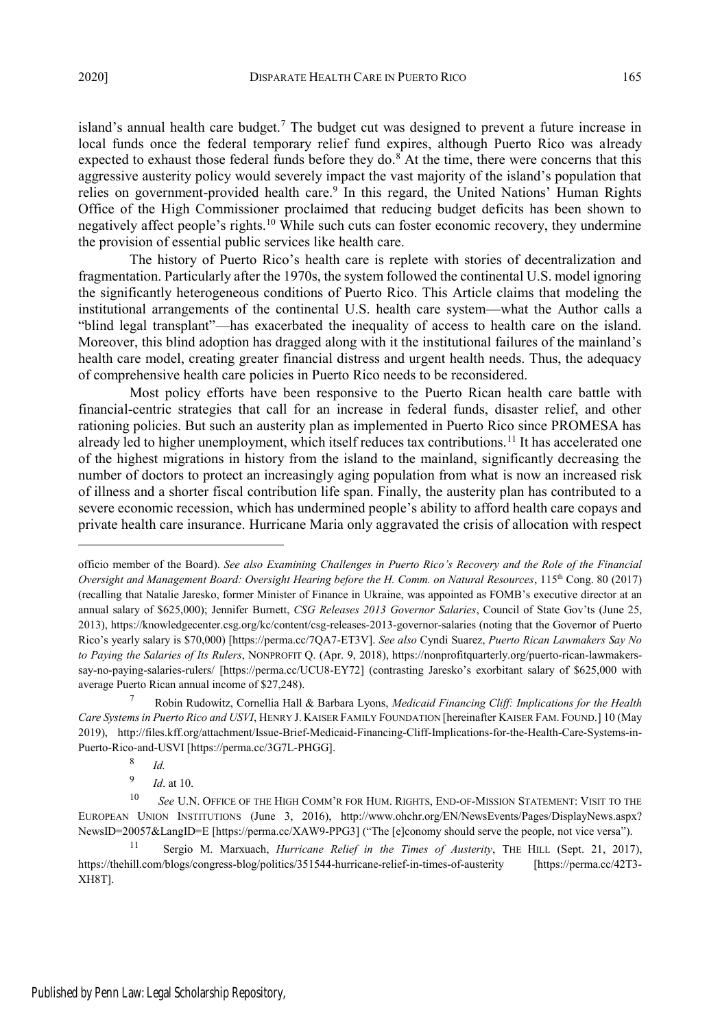island's annual health care budget.[7] The budget cut was designed to prevent a future increase in local funds once the federal temporary relief fund expires, although Puerto Rico was already expected to exhaust those federal funds before they do.[8] At the time, there were concerns that this aggressive austerity policy would severely impact the vast majority of the island's population that relies on government-provided health care.[9] In this regard, the United Nations' Human Rights Office of the High Commissioner proclaimed that reducing budget deficits has been shown to negatively affect people's rights.[10] While such cuts can foster economic recovery, they undermine the provision of essential public services like health care.

The history of Puerto Rico's health care is replete with stories of decentralization and fragmentation. Particularly after the 1970s, the system followed the continental U.S. model ignoring the significantly heterogeneous conditions of Puerto Rico. This Article claims that modeling the institutional arrangements of the continental U.S. health care system—what the Author calls a "blind legal transplant"—has exacerbated the inequality of access to health care on the island. Moreover, this blind adoption has dragged along with it the institutional failures of the mainland's health care model, creating greater financial distress and urgent health needs. Thus, the adequacy of comprehensive health care policies in Puerto Rico needs to be reconsidered.

Most policy efforts have been responsive to the Puerto Rican health care battle with financial-centric strategies that call for an increase in federal funds, disaster relief, and other rationing policies. But such an austerity plan as implemented in Puerto Rico since PROMESA has already led to higher unemployment, which itself reduces tax contributions.[11] It has accelerated one of the highest migrations in history from the island to the mainland, significantly decreasing the number of doctors to protect an increasingly aging population from what is now an increased risk of illness and a shorter fiscal contribution life span. Finally, the austerity plan has contributed to a severe economic recession, which has undermined people's ability to afford health care copays and private health care insurance. Hurricane Maria only aggravated the crisis of allocation with respect

---

officio member of the Board). *See also Examining Challenges in Puerto Rico's Recovery and the Role of the Financial Oversight and Management Board: Oversight Hearing before the H. Comm. on Natural Resources*, 115th Cong. 80 (2017) (recalling that Natalie Jaresko, former Minister of Finance in Ukraine, was appointed as FOMB's executive director at an annual salary of $625,000); Jennifer Burnett, *CSG Releases 2013 Governor Salaries*, Council of State Gov'ts (June 25, 2013), https://knowledgecenter.csg.org/kc/content/csg-releases-2013-governor-salaries (noting that the Governor of Puerto Rico's yearly salary is $70,000) [https://perma.cc/7QA7-ET3V]. *See also* Cyndi Suarez, *Puerto Rican Lawmakers Say No to Paying the Salaries of Its Rulers*, NONPROFIT Q. (Apr. 9, 2018), https://nonprofitquarterly.org/puerto-rican-lawmakers-say-no-paying-salaries-rulers/ [https://perma.cc/UCU8-EY72] (contrasting Jaresko's exorbitant salary of $625,000 with average Puerto Rican annual income of $27,248).

[7] Robin Rudowitz, Cornellia Hall & Barbara Lyons, *Medicaid Financing Cliff: Implications for the Health Care Systems in Puerto Rico and USVI*, HENRY J. KAISER FAMILY FOUNDATION [hereinafter KAISER FAM. FOUND.] 10 (May 2019), http://files.kff.org/attachment/Issue-Brief-Medicaid-Financing-Cliff-Implications-for-the-Health-Care-Systems-in-Puerto-Rico-and-USVI [https://perma.cc/3G7L-PHGG].

[8] *Id.*

[9] *Id*. at 10.

[10] *See* U.N. OFFICE OF THE HIGH COMM'R FOR HUM. RIGHTS, END-OF-MISSION STATEMENT: VISIT TO THE EUROPEAN UNION INSTITUTIONS (June 3, 2016), http://www.ohchr.org/EN/NewsEvents/Pages/DisplayNews.aspx?NewsID=20057&LangID=E [https://perma.cc/XAW9-PPG3] ("The [e]conomy should serve the people, not vice versa").

[11] Sergio M. Marxuach, *Hurricane Relief in the Times of Austerity*, THE HILL (Sept. 21, 2017), https://thehill.com/blogs/congress-blog/politics/351544-hurricane-relief-in-times-of-austerity [https://perma.cc/42T3-XH8T].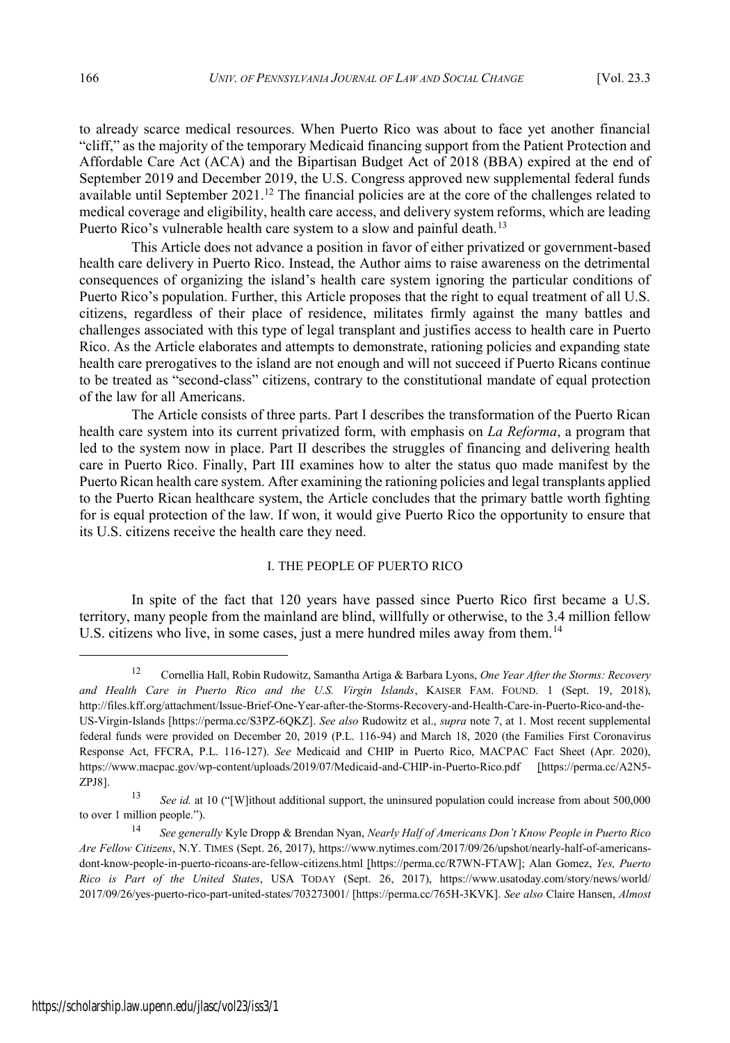to already scarce medical resources. When Puerto Rico was about to face yet another financial "cliff," as the majority of the temporary Medicaid financing support from the Patient Protection and Affordable Care Act (ACA) and the Bipartisan Budget Act of 2018 (BBA) expired at the end of September 2019 and December 2019, the U.S. Congress approved new supplemental federal funds available until September 2021.[12] The financial policies are at the core of the challenges related to medical coverage and eligibility, health care access, and delivery system reforms, which are leading Puerto Rico's vulnerable health care system to a slow and painful death.[13]

This Article does not advance a position in favor of either privatized or government-based health care delivery in Puerto Rico. Instead, the Author aims to raise awareness on the detrimental consequences of organizing the island's health care system ignoring the particular conditions of Puerto Rico's population. Further, this Article proposes that the right to equal treatment of all U.S. citizens, regardless of their place of residence, militates firmly against the many battles and challenges associated with this type of legal transplant and justifies access to health care in Puerto Rico. As the Article elaborates and attempts to demonstrate, rationing policies and expanding state health care prerogatives to the island are not enough and will not succeed if Puerto Ricans continue to be treated as "second-class" citizens, contrary to the constitutional mandate of equal protection of the law for all Americans.

The Article consists of three parts. Part I describes the transformation of the Puerto Rican health care system into its current privatized form, with emphasis on *La Reforma*, a program that led to the system now in place. Part II describes the struggles of financing and delivering health care in Puerto Rico. Finally, Part III examines how to alter the status quo made manifest by the Puerto Rican health care system. After examining the rationing policies and legal transplants applied to the Puerto Rican healthcare system, the Article concludes that the primary battle worth fighting for is equal protection of the law. If won, it would give Puerto Rico the opportunity to ensure that its U.S. citizens receive the health care they need.

## I. THE PEOPLE OF PUERTO RICO

In spite of the fact that 120 years have passed since Puerto Rico first became a U.S. territory, many people from the mainland are blind, willfully or otherwise, to the 3.4 million fellow U.S. citizens who live, in some cases, just a mere hundred miles away from them.[14]

---

[12] Cornellia Hall, Robin Rudowitz, Samantha Artiga & Barbara Lyons, *One Year After the Storms: Recovery and Health Care in Puerto Rico and the U.S. Virgin Islands*, KAISER FAM. FOUND. 1 (Sept. 19, 2018), http://files.kff.org/attachment/Issue-Brief-One-Year-after-the-Storms-Recovery-and-Health-Care-in-Puerto-Rico-and-the-US-Virgin-Islands [https://perma.cc/S3PZ-6QKZ]. *See also* Rudowitz et al., *supra* note 7, at 1. Most recent supplemental federal funds were provided on December 20, 2019 (P.L. 116-94) and March 18, 2020 (the Families First Coronavirus Response Act, FFCRA, P.L. 116-127). *See* Medicaid and CHIP in Puerto Rico, MACPAC Fact Sheet (Apr. 2020), https://www.macpac.gov/wp-content/uploads/2019/07/Medicaid-and-CHIP-in-Puerto-Rico.pdf [https://perma.cc/A2N5-ZPJ8].

[13] *See id.* at 10 ("[W]ithout additional support, the uninsured population could increase from about 500,000 to over 1 million people.").

[14] *See generally* Kyle Dropp & Brendan Nyan, *Nearly Half of Americans Don't Know People in Puerto Rico Are Fellow Citizens*, N.Y. TIMES (Sept. 26, 2017), https://www.nytimes.com/2017/09/26/upshot/nearly-half-of-americans-dont-know-people-in-puerto-ricoans-are-fellow-citizens.html [https://perma.cc/R7WN-FTAW]; Alan Gomez, *Yes, Puerto Rico is Part of the United States*, USA TODAY (Sept. 26, 2017), https://www.usatoday.com/story/news/world/2017/09/26/yes-puerto-rico-part-united-states/703273001/ [https://perma.cc/765H-3KVK]. *See also* Claire Hansen, *Almost*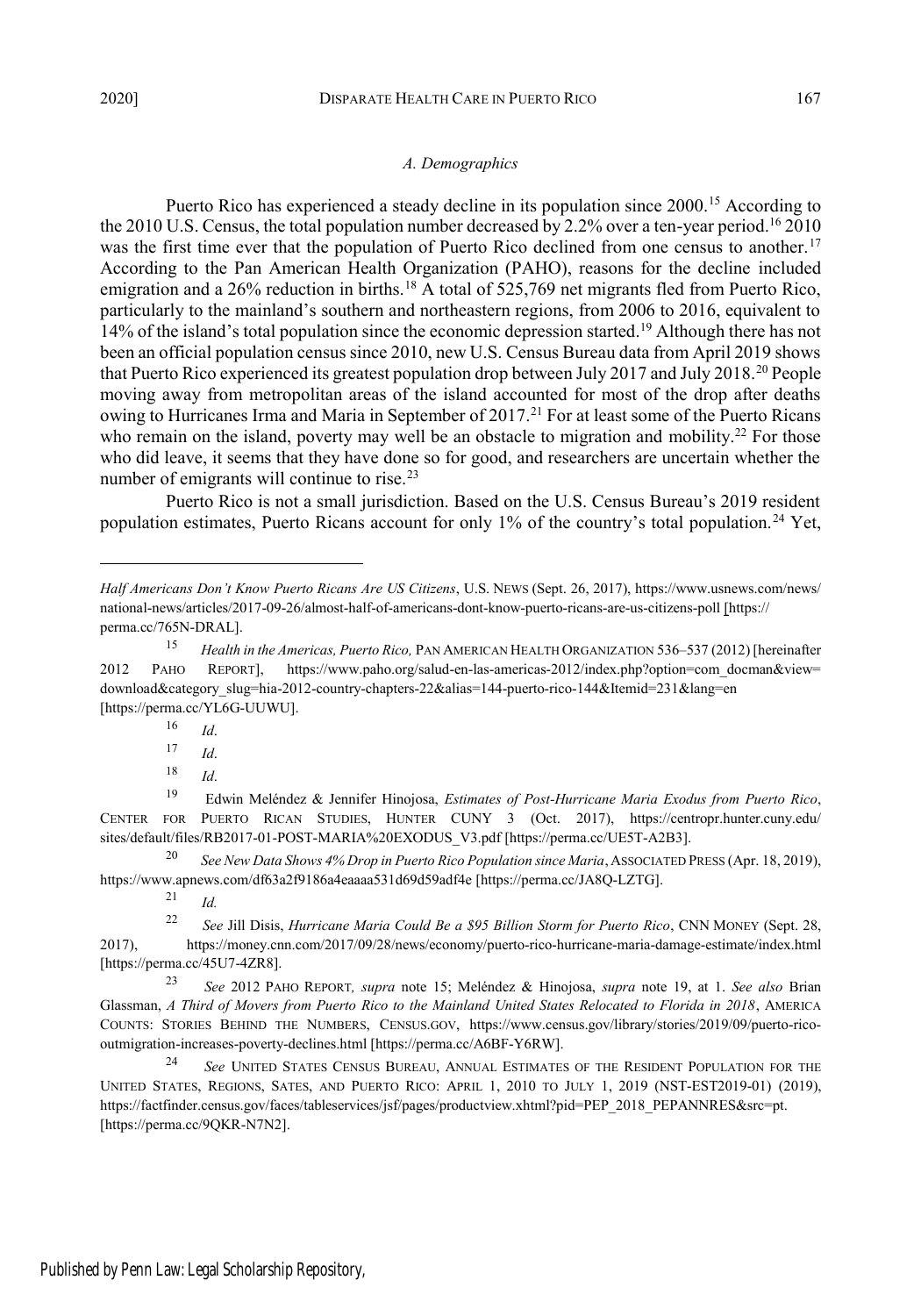### *A. Demographics*

Puerto Rico has experienced a steady decline in its population since 2000.[15] According to the 2010 U.S. Census, the total population number decreased by 2.2% over a ten-year period.[16] 2010 was the first time ever that the population of Puerto Rico declined from one census to another.[17] According to the Pan American Health Organization (PAHO), reasons for the decline included emigration and a 26% reduction in births.[18] A total of 525,769 net migrants fled from Puerto Rico, particularly to the mainland's southern and northeastern regions, from 2006 to 2016, equivalent to 14% of the island's total population since the economic depression started.[19] Although there has not been an official population census since 2010, new U.S. Census Bureau data from April 2019 shows that Puerto Rico experienced its greatest population drop between July 2017 and July 2018.[20] People moving away from metropolitan areas of the island accounted for most of the drop after deaths owing to Hurricanes Irma and Maria in September of 2017.[21] For at least some of the Puerto Ricans who remain on the island, poverty may well be an obstacle to migration and mobility.[22] For those who did leave, it seems that they have done so for good, and researchers are uncertain whether the number of emigrants will continue to rise.[23]

Puerto Rico is not a small jurisdiction. Based on the U.S. Census Bureau's 2019 resident population estimates, Puerto Ricans account for only 1% of the country's total population.[24] Yet,

---

*Half Americans Don't Know Puerto Ricans Are US Citizens*, U.S. NEWS (Sept. 26, 2017), https://www.usnews.com/news/national-news/articles/2017-09-26/almost-half-of-americans-dont-know-puerto-ricans-are-us-citizens-poll [https://perma.cc/765N-DRAL].

[15] *Health in the Americas, Puerto Rico,* PAN AMERICAN HEALTH ORGANIZATION 536–537 (2012) [hereinafter 2012 PAHO REPORT], https://www.paho.org/salud-en-las-americas-2012/index.php?option=com_docman&view=download&category_slug=hia-2012-country-chapters-22&alias=144-puerto-rico-144&Itemid=231&lang=en [https://perma.cc/YL6G-UUWU].

[16] *Id*.

[17] *Id*.

[18] *Id*.

[19] Edwin Meléndez & Jennifer Hinojosa, *Estimates of Post-Hurricane Maria Exodus from Puerto Rico*, CENTER FOR PUERTO RICAN STUDIES, HUNTER CUNY 3 (Oct. 2017), https://centropr.hunter.cuny.edu/sites/default/files/RB2017-01-POST-MARIA%20EXODUS_V3.pdf [https://perma.cc/UE5T-A2B3].

[20] *See New Data Shows 4% Drop in Puerto Rico Population since Maria*, ASSOCIATED PRESS (Apr. 18, 2019), https://www.apnews.com/df63a2f9186a4eaaaa531d69d59adf4e [https://perma.cc/JA8Q-LZTG].

[21] *Id.*

[22] *See* Jill Disis, *Hurricane Maria Could Be a $95 Billion Storm for Puerto Rico*, CNN MONEY (Sept. 28, 2017), https://money.cnn.com/2017/09/28/news/economy/puerto-rico-hurricane-maria-damage-estimate/index.html [https://perma.cc/45U7-4ZR8].

[23] *See* 2012 PAHO REPORT*, supra* note 15; Meléndez & Hinojosa, *supra* note 19, at 1. *See also* Brian Glassman, *A Third of Movers from Puerto Rico to the Mainland United States Relocated to Florida in 2018*, AMERICA COUNTS: STORIES BEHIND THE NUMBERS, CENSUS.GOV, https://www.census.gov/library/stories/2019/09/puerto-rico-outmigration-increases-poverty-declines.html [https://perma.cc/A6BF-Y6RW].

[24] *See* UNITED STATES CENSUS BUREAU, ANNUAL ESTIMATES OF THE RESIDENT POPULATION FOR THE UNITED STATES, REGIONS, SATES, AND PUERTO RICO: APRIL 1, 2010 TO JULY 1, 2019 (NST-EST2019-01) (2019), https://factfinder.census.gov/faces/tableservices/jsf/pages/productview.xhtml?pid=PEP_2018_PEPANNRES&src=pt. [https://perma.cc/9QKR-N7N2].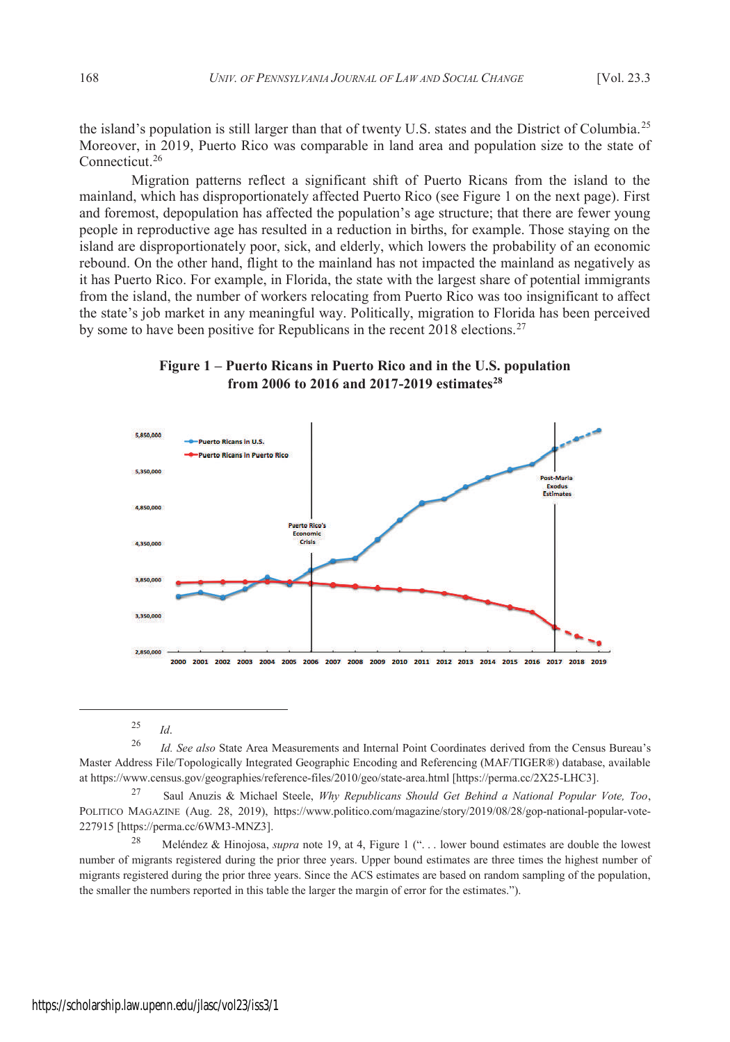the island's population is still larger than that of twenty U.S. states and the District of Columbia.[25] Moreover, in 2019, Puerto Rico was comparable in land area and population size to the state of Connecticut.[26]

Migration patterns reflect a significant shift of Puerto Ricans from the island to the mainland, which has disproportionately affected Puerto Rico (see Figure 1 on the next page). First and foremost, depopulation has affected the population's age structure; that there are fewer young people in reproductive age has resulted in a reduction in births, for example. Those staying on the island are disproportionately poor, sick, and elderly, which lowers the probability of an economic rebound. On the other hand, flight to the mainland has not impacted the mainland as negatively as it has Puerto Rico. For example, in Florida, the state with the largest share of potential immigrants from the island, the number of workers relocating from Puerto Rico was too insignificant to affect the state's job market in any meaningful way. Politically, migration to Florida has been perceived by some to have been positive for Republicans in the recent 2018 elections.[27]

**Figure 1 – Puerto Ricans in Puerto Rico and in the U.S. population from 2006 to 2016 and 2017-2019 estimates[28]**

---

[25] *Id.*

[26] *Id. See also* State Area Measurements and Internal Point Coordinates derived from the Census Bureau's Master Address File/Topologically Integrated Geographic Encoding and Referencing (MAF/TIGER®) database, available at https://www.census.gov/geographies/reference-files/2010/geo/state-area.html [https://perma.cc/2X25-LHC3].

[27] Saul Anuzis & Michael Steele, *Why Republicans Should Get Behind a National Popular Vote, Too*, POLITICO MAGAZINE (Aug. 28, 2019), https://www.politico.com/magazine/story/2019/08/28/gop-national-popular-vote-227915 [https://perma.cc/6WM3-MNZ3].

[28] Meléndez & Hinojosa, *supra* note 19, at 4, Figure 1 (". . . lower bound estimates are double the lowest number of migrants registered during the prior three years. Upper bound estimates are three times the highest number of migrants registered during the prior three years. Since the ACS estimates are based on random sampling of the population, the smaller the numbers reported in this table the larger the margin of error for the estimates.").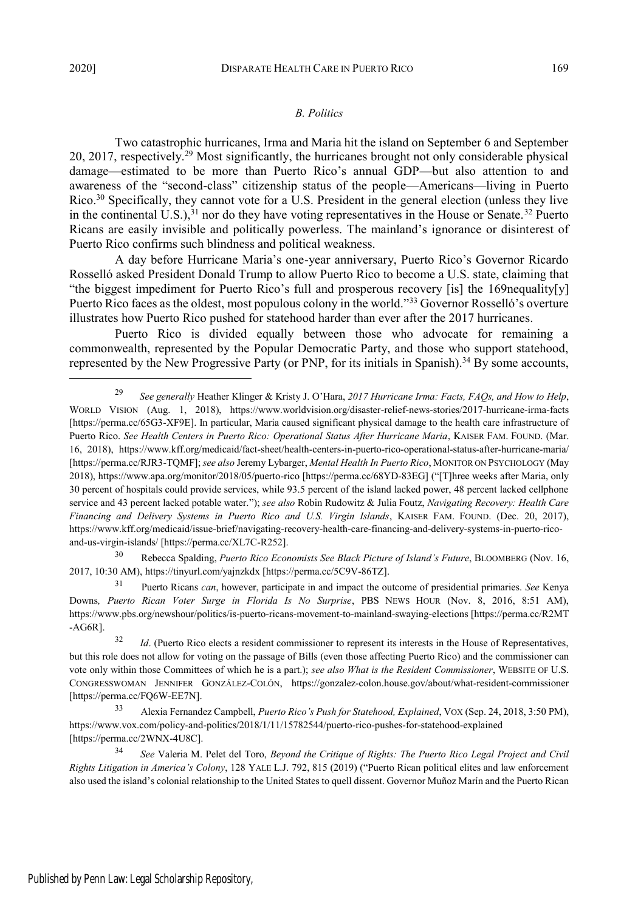### *B. Politics*

Two catastrophic hurricanes, Irma and Maria hit the island on September 6 and September 20, 2017, respectively.[29] Most significantly, the hurricanes brought not only considerable physical damage—estimated to be more than Puerto Rico's annual GDP—but also attention to and awareness of the "second-class" citizenship status of the people—Americans—living in Puerto Rico.[30] Specifically, they cannot vote for a U.S. President in the general election (unless they live in the continental U.S.),[31] nor do they have voting representatives in the House or Senate.[32] Puerto Ricans are easily invisible and politically powerless. The mainland's ignorance or disinterest of Puerto Rico confirms such blindness and political weakness.

A day before Hurricane Maria's one-year anniversary, Puerto Rico's Governor Ricardo Rosselló asked President Donald Trump to allow Puerto Rico to become a U.S. state, claiming that "the biggest impediment for Puerto Rico's full and prosperous recovery [is] the 169nequality[y] Puerto Rico faces as the oldest, most populous colony in the world."[33] Governor Rosselló's overture illustrates how Puerto Rico pushed for statehood harder than ever after the 2017 hurricanes.

Puerto Rico is divided equally between those who advocate for remaining a commonwealth, represented by the Popular Democratic Party, and those who support statehood, represented by the New Progressive Party (or PNP, for its initials in Spanish).[34] By some accounts,

---

[29] *See generally* Heather Klinger & Kristy J. O'Hara, *2017 Hurricane Irma: Facts, FAQs, and How to Help*, WORLD VISION (Aug. 1, 2018), https://www.worldvision.org/disaster-relief-news-stories/2017-hurricane-irma-facts [https://perma.cc/65G3-XF9E]. In particular, Maria caused significant physical damage to the health care infrastructure of Puerto Rico. *See Health Centers in Puerto Rico: Operational Status After Hurricane Maria*, KAISER FAM. FOUND. (Mar. 16, 2018), https://www.kff.org/medicaid/fact-sheet/health-centers-in-puerto-rico-operational-status-after-hurricane-maria/ [https://perma.cc/RJR3-TQMF]; *see also* Jeremy Lybarger, *Mental Health In Puerto Rico*, MONITOR ON PSYCHOLOGY (May 2018), https://www.apa.org/monitor/2018/05/puerto-rico [https://perma.cc/68YD-83EG] ("[T]hree weeks after Maria, only 30 percent of hospitals could provide services, while 93.5 percent of the island lacked power, 48 percent lacked cellphone service and 43 percent lacked potable water."); *see also* Robin Rudowitz & Julia Foutz, *Navigating Recovery: Health Care Financing and Delivery Systems in Puerto Rico and U.S. Virgin Islands*, KAISER FAM. FOUND. (Dec. 20, 2017), https://www.kff.org/medicaid/issue-brief/navigating-recovery-health-care-financing-and-delivery-systems-in-puerto-rico-and-us-virgin-islands/ [https://perma.cc/XL7C-R252].

[30] Rebecca Spalding, *Puerto Rico Economists See Black Picture of Island's Future*, BLOOMBERG (Nov. 16, 2017, 10:30 AM), https://tinyurl.com/yajnzkdx [https://perma.cc/5C9V-86TZ].

[31] Puerto Ricans *can*, however, participate in and impact the outcome of presidential primaries. *See* Kenya Downs*, Puerto Rican Voter Surge in Florida Is No Surprise*, PBS NEWS HOUR (Nov. 8, 2016, 8:51 AM), https://www.pbs.org/newshour/politics/is-puerto-ricans-movement-to-mainland-swaying-elections [https://perma.cc/R2MT-AG6R].

[32] *Id*. (Puerto Rico elects a resident commissioner to represent its interests in the House of Representatives, but this role does not allow for voting on the passage of Bills (even those affecting Puerto Rico) and the commissioner can vote only within those Committees of which he is a part.); *see also What is the Resident Commissioner*, WEBSITE OF U.S. CONGRESSWOMAN JENNIFER GONZÁLEZ-COLÓN, https://gonzalez-colon.house.gov/about/what-resident-commissioner [https://perma.cc/FQ6W-EE7N].

[33] Alexia Fernandez Campbell, *Puerto Rico's Push for Statehood, Explained*, VOX (Sep. 24, 2018, 3:50 PM), https://www.vox.com/policy-and-politics/2018/1/11/15782544/puerto-rico-pushes-for-statehood-explained [https://perma.cc/2WNX-4U8C].

[34] *See* Valeria M. Pelet del Toro, *Beyond the Critique of Rights: The Puerto Rico Legal Project and Civil Rights Litigation in America's Colony*, 128 YALE L.J. 792, 815 (2019) ("Puerto Rican political elites and law enforcement also used the island's colonial relationship to the United States to quell dissent. Governor Muñoz Marín and the Puerto Rican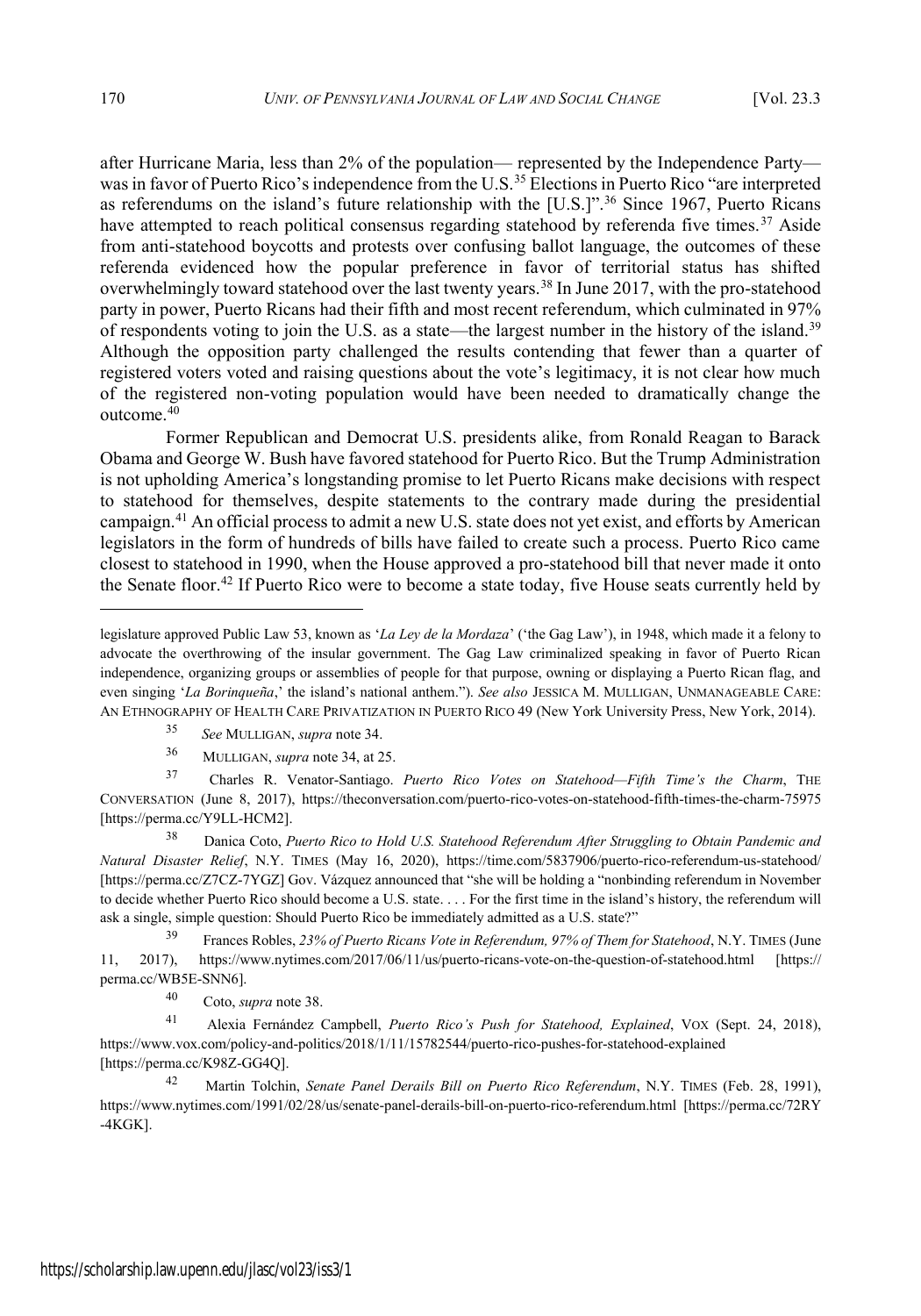after Hurricane Maria, less than 2% of the population— represented by the Independence Party— was in favor of Puerto Rico's independence from the U.S.[35] Elections in Puerto Rico "are interpreted as referendums on the island's future relationship with the [U.S.]".[36] Since 1967, Puerto Ricans have attempted to reach political consensus regarding statehood by referenda five times.[37] Aside from anti-statehood boycotts and protests over confusing ballot language, the outcomes of these referenda evidenced how the popular preference in favor of territorial status has shifted overwhelmingly toward statehood over the last twenty years.[38] In June 2017, with the pro-statehood party in power, Puerto Ricans had their fifth and most recent referendum, which culminated in 97% of respondents voting to join the U.S. as a state—the largest number in the history of the island.[39] Although the opposition party challenged the results contending that fewer than a quarter of registered voters voted and raising questions about the vote's legitimacy, it is not clear how much of the registered non-voting population would have been needed to dramatically change the outcome.[40]

Former Republican and Democrat U.S. presidents alike, from Ronald Reagan to Barack Obama and George W. Bush have favored statehood for Puerto Rico. But the Trump Administration is not upholding America's longstanding promise to let Puerto Ricans make decisions with respect to statehood for themselves, despite statements to the contrary made during the presidential campaign.[41] An official process to admit a new U.S. state does not yet exist, and efforts by American legislators in the form of hundreds of bills have failed to create such a process. Puerto Rico came closest to statehood in 1990, when the House approved a pro-statehood bill that never made it onto the Senate floor.[42] If Puerto Rico were to become a state today, five House seats currently held by

---

legislature approved Public Law 53, known as '*La Ley de la Mordaza*' ('the Gag Law'), in 1948, which made it a felony to advocate the overthrowing of the insular government. The Gag Law criminalized speaking in favor of Puerto Rican independence, organizing groups or assemblies of people for that purpose, owning or displaying a Puerto Rican flag, and even singing '*La Borinqueña*,' the island's national anthem."). *See also* JESSICA M. MULLIGAN, UNMANAGEABLE CARE: AN ETHNOGRAPHY OF HEALTH CARE PRIVATIZATION IN PUERTO RICO 49 (New York University Press, New York, 2014).

[35] *See* MULLIGAN, *supra* note 34.

[36] MULLIGAN, *supra* note 34, at 25.

[37] Charles R. Venator-Santiago. *Puerto Rico Votes on Statehood—Fifth Time's the Charm*, THE CONVERSATION (June 8, 2017), https://theconversation.com/puerto-rico-votes-on-statehood-fifth-times-the-charm-75975 [https://perma.cc/Y9LL-HCM2].

[38] Danica Coto, *Puerto Rico to Hold U.S. Statehood Referendum After Struggling to Obtain Pandemic and Natural Disaster Relief*, N.Y. TIMES (May 16, 2020), https://time.com/5837906/puerto-rico-referendum-us-statehood/ [https://perma.cc/Z7CZ-7YGZ] Gov. Vázquez announced that "she will be holding a "nonbinding referendum in November to decide whether Puerto Rico should become a U.S. state. . . . For the first time in the island's history, the referendum will ask a single, simple question: Should Puerto Rico be immediately admitted as a U.S. state?"

[39] Frances Robles, *23% of Puerto Ricans Vote in Referendum, 97% of Them for Statehood*, N.Y. TIMES (June 11, 2017), https://www.nytimes.com/2017/06/11/us/puerto-ricans-vote-on-the-question-of-statehood.html [https://perma.cc/WB5E-SNN6].

[40] Coto, *supra* note 38.

[41] Alexia Fernández Campbell, *Puerto Rico's Push for Statehood, Explained*, VOX (Sept. 24, 2018), https://www.vox.com/policy-and-politics/2018/1/11/15782544/puerto-rico-pushes-for-statehood-explained [https://perma.cc/K98Z-GG4Q].

[42] Martin Tolchin, *Senate Panel Derails Bill on Puerto Rico Referendum*, N.Y. TIMES (Feb. 28, 1991), https://www.nytimes.com/1991/02/28/us/senate-panel-derails-bill-on-puerto-rico-referendum.html [https://perma.cc/72RY-4KGK].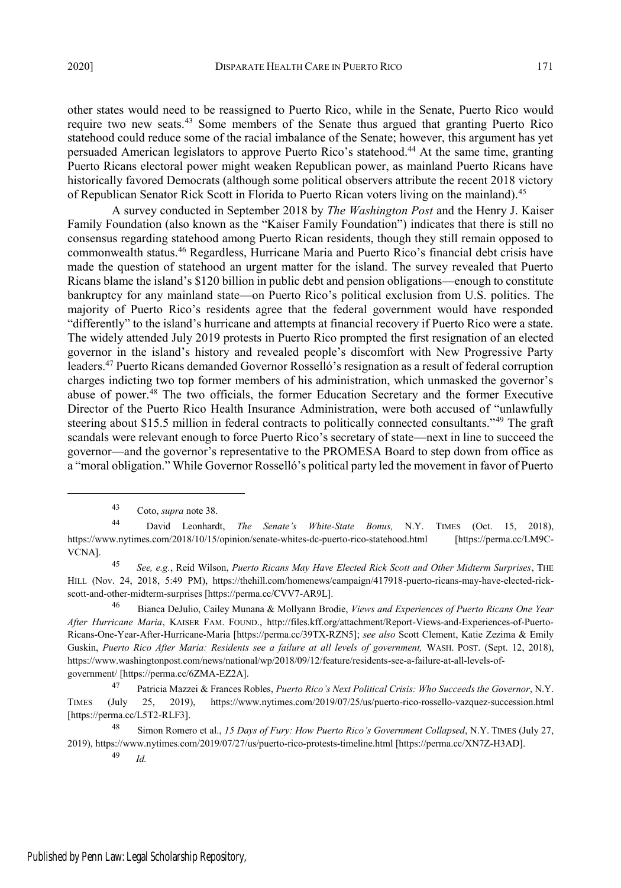other states would need to be reassigned to Puerto Rico, while in the Senate, Puerto Rico would require two new seats.[43] Some members of the Senate thus argued that granting Puerto Rico statehood could reduce some of the racial imbalance of the Senate; however, this argument has yet persuaded American legislators to approve Puerto Rico's statehood.[44] At the same time, granting Puerto Ricans electoral power might weaken Republican power, as mainland Puerto Ricans have historically favored Democrats (although some political observers attribute the recent 2018 victory of Republican Senator Rick Scott in Florida to Puerto Rican voters living on the mainland).[45]

A survey conducted in September 2018 by *The Washington Post* and the Henry J. Kaiser Family Foundation (also known as the "Kaiser Family Foundation") indicates that there is still no consensus regarding statehood among Puerto Rican residents, though they still remain opposed to commonwealth status.[46] Regardless, Hurricane Maria and Puerto Rico's financial debt crisis have made the question of statehood an urgent matter for the island. The survey revealed that Puerto Ricans blame the island's $120 billion in public debt and pension obligations—enough to constitute bankruptcy for any mainland state—on Puerto Rico's political exclusion from U.S. politics. The majority of Puerto Rico's residents agree that the federal government would have responded "differently" to the island's hurricane and attempts at financial recovery if Puerto Rico were a state. The widely attended July 2019 protests in Puerto Rico prompted the first resignation of an elected governor in the island's history and revealed people's discomfort with New Progressive Party leaders.[47] Puerto Ricans demanded Governor Rosselló's resignation as a result of federal corruption charges indicting two top former members of his administration, which unmasked the governor's abuse of power.[48] The two officials, the former Education Secretary and the former Executive Director of the Puerto Rico Health Insurance Administration, were both accused of "unlawfully steering about $15.5 million in federal contracts to politically connected consultants."[49] The graft scandals were relevant enough to force Puerto Rico's secretary of state—next in line to succeed the governor—and the governor's representative to the PROMESA Board to step down from office as a "moral obligation." While Governor Rosselló's political party led the movement in favor of Puerto

---

[43] Coto, *supra* note 38.

[44] David Leonhardt, *The Senate's White-State Bonus,* N.Y. TIMES (Oct. 15, 2018), https://www.nytimes.com/2018/10/15/opinion/senate-whites-dc-puerto-rico-statehood.html [https://perma.cc/LM9C-VCNA].

[45] *See, e.g.*, Reid Wilson, *Puerto Ricans May Have Elected Rick Scott and Other Midterm Surprises*, THE HILL (Nov. 24, 2018, 5:49 PM), https://thehill.com/homenews/campaign/417918-puerto-ricans-may-have-elected-rick-scott-and-other-midterm-surprises [https://perma.cc/CVV7-AR9L].

[46] Bianca DeJulio, Cailey Munana & Mollyann Brodie, *Views and Experiences of Puerto Ricans One Year After Hurricane Maria*, KAISER FAM. FOUND., http://files.kff.org/attachment/Report-Views-and-Experiences-of-Puerto-Ricans-One-Year-After-Hurricane-Maria [https://perma.cc/39TX-RZN5]; *see also* Scott Clement, Katie Zezima & Emily Guskin, *Puerto Rico After Maria: Residents see a failure at all levels of government,* WASH. POST. (Sept. 12, 2018), https://www.washingtonpost.com/news/national/wp/2018/09/12/feature/residents-see-a-failure-at-all-levels-of-government/ [https://perma.cc/6ZMA-EZ2A].

[47] Patricia Mazzei & Frances Robles, *Puerto Rico's Next Political Crisis: Who Succeeds the Governor*, N.Y. TIMES (July 25, 2019), https://www.nytimes.com/2019/07/25/us/puerto-rico-rossello-vazquez-succession.html [https://perma.cc/L5T2-RLF3].

[48] Simon Romero et al., *15 Days of Fury: How Puerto Rico's Government Collapsed*, N.Y. TIMES (July 27, 2019), https://www.nytimes.com/2019/07/27/us/puerto-rico-protests-timeline.html [https://perma.cc/XN7Z-H3AD].

[49] *Id.*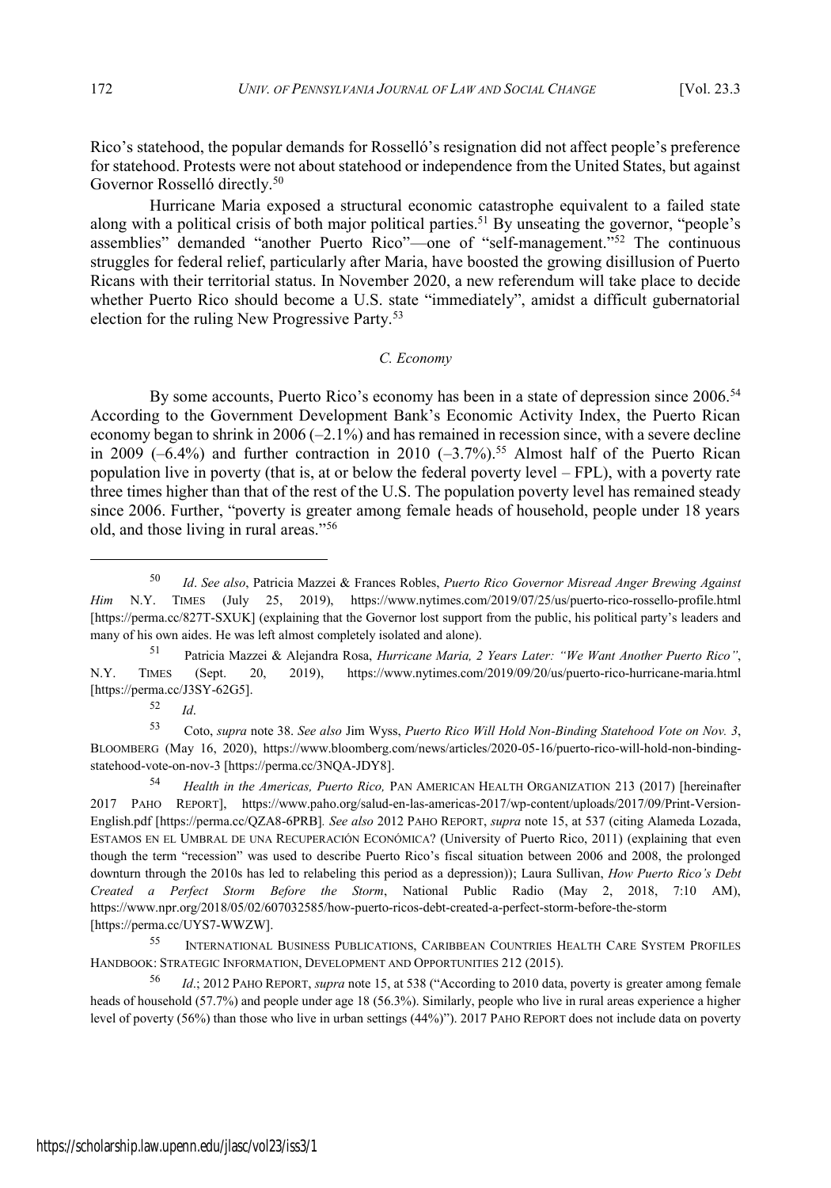Rico's statehood, the popular demands for Rosselló's resignation did not affect people's preference for statehood. Protests were not about statehood or independence from the United States, but against Governor Rosselló directly.[50]

Hurricane Maria exposed a structural economic catastrophe equivalent to a failed state along with a political crisis of both major political parties.[51] By unseating the governor, "people's assemblies" demanded "another Puerto Rico"—one of "self-management."[52] The continuous struggles for federal relief, particularly after Maria, have boosted the growing disillusion of Puerto Ricans with their territorial status. In November 2020, a new referendum will take place to decide whether Puerto Rico should become a U.S. state "immediately", amidst a difficult gubernatorial election for the ruling New Progressive Party.[53]

### *C. Economy*

By some accounts, Puerto Rico's economy has been in a state of depression since 2006.[54] According to the Government Development Bank's Economic Activity Index, the Puerto Rican economy began to shrink in 2006 (–2.1%) and has remained in recession since, with a severe decline in 2009 (–6.4%) and further contraction in 2010 (–3.7%).[55] Almost half of the Puerto Rican population live in poverty (that is, at or below the federal poverty level – FPL), with a poverty rate three times higher than that of the rest of the U.S. The population poverty level has remained steady since 2006. Further, "poverty is greater among female heads of household, people under 18 years old, and those living in rural areas."[56]

---

[50] *Id*. *See also*, Patricia Mazzei & Frances Robles, *Puerto Rico Governor Misread Anger Brewing Against Him* N.Y. TIMES (July 25, 2019), https://www.nytimes.com/2019/07/25/us/puerto-rico-rossello-profile.html [https://perma.cc/827T-SXUK] (explaining that the Governor lost support from the public, his political party's leaders and many of his own aides. He was left almost completely isolated and alone).

[51] Patricia Mazzei & Alejandra Rosa, *Hurricane Maria, 2 Years Later: "We Want Another Puerto Rico"*, N.Y. TIMES (Sept. 20, 2019), https://www.nytimes.com/2019/09/20/us/puerto-rico-hurricane-maria.html [https://perma.cc/J3SY-62G5].

[52] *Id*.

[53] Coto, *supra* note 38. *See also* Jim Wyss, *Puerto Rico Will Hold Non-Binding Statehood Vote on Nov. 3*, BLOOMBERG (May 16, 2020), https://www.bloomberg.com/news/articles/2020-05-16/puerto-rico-will-hold-non-binding-statehood-vote-on-nov-3 [https://perma.cc/3NQA-JDY8].

[54] *Health in the Americas, Puerto Rico,* PAN AMERICAN HEALTH ORGANIZATION 213 (2017) [hereinafter 2017 PAHO REPORT], https://www.paho.org/salud-en-las-americas-2017/wp-content/uploads/2017/09/Print-Version-English.pdf [https://perma.cc/QZA8-6PRB]*. See also* 2012 PAHO REPORT, *supra* note 15, at 537 (citing Alameda Lozada, ESTAMOS EN EL UMBRAL DE UNA RECUPERACIÓN ECONÓMICA? (University of Puerto Rico, 2011) (explaining that even though the term "recession" was used to describe Puerto Rico's fiscal situation between 2006 and 2008, the prolonged downturn through the 2010s has led to relabeling this period as a depression)); Laura Sullivan, *How Puerto Rico's Debt Created a Perfect Storm Before the Storm*, National Public Radio (May 2, 2018, 7:10 AM), https://www.npr.org/2018/05/02/607032585/how-puerto-ricos-debt-created-a-perfect-storm-before-the-storm [https://perma.cc/UYS7-WWZW].

[55] INTERNATIONAL BUSINESS PUBLICATIONS, CARIBBEAN COUNTRIES HEALTH CARE SYSTEM PROFILES HANDBOOK: STRATEGIC INFORMATION, DEVELOPMENT AND OPPORTUNITIES 212 (2015).

[56] *Id.*; 2012 PAHO REPORT, *supra* note 15, at 538 ("According to 2010 data, poverty is greater among female heads of household (57.7%) and people under age 18 (56.3%). Similarly, people who live in rural areas experience a higher level of poverty (56%) than those who live in urban settings (44%)"). 2017 PAHO REPORT does not include data on poverty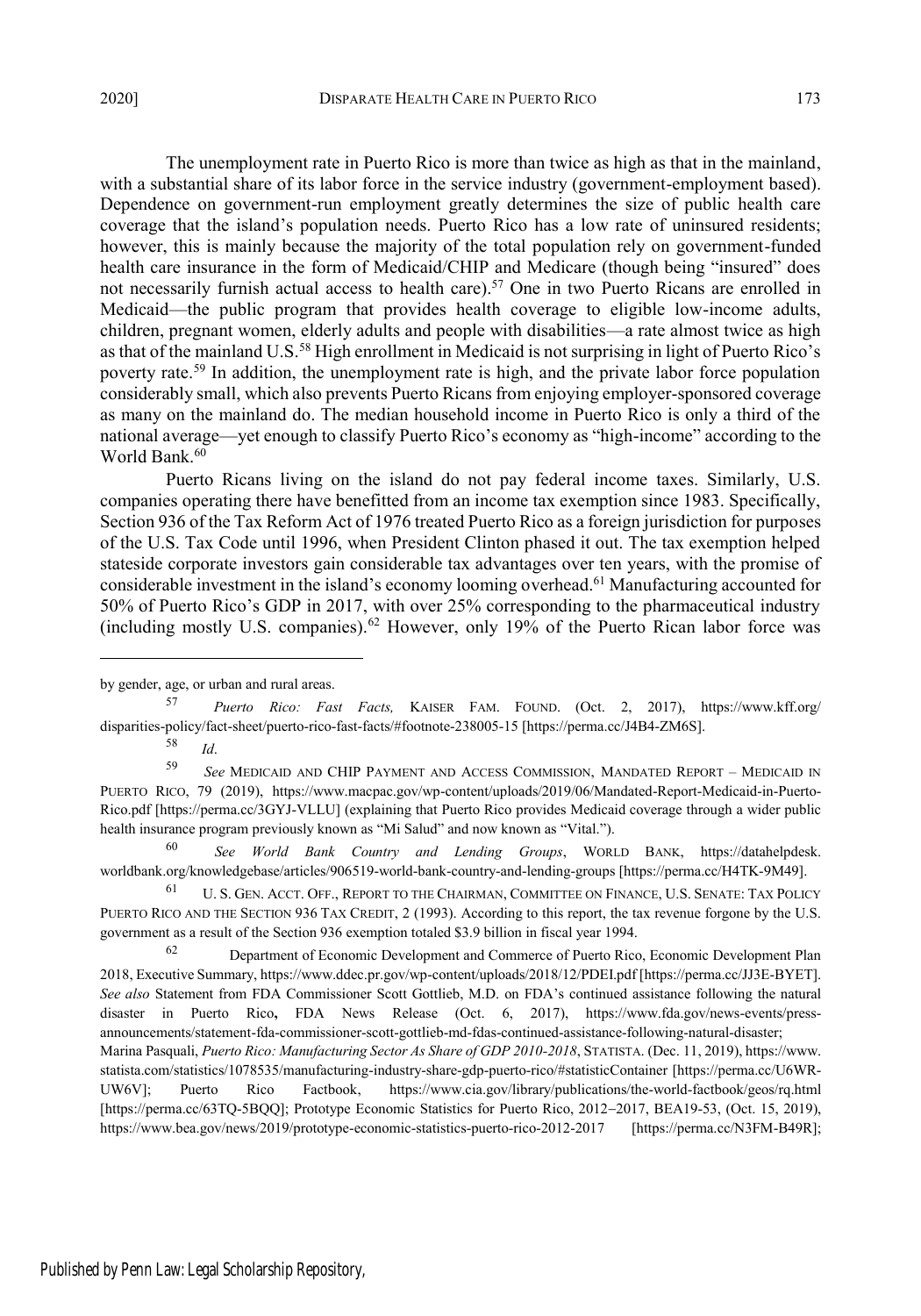The unemployment rate in Puerto Rico is more than twice as high as that in the mainland, with a substantial share of its labor force in the service industry (government-employment based). Dependence on government-run employment greatly determines the size of public health care coverage that the island's population needs. Puerto Rico has a low rate of uninsured residents; however, this is mainly because the majority of the total population rely on government-funded health care insurance in the form of Medicaid/CHIP and Medicare (though being "insured" does not necessarily furnish actual access to health care).[57] One in two Puerto Ricans are enrolled in Medicaid—the public program that provides health coverage to eligible low-income adults, children, pregnant women, elderly adults and people with disabilities—a rate almost twice as high as that of the mainland U.S.[58] High enrollment in Medicaid is not surprising in light of Puerto Rico's poverty rate.[59] In addition, the unemployment rate is high, and the private labor force population considerably small, which also prevents Puerto Ricans from enjoying employer-sponsored coverage as many on the mainland do. The median household income in Puerto Rico is only a third of the national average—yet enough to classify Puerto Rico's economy as "high-income" according to the World Bank.[60]

Puerto Ricans living on the island do not pay federal income taxes. Similarly, U.S. companies operating there have benefitted from an income tax exemption since 1983. Specifically, Section 936 of the Tax Reform Act of 1976 treated Puerto Rico as a foreign jurisdiction for purposes of the U.S. Tax Code until 1996, when President Clinton phased it out. The tax exemption helped stateside corporate investors gain considerable tax advantages over ten years, with the promise of considerable investment in the island's economy looming overhead.[61] Manufacturing accounted for 50% of Puerto Rico's GDP in 2017, with over 25% corresponding to the pharmaceutical industry (including mostly U.S. companies).[62] However, only 19% of the Puerto Rican labor force was

---

by gender, age, or urban and rural areas.

[57] *Puerto Rico: Fast Facts,* KAISER FAM. FOUND. (Oct. 2, 2017), https://www.kff.org/disparities-policy/fact-sheet/puerto-rico-fast-facts/#footnote-238005-15 [https://perma.cc/J4B4-ZM6S].

[58] *Id*.

[59] *See* MEDICAID AND CHIP PAYMENT AND ACCESS COMMISSION, MANDATED REPORT – MEDICAID IN PUERTO RICO, 79 (2019), https://www.macpac.gov/wp-content/uploads/2019/06/Mandated-Report-Medicaid-in-Puerto-Rico.pdf [https://perma.cc/3GYJ-VLLU] (explaining that Puerto Rico provides Medicaid coverage through a wider public health insurance program previously known as "Mi Salud" and now known as "Vital.").

[60] *See World Bank Country and Lending Groups*, WORLD BANK, https://datahelpdesk.worldbank.org/knowledgebase/articles/906519-world-bank-country-and-lending-groups [https://perma.cc/H4TK-9M49].

[61] U. S. GEN. ACCT. OFF., REPORT TO THE CHAIRMAN, COMMITTEE ON FINANCE, U.S. SENATE: TAX POLICY PUERTO RICO AND THE SECTION 936 TAX CREDIT, 2 (1993). According to this report, the tax revenue forgone by the U.S. government as a result of the Section 936 exemption totaled $3.9 billion in fiscal year 1994.

[62] Department of Economic Development and Commerce of Puerto Rico, Economic Development Plan 2018, Executive Summary, https://www.ddec.pr.gov/wp-content/uploads/2018/12/PDEI.pdf [https://perma.cc/JJ3E-BYET]. *See also* Statement from FDA Commissioner Scott Gottlieb, M.D. on FDA's continued assistance following the natural disaster in Puerto Rico**,** FDA News Release (Oct. 6, 2017), https://www.fda.gov/news-events/press-announcements/statement-fda-commissioner-scott-gottlieb-md-fdas-continued-assistance-following-natural-disaster; Marina Pasquali, *Puerto Rico: Manufacturing Sector As Share of GDP 2010-2018*, STATISTA. (Dec. 11, 2019), https://www.statista.com/statistics/1078535/manufacturing-industry-share-gdp-puerto-rico/#statisticContainer [https://perma.cc/U6WR-UW6V]; Puerto Rico Factbook, https://www.cia.gov/library/publications/the-world-factbook/geos/rq.html [https://perma.cc/63TQ-5BQQ]; Prototype Economic Statistics for Puerto Rico, 2012–2017, BEA19-53, (Oct. 15, 2019), https://www.bea.gov/news/2019/prototype-economic-statistics-puerto-rico-2012-2017 [https://perma.cc/N3FM-B49R];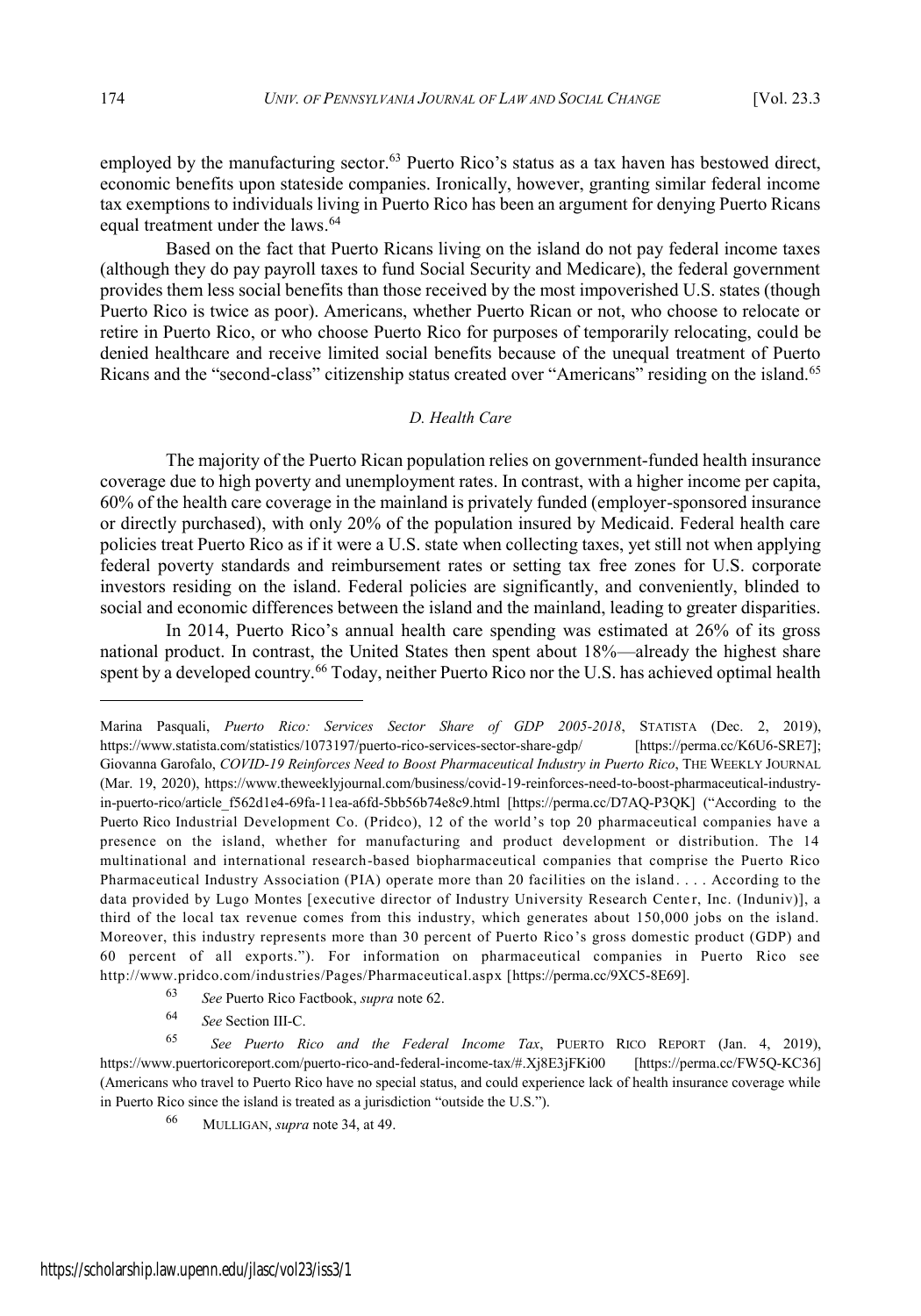employed by the manufacturing sector.[63] Puerto Rico's status as a tax haven has bestowed direct, economic benefits upon stateside companies. Ironically, however, granting similar federal income tax exemptions to individuals living in Puerto Rico has been an argument for denying Puerto Ricans equal treatment under the laws.[64]

Based on the fact that Puerto Ricans living on the island do not pay federal income taxes (although they do pay payroll taxes to fund Social Security and Medicare), the federal government provides them less social benefits than those received by the most impoverished U.S. states (though Puerto Rico is twice as poor). Americans, whether Puerto Rican or not, who choose to relocate or retire in Puerto Rico, or who choose Puerto Rico for purposes of temporarily relocating, could be denied healthcare and receive limited social benefits because of the unequal treatment of Puerto Ricans and the "second-class" citizenship status created over "Americans" residing on the island.[65]

### *D. Health Care*

The majority of the Puerto Rican population relies on government-funded health insurance coverage due to high poverty and unemployment rates. In contrast, with a higher income per capita, 60% of the health care coverage in the mainland is privately funded (employer-sponsored insurance or directly purchased), with only 20% of the population insured by Medicaid. Federal health care policies treat Puerto Rico as if it were a U.S. state when collecting taxes, yet still not when applying federal poverty standards and reimbursement rates or setting tax free zones for U.S. corporate investors residing on the island. Federal policies are significantly, and conveniently, blinded to social and economic differences between the island and the mainland, leading to greater disparities.

In 2014, Puerto Rico's annual health care spending was estimated at 26% of its gross national product. In contrast, the United States then spent about 18%—already the highest share spent by a developed country.[66] Today, neither Puerto Rico nor the U.S. has achieved optimal health

---

Marina Pasquali, *Puerto Rico: Services Sector Share of GDP 2005-2018*, STATISTA (Dec. 2, 2019), https://www.statista.com/statistics/1073197/puerto-rico-services-sector-share-gdp/ [https://perma.cc/K6U6-SRE7]; Giovanna Garofalo, *COVID-19 Reinforces Need to Boost Pharmaceutical Industry in Puerto Rico*, THE WEEKLY JOURNAL (Mar. 19, 2020), https://www.theweeklyjournal.com/business/covid-19-reinforces-need-to-boost-pharmaceutical-industry-in-puerto-rico/article_f562d1e4-69fa-11ea-a6fd-5bb56b74e8c9.html [https://perma.cc/D7AQ-P3QK] ("According to the Puerto Rico Industrial Development Co. (Pridco), 12 of the world's top 20 pharmaceutical companies have a presence on the island, whether for manufacturing and product development or distribution. The 14 multinational and international research-based biopharmaceutical companies that comprise the Puerto Rico Pharmaceutical Industry Association (PIA) operate more than 20 facilities on the island. . . . According to the data provided by Lugo Montes [executive director of Industry University Research Center, Inc. (Induniv)], a third of the local tax revenue comes from this industry, which generates about 150,000 jobs on the island. Moreover, this industry represents more than 30 percent of Puerto Rico's gross domestic product (GDP) and 60 percent of all exports."). For information on pharmaceutical companies in Puerto Rico see http://www.pridco.com/industries/Pages/Pharmaceutical.aspx [https://perma.cc/9XC5-8E69].

[63] *See* Puerto Rico Factbook, *supra* note 62.

[64] *See* Section III-C.

[65] *See Puerto Rico and the Federal Income Tax*, PUERTO RICO REPORT (Jan. 4, 2019), https://www.puertoricoreport.com/puerto-rico-and-federal-income-tax/#.Xj8E3jFKi00 [https://perma.cc/FW5Q-KC36] (Americans who travel to Puerto Rico have no special status, and could experience lack of health insurance coverage while in Puerto Rico since the island is treated as a jurisdiction "outside the U.S.").

[66] MULLIGAN, *supra* note 34, at 49.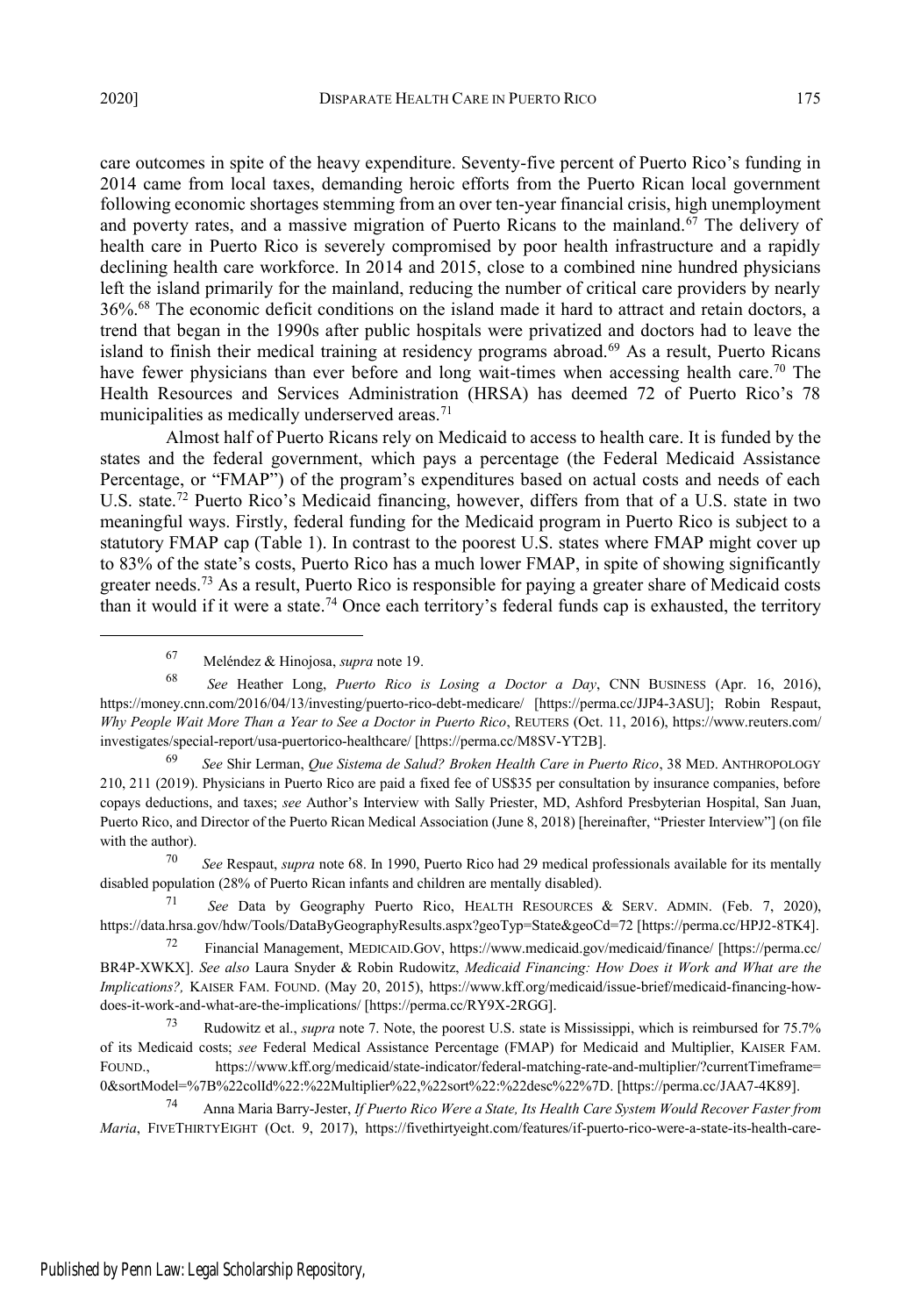care outcomes in spite of the heavy expenditure. Seventy-five percent of Puerto Rico's funding in 2014 came from local taxes, demanding heroic efforts from the Puerto Rican local government following economic shortages stemming from an over ten-year financial crisis, high unemployment and poverty rates, and a massive migration of Puerto Ricans to the mainland.[67] The delivery of health care in Puerto Rico is severely compromised by poor health infrastructure and a rapidly declining health care workforce. In 2014 and 2015, close to a combined nine hundred physicians left the island primarily for the mainland, reducing the number of critical care providers by nearly 36%.[68] The economic deficit conditions on the island made it hard to attract and retain doctors, a trend that began in the 1990s after public hospitals were privatized and doctors had to leave the island to finish their medical training at residency programs abroad.[69] As a result, Puerto Ricans have fewer physicians than ever before and long wait-times when accessing health care.[70] The Health Resources and Services Administration (HRSA) has deemed 72 of Puerto Rico's 78 municipalities as medically underserved areas.[71]

Almost half of Puerto Ricans rely on Medicaid to access to health care. It is funded by the states and the federal government, which pays a percentage (the Federal Medicaid Assistance Percentage, or "FMAP") of the program's expenditures based on actual costs and needs of each U.S. state.[72] Puerto Rico's Medicaid financing, however, differs from that of a U.S. state in two meaningful ways. Firstly, federal funding for the Medicaid program in Puerto Rico is subject to a statutory FMAP cap (Table 1). In contrast to the poorest U.S. states where FMAP might cover up to 83% of the state's costs, Puerto Rico has a much lower FMAP, in spite of showing significantly greater needs.[73] As a result, Puerto Rico is responsible for paying a greater share of Medicaid costs than it would if it were a state.[74] Once each territory's federal funds cap is exhausted, the territory

---

[67] Meléndez & Hinojosa, *supra* note 19.

[68] *See* Heather Long, *Puerto Rico is Losing a Doctor a Day*, CNN BUSINESS (Apr. 16, 2016), https://money.cnn.com/2016/04/13/investing/puerto-rico-debt-medicare/ [https://perma.cc/JJP4-3ASU]; Robin Respaut, *Why People Wait More Than a Year to See a Doctor in Puerto Rico*, REUTERS (Oct. 11, 2016), https://www.reuters.com/investigates/special-report/usa-puertorico-healthcare/ [https://perma.cc/M8SV-YT2B].

[69] *See* Shir Lerman, *Que Sistema de Salud? Broken Health Care in Puerto Rico*, 38 MED. ANTHROPOLOGY 210, 211 (2019). Physicians in Puerto Rico are paid a fixed fee of US$35 per consultation by insurance companies, before copays deductions, and taxes; *see* Author's Interview with Sally Priester, MD, Ashford Presbyterian Hospital, San Juan, Puerto Rico, and Director of the Puerto Rican Medical Association (June 8, 2018) [hereinafter, "Priester Interview"] (on file with the author).

[70] *See* Respaut, *supra* note 68. In 1990, Puerto Rico had 29 medical professionals available for its mentally disabled population (28% of Puerto Rican infants and children are mentally disabled).

[71] *See* Data by Geography Puerto Rico, HEALTH RESOURCES & SERV. ADMIN. (Feb. 7, 2020), https://data.hrsa.gov/hdw/Tools/DataByGeographyResults.aspx?geoTyp=State&geoCd=72 [https://perma.cc/HPJ2-8TK4].

[72] Financial Management, MEDICAID.GOV, https://www.medicaid.gov/medicaid/finance/ [https://perma.cc/BR4P-XWKX]. *See also* Laura Snyder & Robin Rudowitz, *Medicaid Financing: How Does it Work and What are the Implications?,* KAISER FAM. FOUND. (May 20, 2015), https://www.kff.org/medicaid/issue-brief/medicaid-financing-how-does-it-work-and-what-are-the-implications/ [https://perma.cc/RY9X-2RGG].

[73] Rudowitz et al., *supra* note 7. Note, the poorest U.S. state is Mississippi, which is reimbursed for 75.7% of its Medicaid costs; *see* Federal Medical Assistance Percentage (FMAP) for Medicaid and Multiplier, KAISER FAM. FOUND., https://www.kff.org/medicaid/state-indicator/federal-matching-rate-and-multiplier/?currentTimeframe=0&sortModel=%7B%22colId%22:%22Multiplier%22,%22sort%22:%22desc%22%7D. [https://perma.cc/JAA7-4K89].

[74] Anna Maria Barry-Jester, *If Puerto Rico Were a State, Its Health Care System Would Recover Faster from Maria*, FIVETHIRTYEIGHT (Oct. 9, 2017), https://fivethirtyeight.com/features/if-puerto-rico-were-a-state-its-health-care-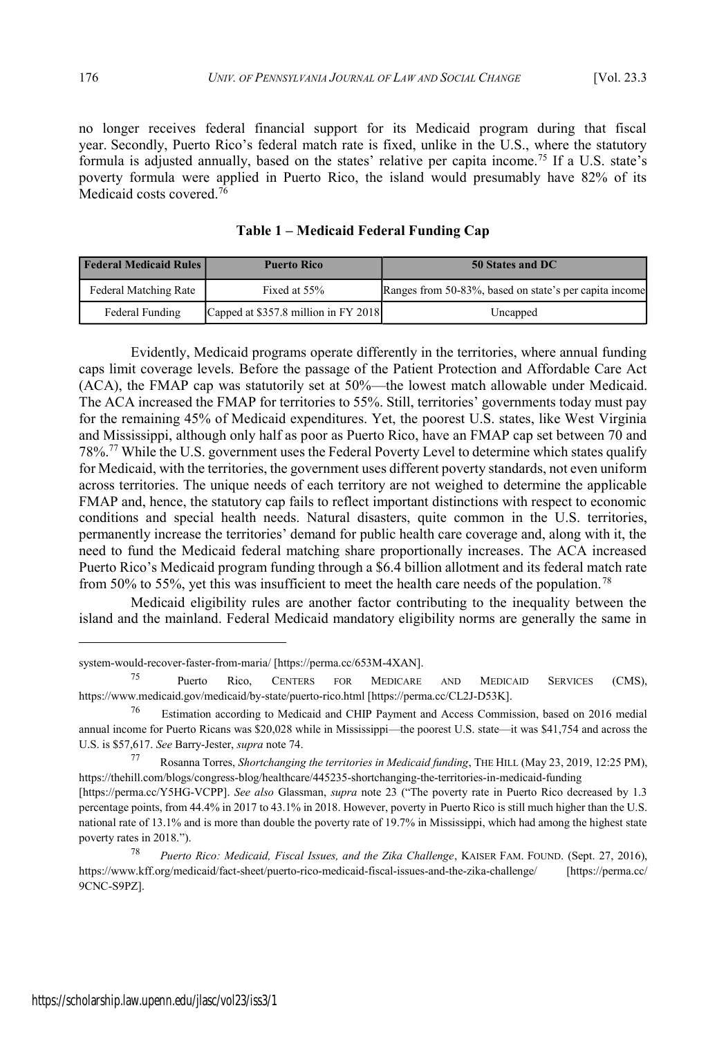no longer receives federal financial support for its Medicaid program during that fiscal year. Secondly, Puerto Rico's federal match rate is fixed, unlike in the U.S., where the statutory formula is adjusted annually, based on the states' relative per capita income.[75] If a U.S. state's poverty formula were applied in Puerto Rico, the island would presumably have 82% of its Medicaid costs covered.[76]

**Table 1 – Medicaid Federal Funding Cap**

| Federal Medicaid Rules | Puerto Rico | 50 States and DC |
|---|---|---|
| Federal Matching Rate | Fixed at 55% | Ranges from 50-83%, based on state's per capita income |
| Federal Funding | Capped at $357.8 million in FY 2018 | Uncapped |

Evidently, Medicaid programs operate differently in the territories, where annual funding caps limit coverage levels. Before the passage of the Patient Protection and Affordable Care Act (ACA), the FMAP cap was statutorily set at 50%—the lowest match allowable under Medicaid. The ACA increased the FMAP for territories to 55%. Still, territories' governments today must pay for the remaining 45% of Medicaid expenditures. Yet, the poorest U.S. states, like West Virginia and Mississippi, although only half as poor as Puerto Rico, have an FMAP cap set between 70 and 78%.[77] While the U.S. government uses the Federal Poverty Level to determine which states qualify for Medicaid, with the territories, the government uses different poverty standards, not even uniform across territories. The unique needs of each territory are not weighed to determine the applicable FMAP and, hence, the statutory cap fails to reflect important distinctions with respect to economic conditions and special health needs. Natural disasters, quite common in the U.S. territories, permanently increase the territories' demand for public health care coverage and, along with it, the need to fund the Medicaid federal matching share proportionally increases. The ACA increased Puerto Rico's Medicaid program funding through a $6.4 billion allotment and its federal match rate from 50% to 55%, yet this was insufficient to meet the health care needs of the population.[78]

Medicaid eligibility rules are another factor contributing to the inequality between the island and the mainland. Federal Medicaid mandatory eligibility norms are generally the same in

---

system-would-recover-faster-from-maria/ [https://perma.cc/653M-4XAN].

[75] Puerto Rico, CENTERS FOR MEDICARE AND MEDICAID SERVICES (CMS), https://www.medicaid.gov/medicaid/by-state/puerto-rico.html [https://perma.cc/CL2J-D53K].

[76] Estimation according to Medicaid and CHIP Payment and Access Commission, based on 2016 medial annual income for Puerto Ricans was $20,028 while in Mississippi—the poorest U.S. state—it was $41,754 and across the U.S. is $57,617. *See* Barry-Jester, *supra* note 74.

[77] Rosanna Torres, *Shortchanging the territories in Medicaid funding*, THE HILL (May 23, 2019, 12:25 PM), https://thehill.com/blogs/congress-blog/healthcare/445235-shortchanging-the-territories-in-medicaid-funding [https://perma.cc/Y5HG-VCPP]. *See also* Glassman, *supra* note 23 ("The poverty rate in Puerto Rico decreased by 1.3 percentage points, from 44.4% in 2017 to 43.1% in 2018. However, poverty in Puerto Rico is still much higher than the U.S. national rate of 13.1% and is more than double the poverty rate of 19.7% in Mississippi, which had among the highest state poverty rates in 2018.").

[78] *Puerto Rico: Medicaid, Fiscal Issues, and the Zika Challenge*, KAISER FAM. FOUND. (Sept. 27, 2016), https://www.kff.org/medicaid/fact-sheet/puerto-rico-medicaid-fiscal-issues-and-the-zika-challenge/ [https://perma.cc/9CNC-S9PZ].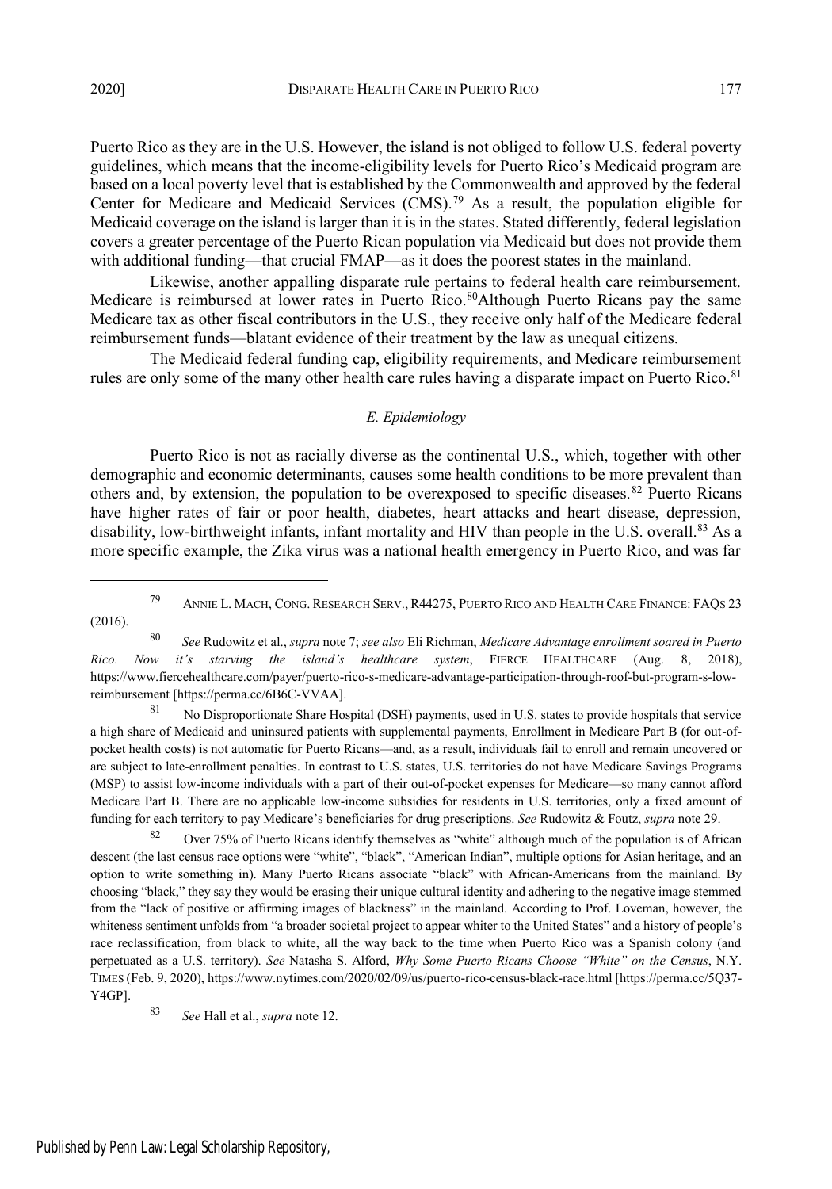Puerto Rico as they are in the U.S. However, the island is not obliged to follow U.S. federal poverty guidelines, which means that the income-eligibility levels for Puerto Rico's Medicaid program are based on a local poverty level that is established by the Commonwealth and approved by the federal Center for Medicare and Medicaid Services (CMS).[79] As a result, the population eligible for Medicaid coverage on the island is larger than it is in the states. Stated differently, federal legislation covers a greater percentage of the Puerto Rican population via Medicaid but does not provide them with additional funding—that crucial FMAP—as it does the poorest states in the mainland.

Likewise, another appalling disparate rule pertains to federal health care reimbursement. Medicare is reimbursed at lower rates in Puerto Rico.[80] Although Puerto Ricans pay the same Medicare tax as other fiscal contributors in the U.S., they receive only half of the Medicare federal reimbursement funds—blatant evidence of their treatment by the law as unequal citizens.

The Medicaid federal funding cap, eligibility requirements, and Medicare reimbursement rules are only some of the many other health care rules having a disparate impact on Puerto Rico.[81]

### *E. Epidemiology*

Puerto Rico is not as racially diverse as the continental U.S., which, together with other demographic and economic determinants, causes some health conditions to be more prevalent than others and, by extension, the population to be overexposed to specific diseases.[82] Puerto Ricans have higher rates of fair or poor health, diabetes, heart attacks and heart disease, depression, disability, low-birthweight infants, infant mortality and HIV than people in the U.S. overall.[83] As a more specific example, the Zika virus was a national health emergency in Puerto Rico, and was far

---

[79] ANNIE L. MACH, CONG. RESEARCH SERV., R44275, PUERTO RICO AND HEALTH CARE FINANCE: FAQS 23 (2016).

[80] *See* Rudowitz et al., *supra* note 7; *see also* Eli Richman, *Medicare Advantage enrollment soared in Puerto Rico. Now it's starving the island's healthcare system*, FIERCE HEALTHCARE (Aug. 8, 2018), https://www.fiercehealthcare.com/payer/puerto-rico-s-medicare-advantage-participation-through-roof-but-program-s-low-reimbursement [https://perma.cc/6B6C-VVAA].

[81] No Disproportionate Share Hospital (DSH) payments, used in U.S. states to provide hospitals that service a high share of Medicaid and uninsured patients with supplemental payments, Enrollment in Medicare Part B (for out-of-pocket health costs) is not automatic for Puerto Ricans—and, as a result, individuals fail to enroll and remain uncovered or are subject to late-enrollment penalties. In contrast to U.S. states, U.S. territories do not have Medicare Savings Programs (MSP) to assist low-income individuals with a part of their out-of-pocket expenses for Medicare—so many cannot afford Medicare Part B. There are no applicable low-income subsidies for residents in U.S. territories, only a fixed amount of funding for each territory to pay Medicare's beneficiaries for drug prescriptions. *See* Rudowitz & Foutz, *supra* note 29.

[82] Over 75% of Puerto Ricans identify themselves as "white" although much of the population is of African descent (the last census race options were "white", "black", "American Indian", multiple options for Asian heritage, and an option to write something in). Many Puerto Ricans associate "black" with African-Americans from the mainland. By choosing "black," they say they would be erasing their unique cultural identity and adhering to the negative image stemmed from the "lack of positive or affirming images of blackness" in the mainland. According to Prof. Loveman, however, the whiteness sentiment unfolds from "a broader societal project to appear whiter to the United States" and a history of people's race reclassification, from black to white, all the way back to the time when Puerto Rico was a Spanish colony (and perpetuated as a U.S. territory). *See* Natasha S. Alford, *Why Some Puerto Ricans Choose "White" on the Census*, N.Y. TIMES (Feb. 9, 2020), https://www.nytimes.com/2020/02/09/us/puerto-rico-census-black-race.html [https://perma.cc/5Q37-Y4GP].

[83] *See* Hall et al., *supra* note 12.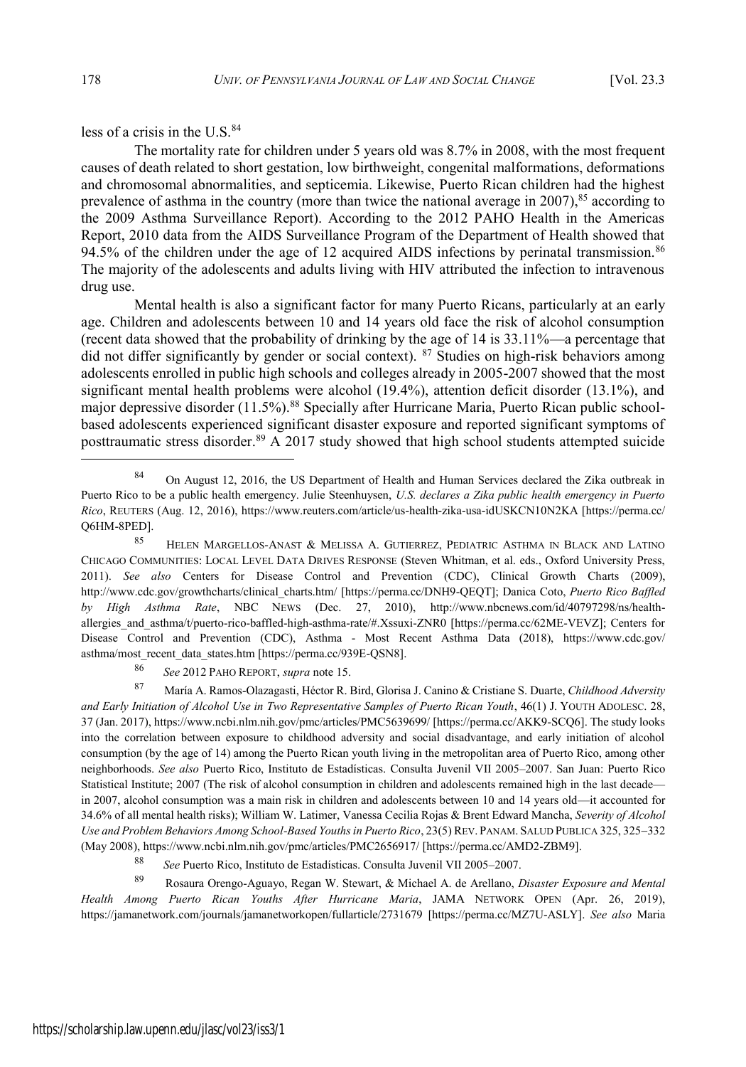less of a crisis in the U.S.[84]

The mortality rate for children under 5 years old was 8.7% in 2008, with the most frequent causes of death related to short gestation, low birthweight, congenital malformations, deformations and chromosomal abnormalities, and septicemia. Likewise, Puerto Rican children had the highest prevalence of asthma in the country (more than twice the national average in 2007),[85] according to the 2009 Asthma Surveillance Report). According to the 2012 PAHO Health in the Americas Report, 2010 data from the AIDS Surveillance Program of the Department of Health showed that 94.5% of the children under the age of 12 acquired AIDS infections by perinatal transmission.[86] The majority of the adolescents and adults living with HIV attributed the infection to intravenous drug use.

Mental health is also a significant factor for many Puerto Ricans, particularly at an early age. Children and adolescents between 10 and 14 years old face the risk of alcohol consumption (recent data showed that the probability of drinking by the age of 14 is 33.11%—a percentage that did not differ significantly by gender or social context). [87] Studies on high-risk behaviors among adolescents enrolled in public high schools and colleges already in 2005-2007 showed that the most significant mental health problems were alcohol (19.4%), attention deficit disorder (13.1%), and major depressive disorder (11.5%).[88] Specially after Hurricane Maria, Puerto Rican public school-based adolescents experienced significant disaster exposure and reported significant symptoms of posttraumatic stress disorder.[89] A 2017 study showed that high school students attempted suicide

---

[84] On August 12, 2016, the US Department of Health and Human Services declared the Zika outbreak in Puerto Rico to be a public health emergency. Julie Steenhuysen, *U.S. declares a Zika public health emergency in Puerto Rico*, REUTERS (Aug. 12, 2016), https://www.reuters.com/article/us-health-zika-usa-idUSKCN10N2KA [https://perma.cc/Q6HM-8PED].

[85] HELEN MARGELLOS-ANAST & MELISSA A. GUTIERREZ, PEDIATRIC ASTHMA IN BLACK AND LATINO CHICAGO COMMUNITIES: LOCAL LEVEL DATA DRIVES RESPONSE (Steven Whitman, et al. eds., Oxford University Press, 2011). *See also* Centers for Disease Control and Prevention (CDC), Clinical Growth Charts (2009), http://www.cdc.gov/growthcharts/clinical_charts.htm/ [https://perma.cc/DNH9-QEQT]; Danica Coto, *Puerto Rico Baffled by High Asthma Rate*, NBC NEWS (Dec. 27, 2010), http://www.nbcnews.com/id/40797298/ns/health-allergies_and_asthma/t/puerto-rico-baffled-high-asthma-rate/#.Xssuxi-ZNR0 [https://perma.cc/62ME-VEVZ]; Centers for Disease Control and Prevention (CDC), Asthma - Most Recent Asthma Data (2018), https://www.cdc.gov/asthma/most_recent_data_states.htm [https://perma.cc/939E-QSN8].

[86] *See* 2012 PAHO REPORT, *supra* note 15.

[87] María A. Ramos-Olazagasti, Héctor R. Bird, Glorisa J. Canino & Cristiane S. Duarte, *Childhood Adversity and Early Initiation of Alcohol Use in Two Representative Samples of Puerto Rican Youth*, 46(1) J. YOUTH ADOLESC. 28, 37 (Jan. 2017), https://www.ncbi.nlm.nih.gov/pmc/articles/PMC5639699/ [https://perma.cc/AKK9-SCQ6]. The study looks into the correlation between exposure to childhood adversity and social disadvantage, and early initiation of alcohol consumption (by the age of 14) among the Puerto Rican youth living in the metropolitan area of Puerto Rico, among other neighborhoods. *See also* Puerto Rico, Instituto de Estadísticas. Consulta Juvenil VII 2005–2007. San Juan: Puerto Rico Statistical Institute; 2007 (The risk of alcohol consumption in children and adolescents remained high in the last decade—in 2007, alcohol consumption was a main risk in children and adolescents between 10 and 14 years old—it accounted for 34.6% of all mental health risks); William W. Latimer, Vanessa Cecilia Rojas & Brent Edward Mancha, *Severity of Alcohol Use and Problem Behaviors Among School-Based Youths in Puerto Rico*, 23(5) REV. PANAM. SALUD PUBLICA 325, 325–332 (May 2008), https://www.ncbi.nlm.nih.gov/pmc/articles/PMC2656917/ [https://perma.cc/AMD2-ZBM9].

[88] *See* Puerto Rico, Instituto de Estadísticas. Consulta Juvenil VII 2005–2007.

[89] Rosaura Orengo-Aguayo, Regan W. Stewart, & Michael A. de Arellano, *Disaster Exposure and Mental Health Among Puerto Rican Youths After Hurricane Maria*, JAMA NETWORK OPEN (Apr. 26, 2019), https://jamanetwork.com/journals/jamanetworkopen/fullarticle/2731679 [https://perma.cc/MZ7U-ASLY]. *See also* Maria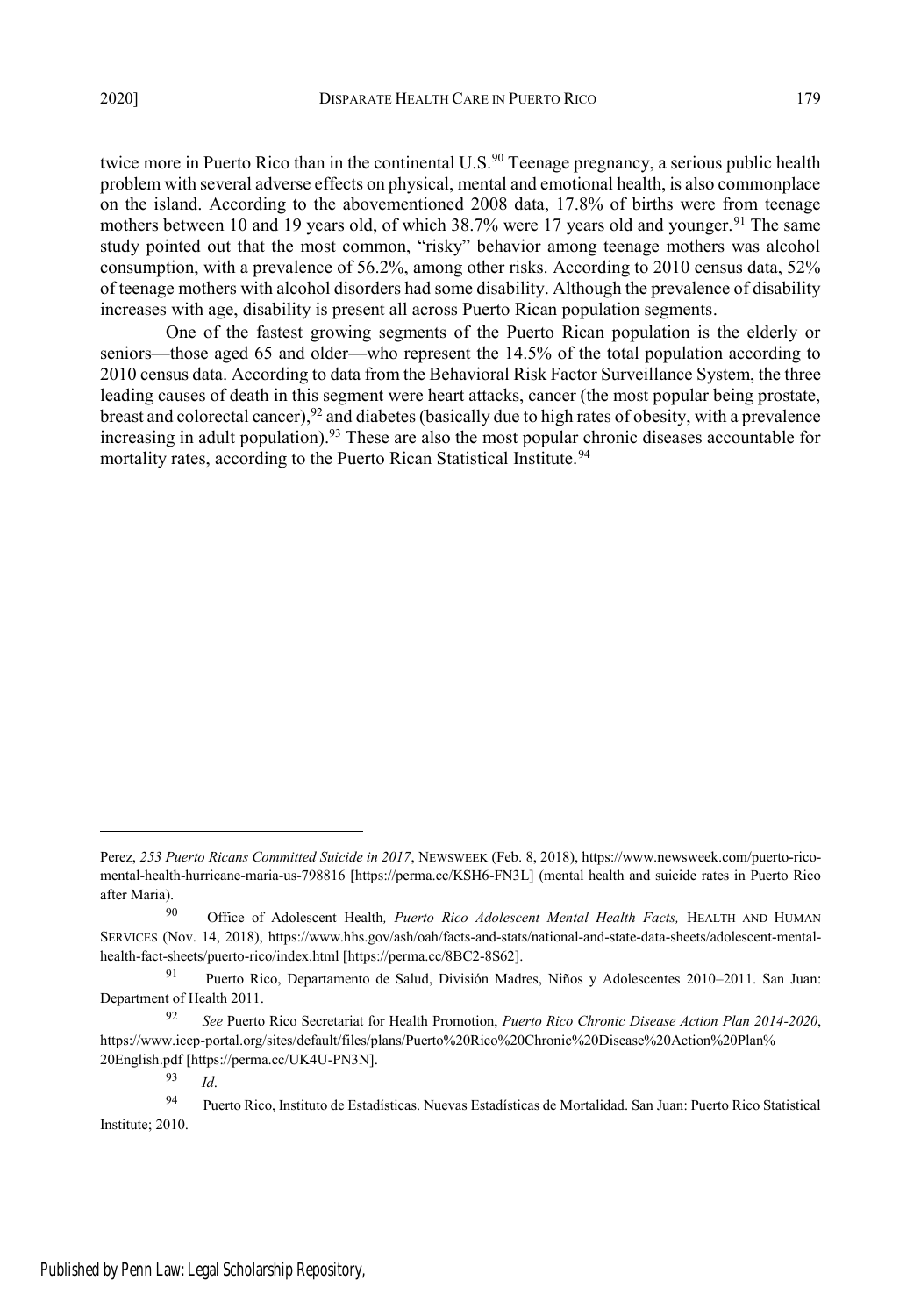twice more in Puerto Rico than in the continental U.S.[90] Teenage pregnancy, a serious public health problem with several adverse effects on physical, mental and emotional health, is also commonplace on the island. According to the abovementioned 2008 data, 17.8% of births were from teenage mothers between 10 and 19 years old, of which 38.7% were 17 years old and younger.[91] The same study pointed out that the most common, "risky" behavior among teenage mothers was alcohol consumption, with a prevalence of 56.2%, among other risks. According to 2010 census data, 52% of teenage mothers with alcohol disorders had some disability. Although the prevalence of disability increases with age, disability is present all across Puerto Rican population segments.

One of the fastest growing segments of the Puerto Rican population is the elderly or seniors—those aged 65 and older—who represent the 14.5% of the total population according to 2010 census data. According to data from the Behavioral Risk Factor Surveillance System, the three leading causes of death in this segment were heart attacks, cancer (the most popular being prostate, breast and colorectal cancer),[92] and diabetes (basically due to high rates of obesity, with a prevalence increasing in adult population).[93] These are also the most popular chronic diseases accountable for mortality rates, according to the Puerto Rican Statistical Institute.[94]

---

Perez, *253 Puerto Ricans Committed Suicide in 2017*, NEWSWEEK (Feb. 8, 2018), https://www.newsweek.com/puerto-rico-mental-health-hurricane-maria-us-798816 [https://perma.cc/KSH6-FN3L] (mental health and suicide rates in Puerto Rico after Maria).

[90] Office of Adolescent Health, *Puerto Rico Adolescent Mental Health Facts,* HEALTH AND HUMAN SERVICES (Nov. 14, 2018), https://www.hhs.gov/ash/oah/facts-and-stats/national-and-state-data-sheets/adolescent-mental-health-fact-sheets/puerto-rico/index.html [https://perma.cc/8BC2-8S62].

[91] Puerto Rico, Departamento de Salud, División Madres, Niños y Adolescentes 2010–2011. San Juan: Department of Health 2011.

[92] *See* Puerto Rico Secretariat for Health Promotion, *Puerto Rico Chronic Disease Action Plan 2014-2020*, https://www.iccp-portal.org/sites/default/files/plans/Puerto%20Rico%20Chronic%20Disease%20Action%20Plan%20English.pdf [https://perma.cc/UK4U-PN3N].

[93] *Id*.

[94] Puerto Rico, Instituto de Estadísticas. Nuevas Estadísticas de Mortalidad. San Juan: Puerto Rico Statistical Institute; 2010.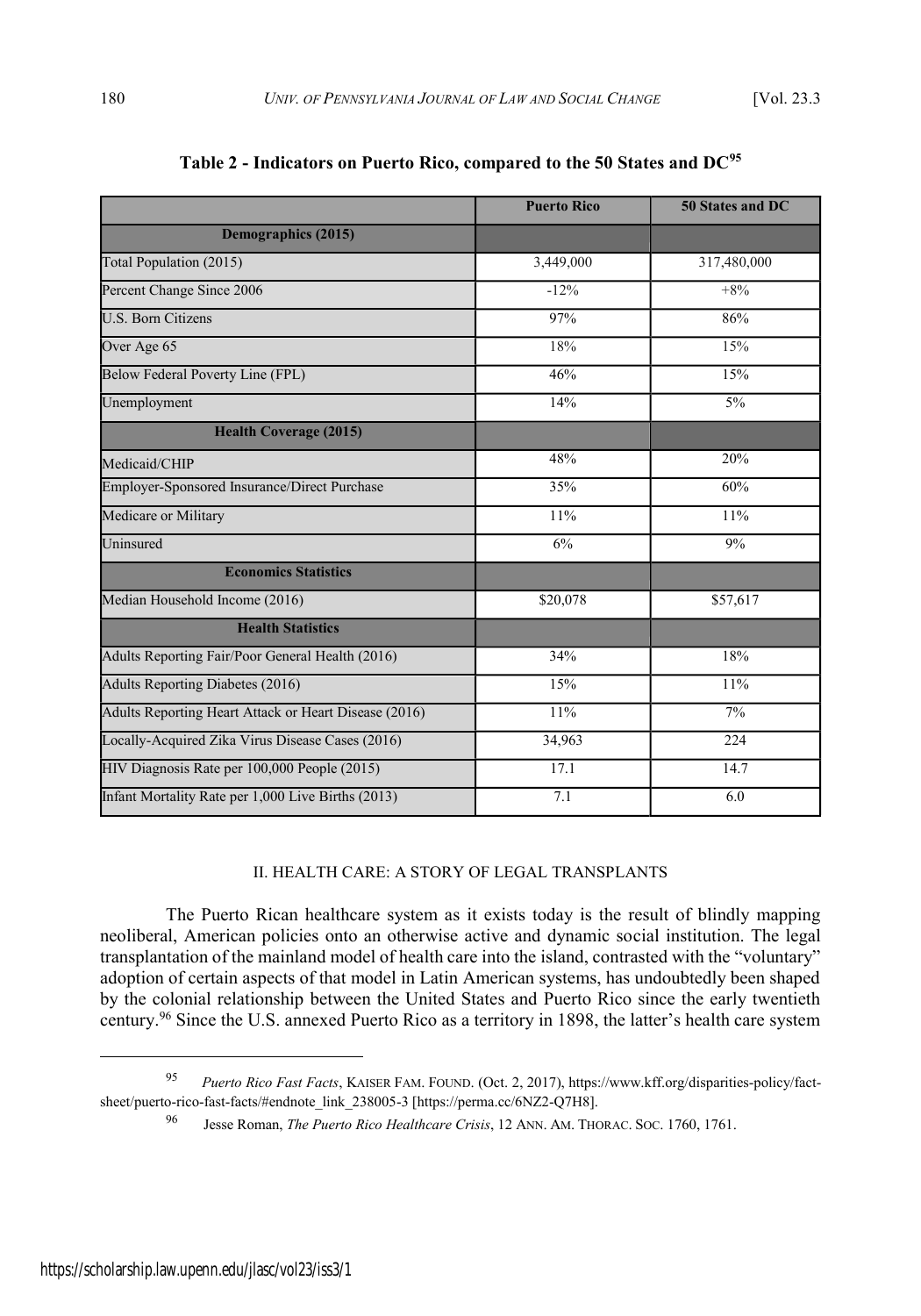**Table 2 - Indicators on Puerto Rico, compared to the 50 States and DC[95]**

| | Puerto Rico | 50 States and DC |
|---|---|---|
| **Demographics (2015)** | | |
| Total Population (2015) | 3,449,000 | 317,480,000 |
| Percent Change Since 2006 | -12% | +8% |
| U.S. Born Citizens | 97% | 86% |
| Over Age 65 | 18% | 15% |
| Below Federal Poverty Line (FPL) | 46% | 15% |
| Unemployment | 14% | 5% |
| **Health Coverage (2015)** | | |
| Medicaid/CHIP | 48% | 20% |
| Employer-Sponsored Insurance/Direct Purchase | 35% | 60% |
| Medicare or Military | 11% | 11% |
| Uninsured | 6% | 9% |
| **Economics Statistics** | | |
| Median Household Income (2016) | $20,078 | $57,617 |
| **Health Statistics** | | |
| Adults Reporting Fair/Poor General Health (2016) | 34% | 18% |
| Adults Reporting Diabetes (2016) | 15% | 11% |
| Adults Reporting Heart Attack or Heart Disease (2016) | 11% | 7% |
| Locally-Acquired Zika Virus Disease Cases (2016) | 34,963 | 224 |
| HIV Diagnosis Rate per 100,000 People (2015) | 17.1 | 14.7 |
| Infant Mortality Rate per 1,000 Live Births (2013) | 7.1 | 6.0 |

## II. HEALTH CARE: A STORY OF LEGAL TRANSPLANTS

The Puerto Rican healthcare system as it exists today is the result of blindly mapping neoliberal, American policies onto an otherwise active and dynamic social institution. The legal transplantation of the mainland model of health care into the island, contrasted with the "voluntary" adoption of certain aspects of that model in Latin American systems, has undoubtedly been shaped by the colonial relationship between the United States and Puerto Rico since the early twentieth century.[96] Since the U.S. annexed Puerto Rico as a territory in 1898, the latter's health care system

---

[95] *Puerto Rico Fast Facts*, KAISER FAM. FOUND. (Oct. 2, 2017), https://www.kff.org/disparities-policy/fact-sheet/puerto-rico-fast-facts/#endnote_link_238005-3 [https://perma.cc/6NZ2-Q7H8].

[96] Jesse Roman, *The Puerto Rico Healthcare Crisis*, 12 ANN. AM. THORAC. SOC. 1760, 1761.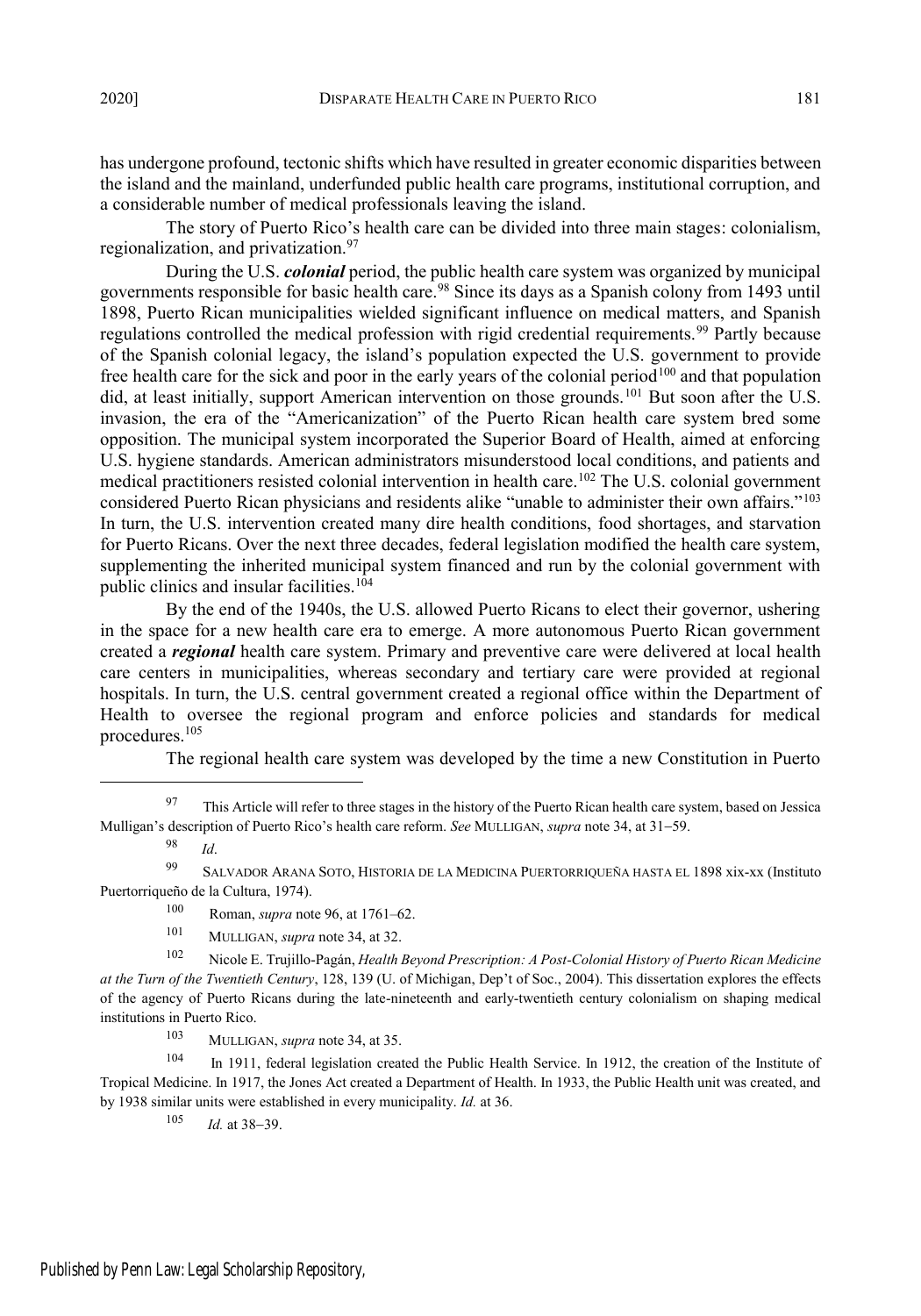has undergone profound, tectonic shifts which have resulted in greater economic disparities between the island and the mainland, underfunded public health care programs, institutional corruption, and a considerable number of medical professionals leaving the island.

The story of Puerto Rico's health care can be divided into three main stages: colonialism, regionalization, and privatization.[97]

During the U.S. ***colonial*** period, the public health care system was organized by municipal governments responsible for basic health care.[98] Since its days as a Spanish colony from 1493 until 1898, Puerto Rican municipalities wielded significant influence on medical matters, and Spanish regulations controlled the medical profession with rigid credential requirements.[99] Partly because of the Spanish colonial legacy, the island's population expected the U.S. government to provide free health care for the sick and poor in the early years of the colonial period[100] and that population did, at least initially, support American intervention on those grounds.[101] But soon after the U.S. invasion, the era of the "Americanization" of the Puerto Rican health care system bred some opposition. The municipal system incorporated the Superior Board of Health, aimed at enforcing U.S. hygiene standards. American administrators misunderstood local conditions, and patients and medical practitioners resisted colonial intervention in health care.[102] The U.S. colonial government considered Puerto Rican physicians and residents alike "unable to administer their own affairs."[103] In turn, the U.S. intervention created many dire health conditions, food shortages, and starvation for Puerto Ricans. Over the next three decades, federal legislation modified the health care system, supplementing the inherited municipal system financed and run by the colonial government with public clinics and insular facilities.[104]

By the end of the 1940s, the U.S. allowed Puerto Ricans to elect their governor, ushering in the space for a new health care era to emerge. A more autonomous Puerto Rican government created a ***regional*** health care system. Primary and preventive care were delivered at local health care centers in municipalities, whereas secondary and tertiary care were provided at regional hospitals. In turn, the U.S. central government created a regional office within the Department of Health to oversee the regional program and enforce policies and standards for medical procedures.[105]

The regional health care system was developed by the time a new Constitution in Puerto

---

[97] This Article will refer to three stages in the history of the Puerto Rican health care system, based on Jessica Mulligan's description of Puerto Rico's health care reform. *See* MULLIGAN, *supra* note 34, at 31–59.

[98] *Id*.

[99] SALVADOR ARANA SOTO, HISTORIA DE LA MEDICINA PUERTORRIQUEÑA HASTA EL 1898 xix-xx (Instituto Puertorriqueño de la Cultura, 1974).

[100] Roman, *supra* note 96, at 1761–62.

[101] MULLIGAN, *supra* note 34, at 32.

[102] Nicole E. Trujillo-Pagán, *Health Beyond Prescription: A Post-Colonial History of Puerto Rican Medicine at the Turn of the Twentieth Century*, 128, 139 (U. of Michigan, Dep't of Soc., 2004). This dissertation explores the effects of the agency of Puerto Ricans during the late-nineteenth and early-twentieth century colonialism on shaping medical institutions in Puerto Rico.

[103] MULLIGAN, *supra* note 34, at 35.

[104] In 1911, federal legislation created the Public Health Service. In 1912, the creation of the Institute of Tropical Medicine. In 1917, the Jones Act created a Department of Health. In 1933, the Public Health unit was created, and by 1938 similar units were established in every municipality. *Id.* at 36.

[105] *Id.* at 38–39.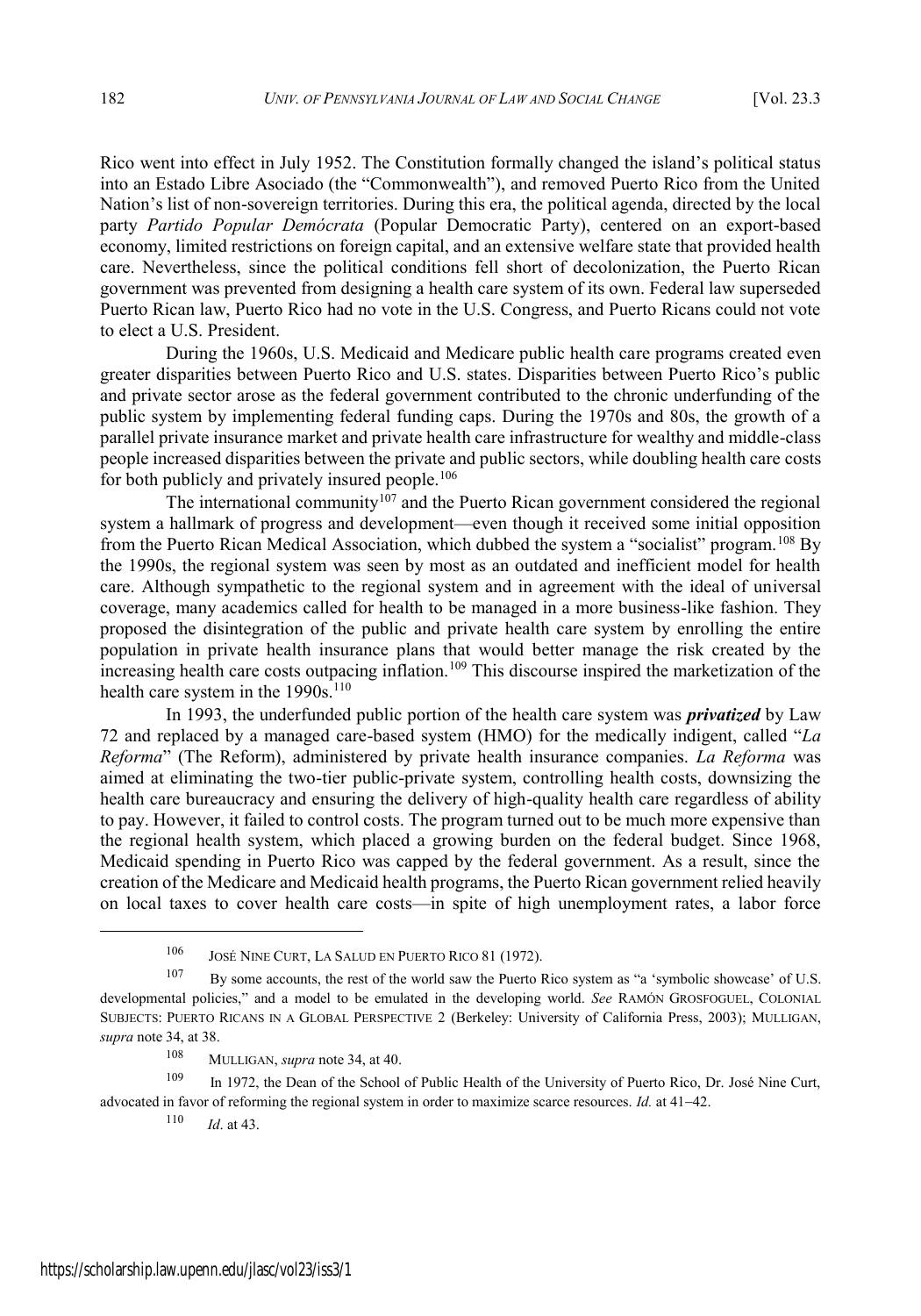Rico went into effect in July 1952. The Constitution formally changed the island's political status into an Estado Libre Asociado (the "Commonwealth"), and removed Puerto Rico from the United Nation's list of non-sovereign territories. During this era, the political agenda, directed by the local party *Partido Popular Demócrata* (Popular Democratic Party), centered on an export-based economy, limited restrictions on foreign capital, and an extensive welfare state that provided health care. Nevertheless, since the political conditions fell short of decolonization, the Puerto Rican government was prevented from designing a health care system of its own. Federal law superseded Puerto Rican law, Puerto Rico had no vote in the U.S. Congress, and Puerto Ricans could not vote to elect a U.S. President.

During the 1960s, U.S. Medicaid and Medicare public health care programs created even greater disparities between Puerto Rico and U.S. states. Disparities between Puerto Rico's public and private sector arose as the federal government contributed to the chronic underfunding of the public system by implementing federal funding caps. During the 1970s and 80s, the growth of a parallel private insurance market and private health care infrastructure for wealthy and middle-class people increased disparities between the private and public sectors, while doubling health care costs for both publicly and privately insured people.[106]

The international community[107] and the Puerto Rican government considered the regional system a hallmark of progress and development—even though it received some initial opposition from the Puerto Rican Medical Association, which dubbed the system a "socialist" program.[108] By the 1990s, the regional system was seen by most as an outdated and inefficient model for health care. Although sympathetic to the regional system and in agreement with the ideal of universal coverage, many academics called for health to be managed in a more business-like fashion. They proposed the disintegration of the public and private health care system by enrolling the entire population in private health insurance plans that would better manage the risk created by the increasing health care costs outpacing inflation.[109] This discourse inspired the marketization of the health care system in the 1990s.[110]

In 1993, the underfunded public portion of the health care system was ***privatized*** by Law 72 and replaced by a managed care-based system (HMO) for the medically indigent, called "*La Reforma*" (The Reform), administered by private health insurance companies. *La Reforma* was aimed at eliminating the two-tier public-private system, controlling health costs, downsizing the health care bureaucracy and ensuring the delivery of high-quality health care regardless of ability to pay. However, it failed to control costs. The program turned out to be much more expensive than the regional health system, which placed a growing burden on the federal budget. Since 1968, Medicaid spending in Puerto Rico was capped by the federal government. As a result, since the creation of the Medicare and Medicaid health programs, the Puerto Rican government relied heavily on local taxes to cover health care costs—in spite of high unemployment rates, a labor force

---

[106] JOSÉ NINE CURT, LA SALUD EN PUERTO RICO 81 (1972).

[107] By some accounts, the rest of the world saw the Puerto Rico system as "a 'symbolic showcase' of U.S. developmental policies," and a model to be emulated in the developing world. *See* RAMÓN GROSFOGUEL, COLONIAL SUBJECTS: PUERTO RICANS IN A GLOBAL PERSPECTIVE 2 (Berkeley: University of California Press, 2003); MULLIGAN, *supra* note 34, at 38.

[108] MULLIGAN, *supra* note 34, at 40.

[109] In 1972, the Dean of the School of Public Health of the University of Puerto Rico, Dr. José Nine Curt, advocated in favor of reforming the regional system in order to maximize scarce resources. *Id.* at 41–42.

[110] *Id*. at 43.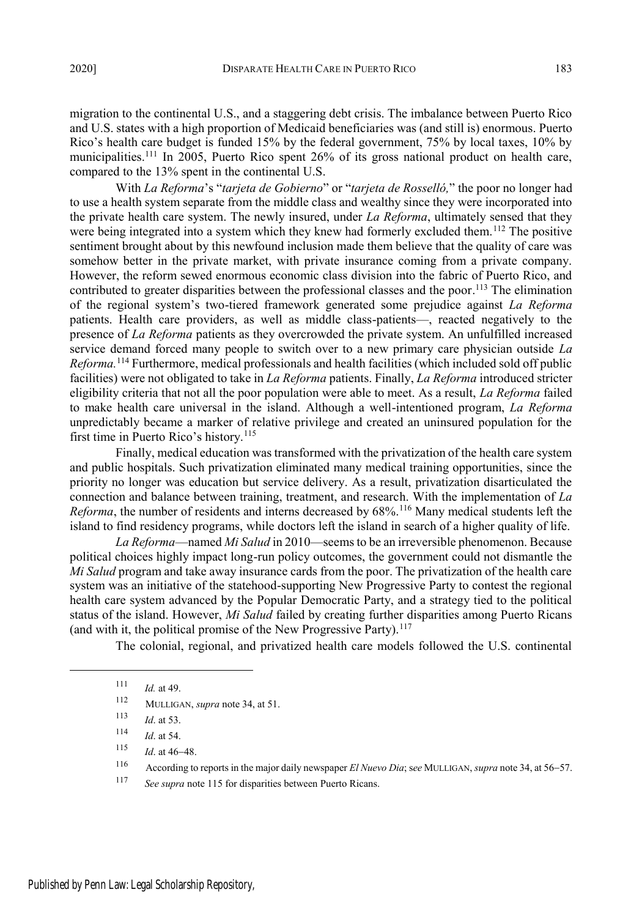migration to the continental U.S., and a staggering debt crisis. The imbalance between Puerto Rico and U.S. states with a high proportion of Medicaid beneficiaries was (and still is) enormous. Puerto Rico's health care budget is funded 15% by the federal government, 75% by local taxes, 10% by municipalities.[111] In 2005, Puerto Rico spent 26% of its gross national product on health care, compared to the 13% spent in the continental U.S.

With *La Reforma*'s "*tarjeta de Gobierno*" or "*tarjeta de Rosselló,*" the poor no longer had to use a health system separate from the middle class and wealthy since they were incorporated into the private health care system. The newly insured, under *La Reforma*, ultimately sensed that they were being integrated into a system which they knew had formerly excluded them.[112] The positive sentiment brought about by this newfound inclusion made them believe that the quality of care was somehow better in the private market, with private insurance coming from a private company. However, the reform sewed enormous economic class division into the fabric of Puerto Rico, and contributed to greater disparities between the professional classes and the poor.[113] The elimination of the regional system's two-tiered framework generated some prejudice against *La Reforma* patients. Health care providers, as well as middle class-patients—, reacted negatively to the presence of *La Reforma* patients as they overcrowded the private system. An unfulfilled increased service demand forced many people to switch over to a new primary care physician outside *La Reforma.*[114] Furthermore, medical professionals and health facilities (which included sold off public facilities) were not obligated to take in *La Reforma* patients. Finally, *La Reforma* introduced stricter eligibility criteria that not all the poor population were able to meet. As a result, *La Reforma* failed to make health care universal in the island. Although a well-intentioned program, *La Reforma* unpredictably became a marker of relative privilege and created an uninsured population for the first time in Puerto Rico's history.[115]

Finally, medical education was transformed with the privatization of the health care system and public hospitals. Such privatization eliminated many medical training opportunities, since the priority no longer was education but service delivery. As a result, privatization disarticulated the connection and balance between training, treatment, and research. With the implementation of *La Reforma*, the number of residents and interns decreased by 68%.[116] Many medical students left the island to find residency programs, while doctors left the island in search of a higher quality of life.

*La Reforma*—named *Mi Salud* in 2010—seems to be an irreversible phenomenon. Because political choices highly impact long-run policy outcomes, the government could not dismantle the *Mi Salud* program and take away insurance cards from the poor. The privatization of the health care system was an initiative of the statehood-supporting New Progressive Party to contest the regional health care system advanced by the Popular Democratic Party, and a strategy tied to the political status of the island. However, *Mi Salud* failed by creating further disparities among Puerto Ricans (and with it, the political promise of the New Progressive Party).[117]

The colonial, regional, and privatized health care models followed the U.S. continental

---

[111] *Id.* at 49.

[112] MULLIGAN, *supra* note 34, at 51.

[113] *Id*. at 53.

[114] *Id*. at 54.

[115] *Id*. at 46–48.

[116] According to reports in the major daily newspaper *El Nuevo Dia*; *see* MULLIGAN, *supra* note 34, at 56–57.

[117] *See supra* note 115 for disparities between Puerto Ricans.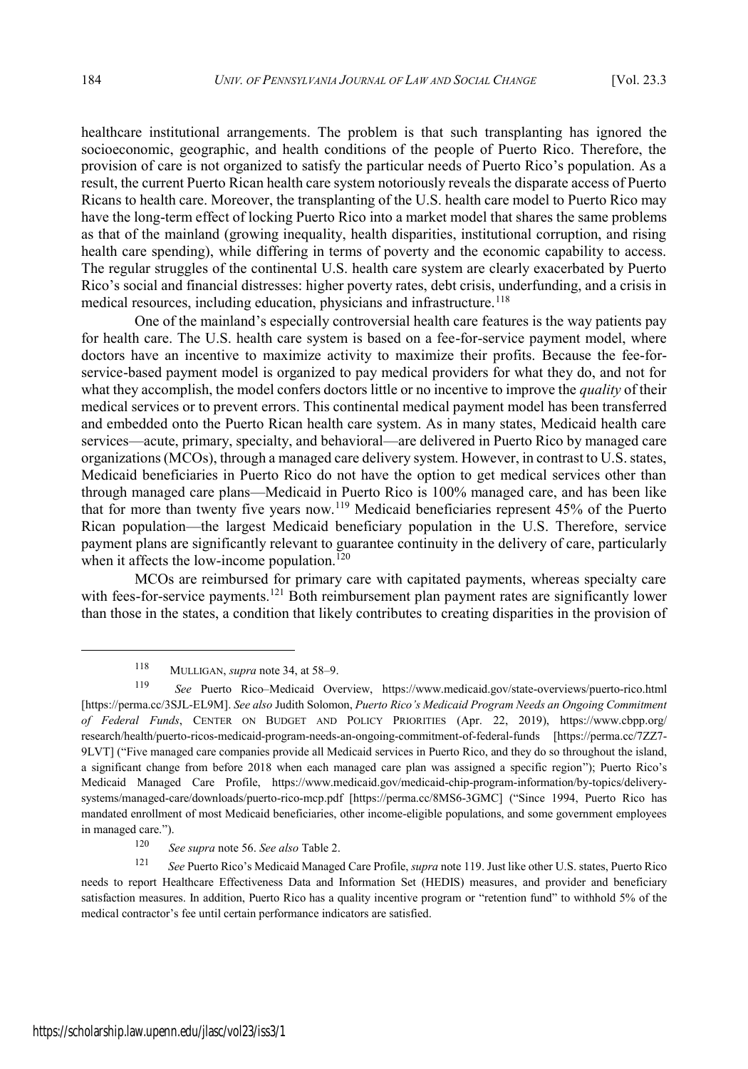healthcare institutional arrangements. The problem is that such transplanting has ignored the socioeconomic, geographic, and health conditions of the people of Puerto Rico. Therefore, the provision of care is not organized to satisfy the particular needs of Puerto Rico's population. As a result, the current Puerto Rican health care system notoriously reveals the disparate access of Puerto Ricans to health care. Moreover, the transplanting of the U.S. health care model to Puerto Rico may have the long-term effect of locking Puerto Rico into a market model that shares the same problems as that of the mainland (growing inequality, health disparities, institutional corruption, and rising health care spending), while differing in terms of poverty and the economic capability to access. The regular struggles of the continental U.S. health care system are clearly exacerbated by Puerto Rico's social and financial distresses: higher poverty rates, debt crisis, underfunding, and a crisis in medical resources, including education, physicians and infrastructure.[118]

One of the mainland's especially controversial health care features is the way patients pay for health care. The U.S. health care system is based on a fee-for-service payment model, where doctors have an incentive to maximize activity to maximize their profits. Because the fee-for-service-based payment model is organized to pay medical providers for what they do, and not for what they accomplish, the model confers doctors little or no incentive to improve the *quality* of their medical services or to prevent errors. This continental medical payment model has been transferred and embedded onto the Puerto Rican health care system. As in many states, Medicaid health care services—acute, primary, specialty, and behavioral—are delivered in Puerto Rico by managed care organizations (MCOs), through a managed care delivery system. However, in contrast to U.S. states, Medicaid beneficiaries in Puerto Rico do not have the option to get medical services other than through managed care plans—Medicaid in Puerto Rico is 100% managed care, and has been like that for more than twenty five years now.[119] Medicaid beneficiaries represent 45% of the Puerto Rican population—the largest Medicaid beneficiary population in the U.S. Therefore, service payment plans are significantly relevant to guarantee continuity in the delivery of care, particularly when it affects the low-income population.[120]

MCOs are reimbursed for primary care with capitated payments, whereas specialty care with fees-for-service payments.[121] Both reimbursement plan payment rates are significantly lower than those in the states, a condition that likely contributes to creating disparities in the provision of

---

[118] MULLIGAN, *supra* note 34, at 58–9.

[119] *See* Puerto Rico–Medicaid Overview, https://www.medicaid.gov/state-overviews/puerto-rico.html [https://perma.cc/3SJL-EL9M]. *See also* Judith Solomon, *Puerto Rico's Medicaid Program Needs an Ongoing Commitment of Federal Funds*, CENTER ON BUDGET AND POLICY PRIORITIES (Apr. 22, 2019), https://www.cbpp.org/research/health/puerto-ricos-medicaid-program-needs-an-ongoing-commitment-of-federal-funds [https://perma.cc/7ZZ7-9LVT] ("Five managed care companies provide all Medicaid services in Puerto Rico, and they do so throughout the island, a significant change from before 2018 when each managed care plan was assigned a specific region"); Puerto Rico's Medicaid Managed Care Profile, https://www.medicaid.gov/medicaid-chip-program-information/by-topics/delivery-systems/managed-care/downloads/puerto-rico-mcp.pdf [https://perma.cc/8MS6-3GMC] ("Since 1994, Puerto Rico has mandated enrollment of most Medicaid beneficiaries, other income-eligible populations, and some government employees in managed care.").

[120] *See supra* note 56. *See also* Table 2.

[121] *See* Puerto Rico's Medicaid Managed Care Profile, *supra* note 119. Just like other U.S. states, Puerto Rico needs to report Healthcare Effectiveness Data and Information Set (HEDIS) measures, and provider and beneficiary satisfaction measures. In addition, Puerto Rico has a quality incentive program or "retention fund" to withhold 5% of the medical contractor's fee until certain performance indicators are satisfied.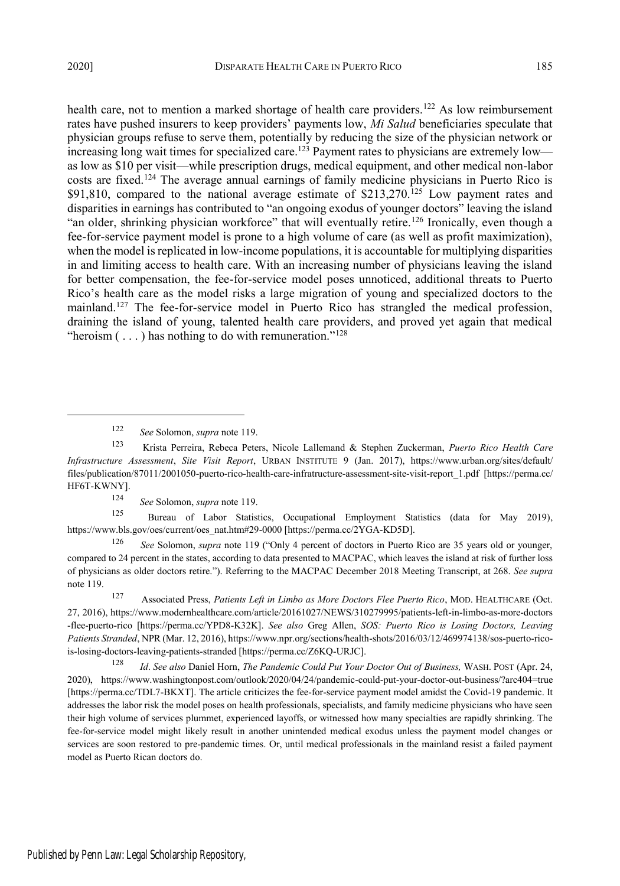health care, not to mention a marked shortage of health care providers.[122] As low reimbursement rates have pushed insurers to keep providers' payments low, *Mi Salud* beneficiaries speculate that physician groups refuse to serve them, potentially by reducing the size of the physician network or increasing long wait times for specialized care.[123] Payment rates to physicians are extremely low—as low as $10 per visit—while prescription drugs, medical equipment, and other medical non-labor costs are fixed.[124] The average annual earnings of family medicine physicians in Puerto Rico is $91,810, compared to the national average estimate of $213,270.[125] Low payment rates and disparities in earnings has contributed to "an ongoing exodus of younger doctors" leaving the island "an older, shrinking physician workforce" that will eventually retire.[126] Ironically, even though a fee-for-service payment model is prone to a high volume of care (as well as profit maximization), when the model is replicated in low-income populations, it is accountable for multiplying disparities in and limiting access to health care. With an increasing number of physicians leaving the island for better compensation, the fee-for-service model poses unnoticed, additional threats to Puerto Rico's health care as the model risks a large migration of young and specialized doctors to the mainland.[127] The fee-for-service model in Puerto Rico has strangled the medical profession, draining the island of young, talented health care providers, and proved yet again that medical "heroism ( . . . ) has nothing to do with remuneration."[128]

---

[122] *See* Solomon, *supra* note 119.

[123] Krista Perreira, Rebeca Peters, Nicole Lallemand & Stephen Zuckerman, *Puerto Rico Health Care Infrastructure Assessment*, *Site Visit Report*, URBAN INSTITUTE 9 (Jan. 2017), https://www.urban.org/sites/default/files/publication/87011/2001050-puerto-rico-health-care-infratructure-assessment-site-visit-report_1.pdf [https://perma.cc/HF6T-KWNY].

[124] *See* Solomon, *supra* note 119.

[125] Bureau of Labor Statistics, Occupational Employment Statistics (data for May 2019), https://www.bls.gov/oes/current/oes_nat.htm#29-0000 [https://perma.cc/2YGA-KD5D].

[126] *See* Solomon, *supra* note 119 ("Only 4 percent of doctors in Puerto Rico are 35 years old or younger, compared to 24 percent in the states, according to data presented to MACPAC, which leaves the island at risk of further loss of physicians as older doctors retire."). Referring to the MACPAC December 2018 Meeting Transcript, at 268. *See supra* note 119.

[127] Associated Press, *Patients Left in Limbo as More Doctors Flee Puerto Rico*, MOD. HEALTHCARE (Oct. 27, 2016), https://www.modernhealthcare.com/article/20161027/NEWS/310279995/patients-left-in-limbo-as-more-doctors-flee-puerto-rico [https://perma.cc/YPD8-K32K]. *See also* Greg Allen, *SOS: Puerto Rico is Losing Doctors, Leaving Patients Stranded*, NPR (Mar. 12, 2016), https://www.npr.org/sections/health-shots/2016/03/12/469974138/sos-puerto-rico-is-losing-doctors-leaving-patients-stranded [https://perma.cc/Z6KQ-URJC].

[128] *Id*. *See also* Daniel Horn, *The Pandemic Could Put Your Doctor Out of Business,* WASH. POST (Apr. 24, 2020), https://www.washingtonpost.com/outlook/2020/04/24/pandemic-could-put-your-doctor-out-business/?arc404=true [https://perma.cc/TDL7-BKXT]. The article criticizes the fee-for-service payment model amidst the Covid-19 pandemic. It addresses the labor risk the model poses on health professionals, specialists, and family medicine physicians who have seen their high volume of services plummet, experienced layoffs, or witnessed how many specialties are rapidly shrinking. The fee-for-service model might likely result in another unintended medical exodus unless the payment model changes or services are soon restored to pre-pandemic times. Or, until medical professionals in the mainland resist a failed payment model as Puerto Rican doctors do.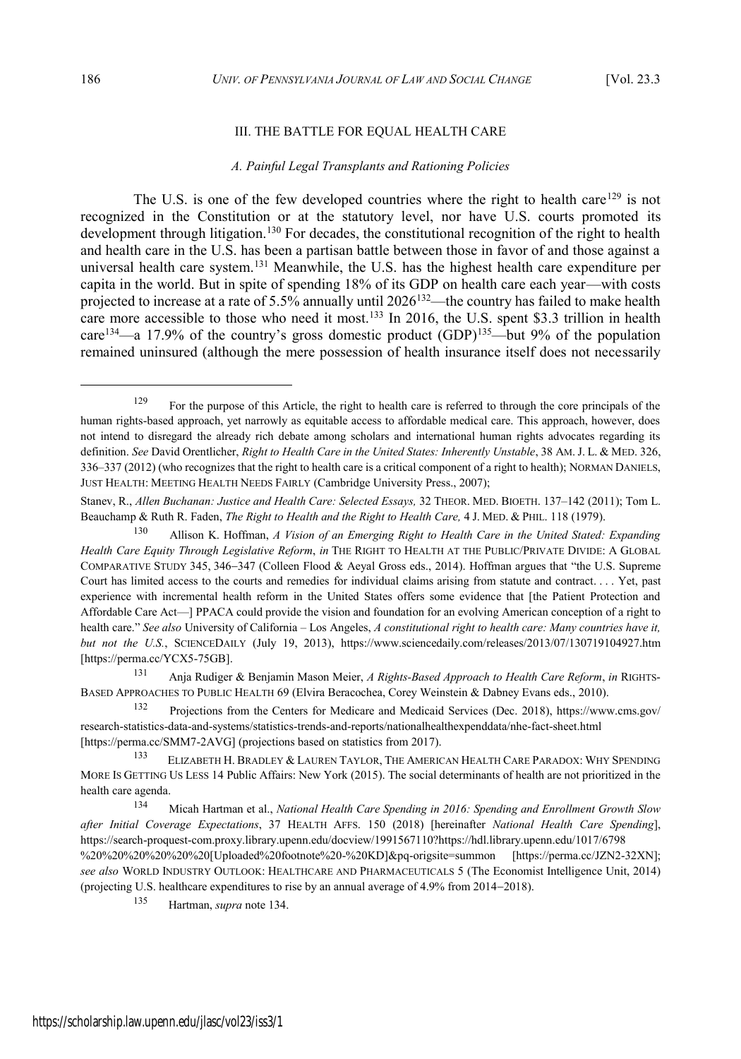## III. THE BATTLE FOR EQUAL HEALTH CARE

### *A. Painful Legal Transplants and Rationing Policies*

The U.S. is one of the few developed countries where the right to health care[129] is not recognized in the Constitution or at the statutory level, nor have U.S. courts promoted its development through litigation.[130] For decades, the constitutional recognition of the right to health and health care in the U.S. has been a partisan battle between those in favor of and those against a universal health care system.[131] Meanwhile, the U.S. has the highest health care expenditure per capita in the world. But in spite of spending 18% of its GDP on health care each year—with costs projected to increase at a rate of 5.5% annually until 2026[132]—the country has failed to make health care more accessible to those who need it most.[133] In 2016, the U.S. spent $3.3 trillion in health care[134]—a 17.9% of the country's gross domestic product (GDP)[135]—but 9% of the population remained uninsured (although the mere possession of health insurance itself does not necessarily

---

[129] For the purpose of this Article, the right to health care is referred to through the core principals of the human rights-based approach, yet narrowly as equitable access to affordable medical care. This approach, however, does not intend to disregard the already rich debate among scholars and international human rights advocates regarding its definition. *See* David Orentlicher, *Right to Health Care in the United States: Inherently Unstable*, 38 AM. J. L. & MED. 326, 336–337 (2012) (who recognizes that the right to health care is a critical component of a right to health); NORMAN DANIELS, JUST HEALTH: MEETING HEALTH NEEDS FAIRLY (Cambridge University Press., 2007);

Stanev, R., *Allen Buchanan: Justice and Health Care: Selected Essays,* 32 THEOR. MED. BIOETH. 137–142 (2011); Tom L. Beauchamp & Ruth R. Faden, *The Right to Health and the Right to Health Care,* 4 J. MED. & PHIL. 118 (1979).

[130] Allison K. Hoffman, *A Vision of an Emerging Right to Health Care in the United Stated: Expanding Health Care Equity Through Legislative Reform*, *in* THE RIGHT TO HEALTH AT THE PUBLIC/PRIVATE DIVIDE: A GLOBAL COMPARATIVE STUDY 345, 346−347 (Colleen Flood & Aeyal Gross eds., 2014). Hoffman argues that "the U.S. Supreme Court has limited access to the courts and remedies for individual claims arising from statute and contract. . . . Yet, past experience with incremental health reform in the United States offers some evidence that [the Patient Protection and Affordable Care Act—] PPACA could provide the vision and foundation for an evolving American conception of a right to health care." *See also* University of California – Los Angeles, *A constitutional right to health care: Many countries have it, but not the U.S.*, SCIENCEDAILY (July 19, 2013), https://www.sciencedaily.com/releases/2013/07/130719104927.htm [https://perma.cc/YCX5-75GB].

[131] Anja Rudiger & Benjamin Mason Meier, *A Rights-Based Approach to Health Care Reform*, *in* RIGHTS-BASED APPROACHES TO PUBLIC HEALTH 69 (Elvira Beracochea, Corey Weinstein & Dabney Evans eds., 2010).

[132] Projections from the Centers for Medicare and Medicaid Services (Dec. 2018), https://www.cms.gov/research-statistics-data-and-systems/statistics-trends-and-reports/nationalhealthexpenddata/nhe-fact-sheet.html [https://perma.cc/SMM7-2AVG] (projections based on statistics from 2017).

[133] ELIZABETH H. BRADLEY & LAUREN TAYLOR, THE AMERICAN HEALTH CARE PARADOX: WHY SPENDING MORE IS GETTING US LESS 14 Public Affairs: New York (2015). The social determinants of health are not prioritized in the health care agenda.

[134] Micah Hartman et al., *National Health Care Spending in 2016: Spending and Enrollment Growth Slow after Initial Coverage Expectations*, 37 HEALTH AFFS. 150 (2018) [hereinafter *National Health Care Spending*], https://search-proquest-com.proxy.library.upenn.edu/docview/1991567110?https://hdl.library.upenn.edu/1017/6798 %20%20%20%20%20%20[Uploaded%20footnote%20-%20KD]&pq-origsite=summon [https://perma.cc/JZN2-32XN]; *see also* WORLD INDUSTRY OUTLOOK: HEALTHCARE AND PHARMACEUTICALS 5 (The Economist Intelligence Unit, 2014) (projecting U.S. healthcare expenditures to rise by an annual average of 4.9% from 2014−2018).

[135] Hartman, *supra* note 134.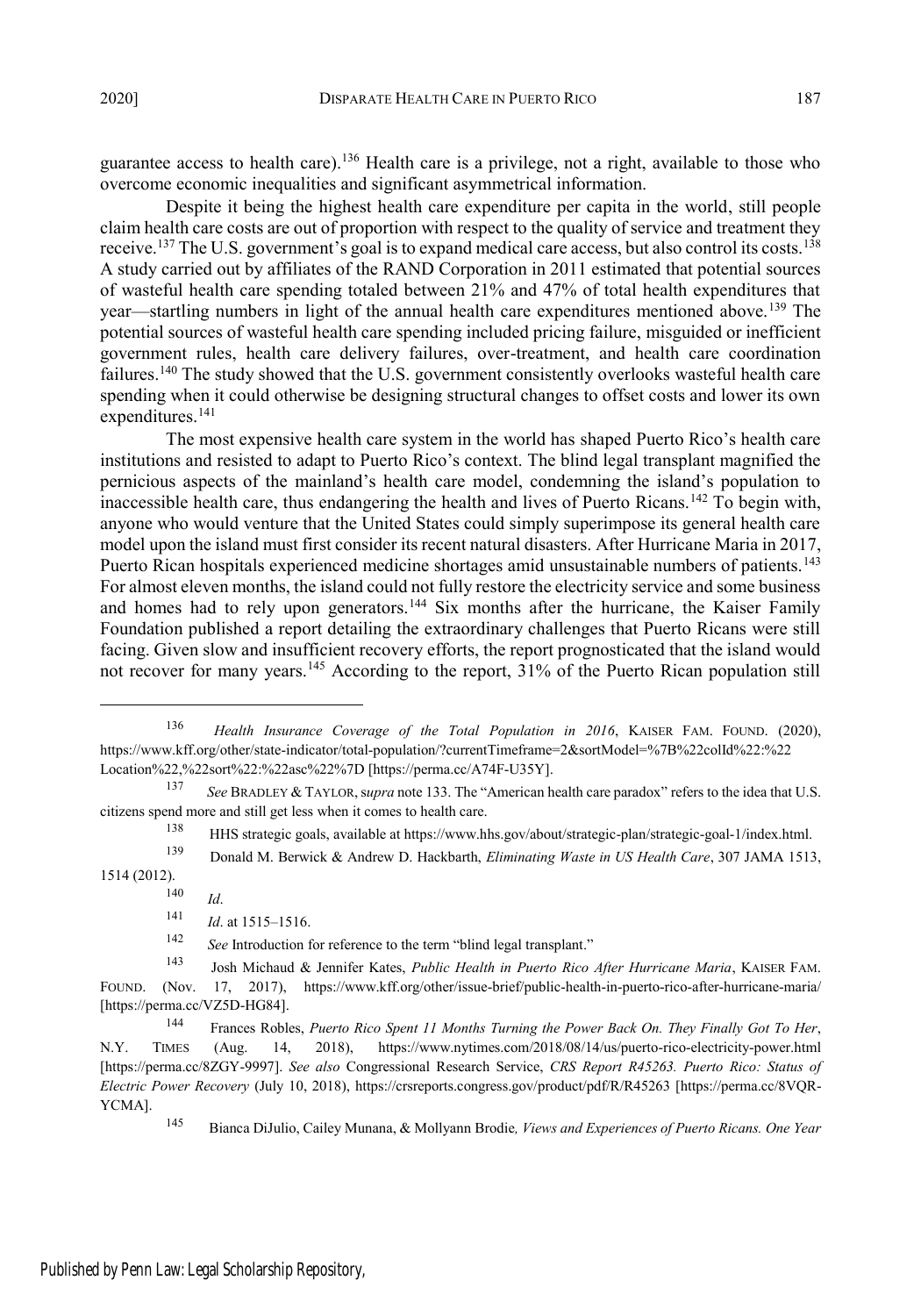guarantee access to health care).[136] Health care is a privilege, not a right, available to those who overcome economic inequalities and significant asymmetrical information.

Despite it being the highest health care expenditure per capita in the world, still people claim health care costs are out of proportion with respect to the quality of service and treatment they receive.[137] The U.S. government's goal is to expand medical care access, but also control its costs.[138] A study carried out by affiliates of the RAND Corporation in 2011 estimated that potential sources of wasteful health care spending totaled between 21% and 47% of total health expenditures that year—startling numbers in light of the annual health care expenditures mentioned above.[139] The potential sources of wasteful health care spending included pricing failure, misguided or inefficient government rules, health care delivery failures, over-treatment, and health care coordination failures.[140] The study showed that the U.S. government consistently overlooks wasteful health care spending when it could otherwise be designing structural changes to offset costs and lower its own expenditures.[141]

The most expensive health care system in the world has shaped Puerto Rico's health care institutions and resisted to adapt to Puerto Rico's context. The blind legal transplant magnified the pernicious aspects of the mainland's health care model, condemning the island's population to inaccessible health care, thus endangering the health and lives of Puerto Ricans.[142] To begin with, anyone who would venture that the United States could simply superimpose its general health care model upon the island must first consider its recent natural disasters. After Hurricane Maria in 2017, Puerto Rican hospitals experienced medicine shortages amid unsustainable numbers of patients.[143] For almost eleven months, the island could not fully restore the electricity service and some business and homes had to rely upon generators.[144] Six months after the hurricane, the Kaiser Family Foundation published a report detailing the extraordinary challenges that Puerto Ricans were still facing. Given slow and insufficient recovery efforts, the report prognosticated that the island would not recover for many years.[145] According to the report, 31% of the Puerto Rican population still

---

[136] *Health Insurance Coverage of the Total Population in 2016*, KAISER FAM. FOUND. (2020), https://www.kff.org/other/state-indicator/total-population/?currentTimeframe=2&sortModel=%7B%22colId%22:%22Location%22,%22sort%22:%22asc%22%7D [https://perma.cc/A74F-U35Y].

[137] *See* BRADLEY & TAYLOR, s*upra* note 133. The "American health care paradox" refers to the idea that U.S. citizens spend more and still get less when it comes to health care.

[138] HHS strategic goals, available at https://www.hhs.gov/about/strategic-plan/strategic-goal-1/index.html.

[139] Donald M. Berwick & Andrew D. Hackbarth, *Eliminating Waste in US Health Care*, 307 JAMA 1513, 1514 (2012).

[140] *Id*.

[141] *Id*. at 1515–1516.

[142] *See* Introduction for reference to the term "blind legal transplant."

[143] Josh Michaud & Jennifer Kates, *Public Health in Puerto Rico After Hurricane Maria*, KAISER FAM. FOUND. (Nov. 17, 2017), https://www.kff.org/other/issue-brief/public-health-in-puerto-rico-after-hurricane-maria/ [https://perma.cc/VZ5D-HG84].

[144] Frances Robles, *Puerto Rico Spent 11 Months Turning the Power Back On. They Finally Got To Her*, N.Y. TIMES (Aug. 14, 2018), https://www.nytimes.com/2018/08/14/us/puerto-rico-electricity-power.html [https://perma.cc/8ZGY-9997]. *See also* Congressional Research Service, *CRS Report R45263. Puerto Rico: Status of Electric Power Recovery* (July 10, 2018), https://crsreports.congress.gov/product/pdf/R/R45263 [https://perma.cc/8VQR-YCMA].

[145] Bianca DiJulio, Cailey Munana, & Mollyann Brodie*, Views and Experiences of Puerto Ricans. One Year*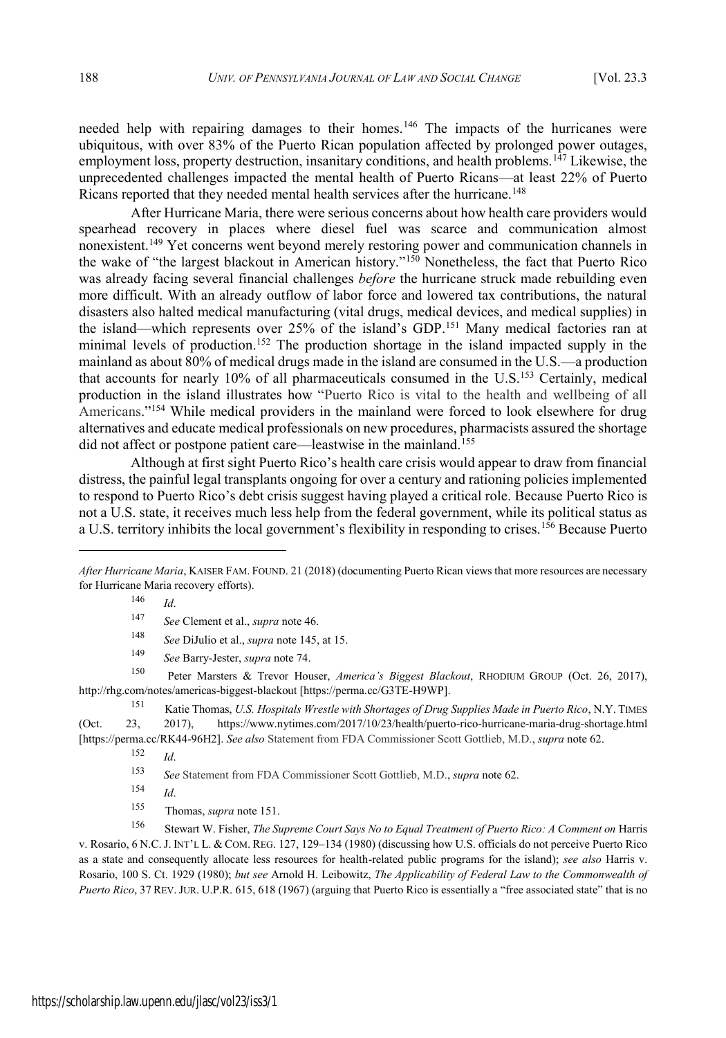needed help with repairing damages to their homes.[146] The impacts of the hurricanes were ubiquitous, with over 83% of the Puerto Rican population affected by prolonged power outages, employment loss, property destruction, insanitary conditions, and health problems.[147] Likewise, the unprecedented challenges impacted the mental health of Puerto Ricans—at least 22% of Puerto Ricans reported that they needed mental health services after the hurricane.[148]

After Hurricane Maria, there were serious concerns about how health care providers would spearhead recovery in places where diesel fuel was scarce and communication almost nonexistent.[149] Yet concerns went beyond merely restoring power and communication channels in the wake of "the largest blackout in American history."[150] Nonetheless, the fact that Puerto Rico was already facing several financial challenges *before* the hurricane struck made rebuilding even more difficult. With an already outflow of labor force and lowered tax contributions, the natural disasters also halted medical manufacturing (vital drugs, medical devices, and medical supplies) in the island—which represents over 25% of the island's GDP.[151] Many medical factories ran at minimal levels of production.[152] The production shortage in the island impacted supply in the mainland as about 80% of medical drugs made in the island are consumed in the U.S.—a production that accounts for nearly 10% of all pharmaceuticals consumed in the U.S.[153] Certainly, medical production in the island illustrates how "Puerto Rico is vital to the health and wellbeing of all Americans."[154] While medical providers in the mainland were forced to look elsewhere for drug alternatives and educate medical professionals on new procedures, pharmacists assured the shortage did not affect or postpone patient care—leastwise in the mainland.[155]

Although at first sight Puerto Rico's health care crisis would appear to draw from financial distress, the painful legal transplants ongoing for over a century and rationing policies implemented to respond to Puerto Rico's debt crisis suggest having played a critical role. Because Puerto Rico is not a U.S. state, it receives much less help from the federal government, while its political status as a U.S. territory inhibits the local government's flexibility in responding to crises.[156] Because Puerto

---

*After Hurricane Maria*, KAISER FAM. FOUND. 21 (2018) (documenting Puerto Rican views that more resources are necessary for Hurricane Maria recovery efforts).

[146] *Id*.

[147] *See* Clement et al., *supra* note 46.

[148] *See* DiJulio et al., *supra* note 145, at 15.

[149] *See* Barry-Jester, *supra* note 74.

[150] Peter Marsters & Trevor Houser, *America's Biggest Blackout*, RHODIUM GROUP (Oct. 26, 2017), http://rhg.com/notes/americas-biggest-blackout [https://perma.cc/G3TE-H9WP].

[151] Katie Thomas, *U.S. Hospitals Wrestle with Shortages of Drug Supplies Made in Puerto Rico*, N.Y. TIMES (Oct. 23, 2017), https://www.nytimes.com/2017/10/23/health/puerto-rico-hurricane-maria-drug-shortage.html [https://perma.cc/RK44-96H2]. *See also* Statement from FDA Commissioner Scott Gottlieb, M.D., *supra* note 62.

[152] *Id*.

[153] *See* Statement from FDA Commissioner Scott Gottlieb, M.D., *supra* note 62.

[154] *Id*.

[155] Thomas, *supra* note 151.

[156] Stewart W. Fisher, *The Supreme Court Says No to Equal Treatment of Puerto Rico: A Comment on* Harris v. Rosario, 6 N.C. J. INT'L L. & COM. REG. 127, 129–134 (1980) (discussing how U.S. officials do not perceive Puerto Rico as a state and consequently allocate less resources for health-related public programs for the island); *see also* Harris v. Rosario, 100 S. Ct. 1929 (1980); *but see* Arnold H. Leibowitz, *The Applicability of Federal Law to the Commonwealth of Puerto Rico*, 37 REV. JUR. U.P.R. 615, 618 (1967) (arguing that Puerto Rico is essentially a "free associated state" that is no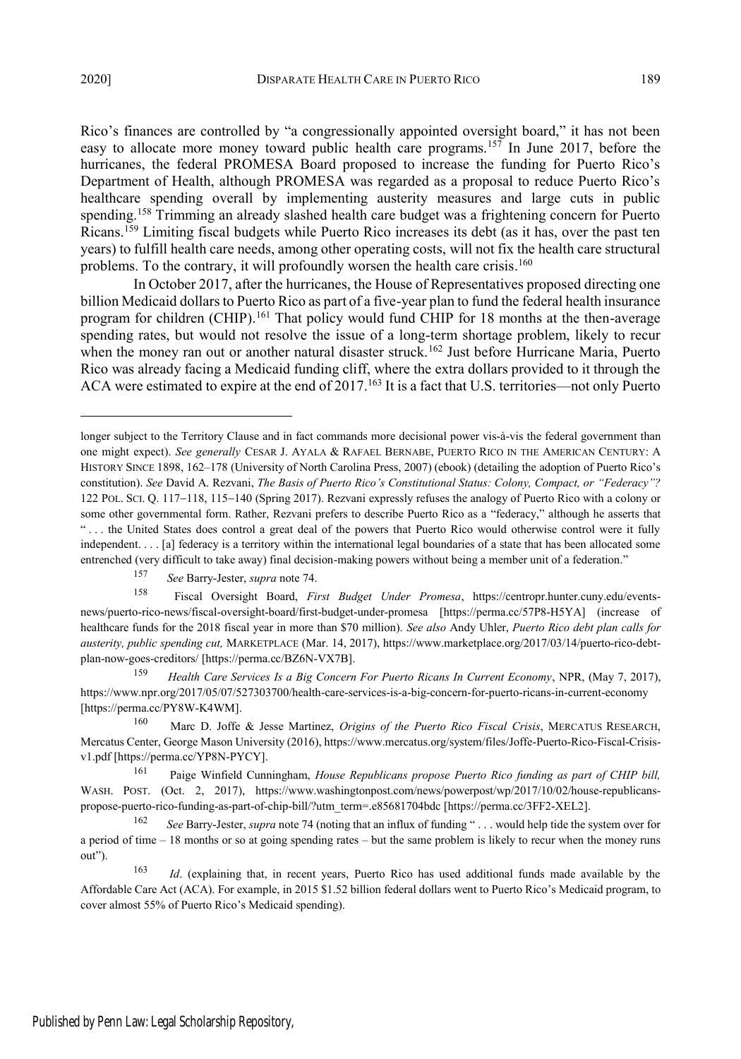Rico's finances are controlled by "a congressionally appointed oversight board," it has not been easy to allocate more money toward public health care programs.[157] In June 2017, before the hurricanes, the federal PROMESA Board proposed to increase the funding for Puerto Rico's Department of Health, although PROMESA was regarded as a proposal to reduce Puerto Rico's healthcare spending overall by implementing austerity measures and large cuts in public spending.[158] Trimming an already slashed health care budget was a frightening concern for Puerto Ricans.[159] Limiting fiscal budgets while Puerto Rico increases its debt (as it has, over the past ten years) to fulfill health care needs, among other operating costs, will not fix the health care structural problems. To the contrary, it will profoundly worsen the health care crisis.[160]

In October 2017, after the hurricanes, the House of Representatives proposed directing one billion Medicaid dollars to Puerto Rico as part of a five-year plan to fund the federal health insurance program for children (CHIP).[161] That policy would fund CHIP for 18 months at the then-average spending rates, but would not resolve the issue of a long-term shortage problem, likely to recur when the money ran out or another natural disaster struck.[162] Just before Hurricane Maria, Puerto Rico was already facing a Medicaid funding cliff, where the extra dollars provided to it through the ACA were estimated to expire at the end of 2017.[163] It is a fact that U.S. territories—not only Puerto

---

longer subject to the Territory Clause and in fact commands more decisional power vis-à-vis the federal government than one might expect). *See generally* CESAR J. AYALA & RAFAEL BERNABE, PUERTO RICO IN THE AMERICAN CENTURY: A HISTORY SINCE 1898, 162–178 (University of North Carolina Press, 2007) (ebook) (detailing the adoption of Puerto Rico's constitution). *See* David A. Rezvani, *The Basis of Puerto Rico's Constitutional Status: Colony, Compact, or "Federacy"?* 122 POL. SCI. Q. 117−118, 115−140 (Spring 2017). Rezvani expressly refuses the analogy of Puerto Rico with a colony or some other governmental form. Rather, Rezvani prefers to describe Puerto Rico as a "federacy," although he asserts that " . . . the United States does control a great deal of the powers that Puerto Rico would otherwise control were it fully independent. . . . [a] federacy is a territory within the international legal boundaries of a state that has been allocated some entrenched (very difficult to take away) final decision-making powers without being a member unit of a federation."

[157] *See* Barry-Jester, *supra* note 74.

[158] Fiscal Oversight Board, *First Budget Under Promesa*, https://centropr.hunter.cuny.edu/events-news/puerto-rico-news/fiscal-oversight-board/first-budget-under-promesa [https://perma.cc/57P8-H5YA] (increase of healthcare funds for the 2018 fiscal year in more than $70 million). *See also* Andy Uhler, *Puerto Rico debt plan calls for austerity, public spending cut,* MARKETPLACE (Mar. 14, 2017), https://www.marketplace.org/2017/03/14/puerto-rico-debt-plan-now-goes-creditors/ [https://perma.cc/BZ6N-VX7B].

[159] *Health Care Services Is a Big Concern For Puerto Ricans In Current Economy*, NPR, (May 7, 2017), https://www.npr.org/2017/05/07/527303700/health-care-services-is-a-big-concern-for-puerto-ricans-in-current-economy [https://perma.cc/PY8W-K4WM].

[160] Marc D. Joffe & Jesse Martinez, *Origins of the Puerto Rico Fiscal Crisis*, MERCATUS RESEARCH, Mercatus Center, George Mason University (2016), https://www.mercatus.org/system/files/Joffe-Puerto-Rico-Fiscal-Crisis-v1.pdf [https://perma.cc/YP8N-PYCY].

[161] Paige Winfield Cunningham, *House Republicans propose Puerto Rico funding as part of CHIP bill,* WASH. POST. (Oct. 2, 2017), https://www.washingtonpost.com/news/powerpost/wp/2017/10/02/house-republicans-propose-puerto-rico-funding-as-part-of-chip-bill/?utm_term=.e85681704bdc [https://perma.cc/3FF2-XEL2].

[162] *See* Barry-Jester, *supra* note 74 (noting that an influx of funding " . . . would help tide the system over for a period of time – 18 months or so at going spending rates – but the same problem is likely to recur when the money runs out").

[163] *Id*. (explaining that, in recent years, Puerto Rico has used additional funds made available by the Affordable Care Act (ACA). For example, in 2015 $1.52 billion federal dollars went to Puerto Rico's Medicaid program, to cover almost 55% of Puerto Rico's Medicaid spending).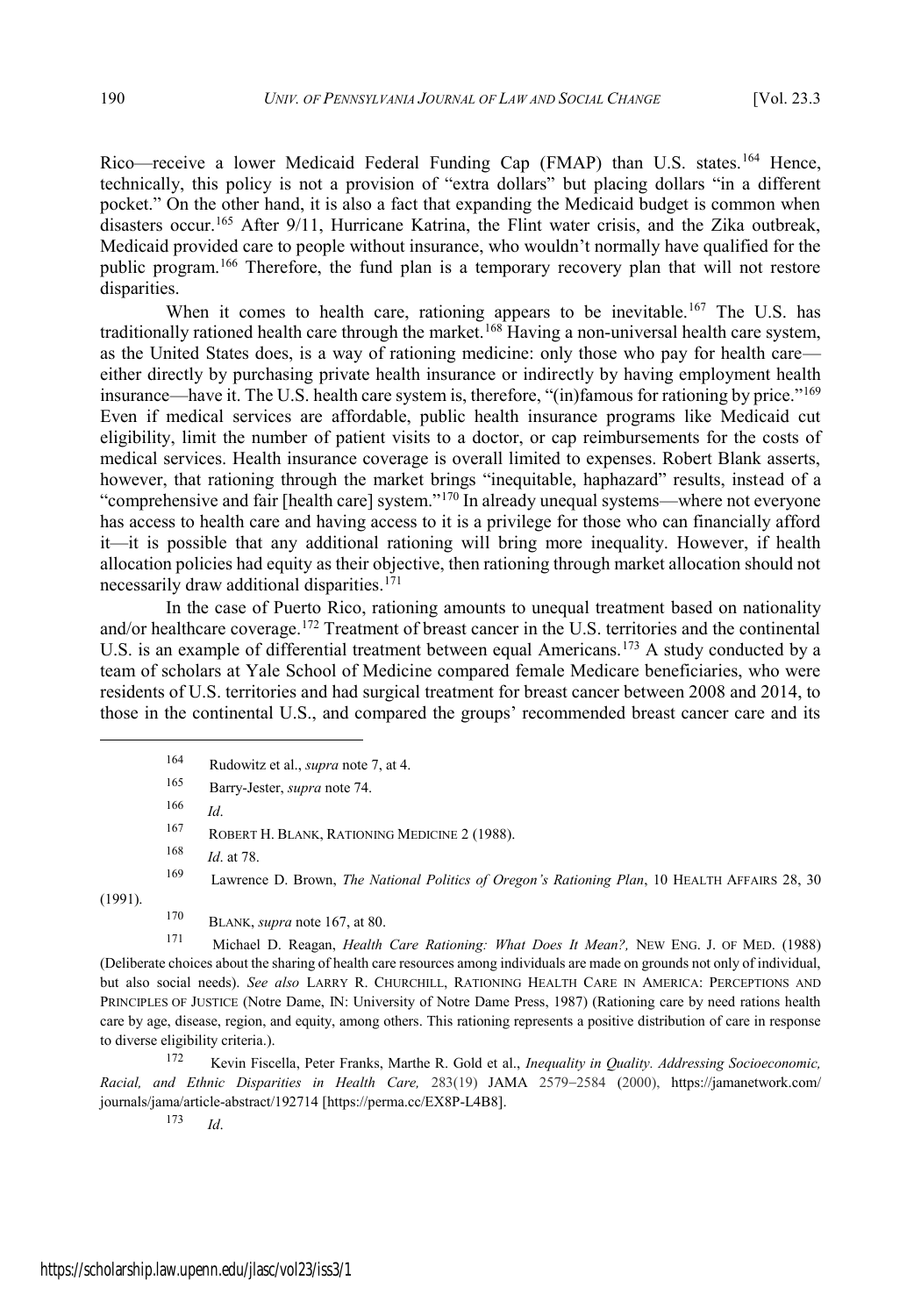Rico—receive a lower Medicaid Federal Funding Cap (FMAP) than U.S. states.[164] Hence, technically, this policy is not a provision of "extra dollars" but placing dollars "in a different pocket." On the other hand, it is also a fact that expanding the Medicaid budget is common when disasters occur.[165] After 9/11, Hurricane Katrina, the Flint water crisis, and the Zika outbreak, Medicaid provided care to people without insurance, who wouldn't normally have qualified for the public program.[166] Therefore, the fund plan is a temporary recovery plan that will not restore disparities.

When it comes to health care, rationing appears to be inevitable.[167] The U.S. has traditionally rationed health care through the market.[168] Having a non-universal health care system, as the United States does, is a way of rationing medicine: only those who pay for health care—either directly by purchasing private health insurance or indirectly by having employment health insurance—have it. The U.S. health care system is, therefore, "(in)famous for rationing by price."[169] Even if medical services are affordable, public health insurance programs like Medicaid cut eligibility, limit the number of patient visits to a doctor, or cap reimbursements for the costs of medical services. Health insurance coverage is overall limited to expenses. Robert Blank asserts, however, that rationing through the market brings "inequitable, haphazard" results, instead of a "comprehensive and fair [health care] system."[170] In already unequal systems—where not everyone has access to health care and having access to it is a privilege for those who can financially afford it—it is possible that any additional rationing will bring more inequality. However, if health allocation policies had equity as their objective, then rationing through market allocation should not necessarily draw additional disparities.[171]

In the case of Puerto Rico, rationing amounts to unequal treatment based on nationality and/or healthcare coverage.[172] Treatment of breast cancer in the U.S. territories and the continental U.S. is an example of differential treatment between equal Americans.[173] A study conducted by a team of scholars at Yale School of Medicine compared female Medicare beneficiaries, who were residents of U.S. territories and had surgical treatment for breast cancer between 2008 and 2014, to those in the continental U.S., and compared the groups' recommended breast cancer care and its

---

[164] Rudowitz et al., *supra* note 7, at 4.

[165] Barry-Jester, *supra* note 74.

[166] *Id*.

[167] ROBERT H. BLANK, RATIONING MEDICINE 2 (1988).

[168] *Id*. at 78.

[169] Lawrence D. Brown, *The National Politics of Oregon's Rationing Plan*, 10 HEALTH AFFAIRS 28, 30 (1991).

[170] BLANK, *supra* note 167, at 80.

[171] Michael D. Reagan, *Health Care Rationing: What Does It Mean?,* NEW ENG. J. OF MED. (1988) (Deliberate choices about the sharing of health care resources among individuals are made on grounds not only of individual, but also social needs). *See also* LARRY R. CHURCHILL, RATIONING HEALTH CARE IN AMERICA: PERCEPTIONS AND PRINCIPLES OF JUSTICE (Notre Dame, IN: University of Notre Dame Press, 1987) (Rationing care by need rations health care by age, disease, region, and equity, among others. This rationing represents a positive distribution of care in response to diverse eligibility criteria.).

[172] Kevin Fiscella, Peter Franks, Marthe R. Gold et al., *Inequality in Quality. Addressing Socioeconomic, Racial, and Ethnic Disparities in Health Care,* 283(19) JAMA 2579–2584 (2000), https://jamanetwork.com/journals/jama/article-abstract/192714 [https://perma.cc/EX8P-L4B8].

[173] *Id*.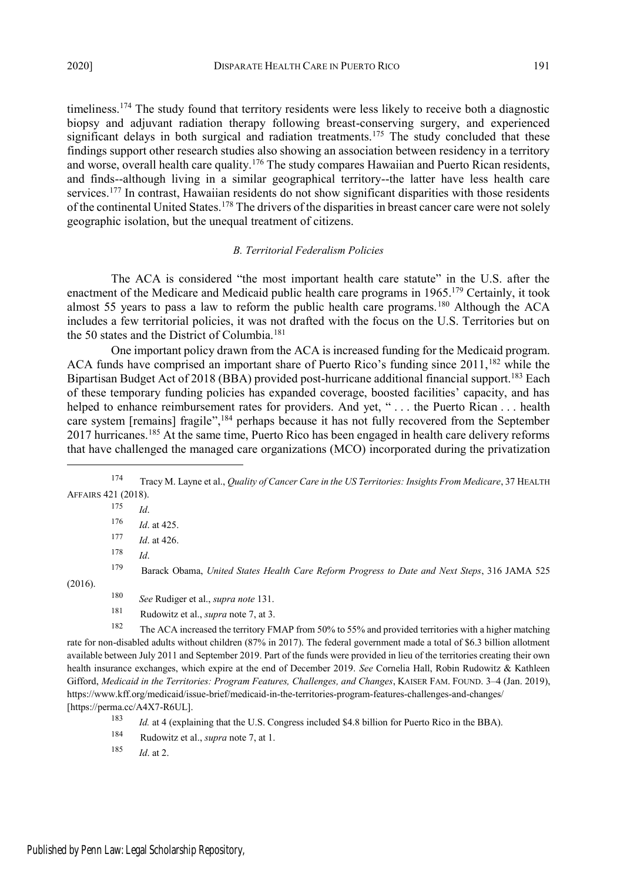timeliness.[174] The study found that territory residents were less likely to receive both a diagnostic biopsy and adjuvant radiation therapy following breast-conserving surgery, and experienced significant delays in both surgical and radiation treatments.[175] The study concluded that these findings support other research studies also showing an association between residency in a territory and worse, overall health care quality.[176] The study compares Hawaiian and Puerto Rican residents, and finds--although living in a similar geographical territory--the latter have less health care services.[177] In contrast, Hawaiian residents do not show significant disparities with those residents of the continental United States.[178] The drivers of the disparities in breast cancer care were not solely geographic isolation, but the unequal treatment of citizens.

### *B. Territorial Federalism Policies*

The ACA is considered "the most important health care statute" in the U.S. after the enactment of the Medicare and Medicaid public health care programs in 1965.[179] Certainly, it took almost 55 years to pass a law to reform the public health care programs.[180] Although the ACA includes a few territorial policies, it was not drafted with the focus on the U.S. Territories but on the 50 states and the District of Columbia.[181]

One important policy drawn from the ACA is increased funding for the Medicaid program. ACA funds have comprised an important share of Puerto Rico's funding since 2011,[182] while the Bipartisan Budget Act of 2018 (BBA) provided post-hurricane additional financial support.[183] Each of these temporary funding policies has expanded coverage, boosted facilities' capacity, and has helped to enhance reimbursement rates for providers. And yet, " . . . the Puerto Rican . . . health care system [remains] fragile",[184] perhaps because it has not fully recovered from the September 2017 hurricanes.[185] At the same time, Puerto Rico has been engaged in health care delivery reforms that have challenged the managed care organizations (MCO) incorporated during the privatization

---

[174] Tracy M. Layne et al., *Quality of Cancer Care in the US Territories: Insights From Medicare*, 37 HEALTH AFFAIRS 421 (2018).

[175] *Id*.

[176] *Id*. at 425.

[177] *Id*. at 426.

[178] *Id*.

[179] Barack Obama, *United States Health Care Reform Progress to Date and Next Steps*, 316 JAMA 525 (2016).

[180] *See* Rudiger et al., *supra note* 131.

[181] Rudowitz et al., *supra* note 7, at 3.

[182] The ACA increased the territory FMAP from 50% to 55% and provided territories with a higher matching rate for non-disabled adults without children (87% in 2017). The federal government made a total of $6.3 billion allotment available between July 2011 and September 2019. Part of the funds were provided in lieu of the territories creating their own health insurance exchanges, which expire at the end of December 2019. *See* Cornelia Hall, Robin Rudowitz & Kathleen Gifford, *Medicaid in the Territories: Program Features, Challenges, and Changes*, KAISER FAM. FOUND. 3–4 (Jan. 2019), https://www.kff.org/medicaid/issue-brief/medicaid-in-the-territories-program-features-challenges-and-changes/ [https://perma.cc/A4X7-R6UL].

[183] *Id.* at 4 (explaining that the U.S. Congress included $4.8 billion for Puerto Rico in the BBA).

[184] Rudowitz et al., *supra* note 7, at 1.

[185] *Id*. at 2.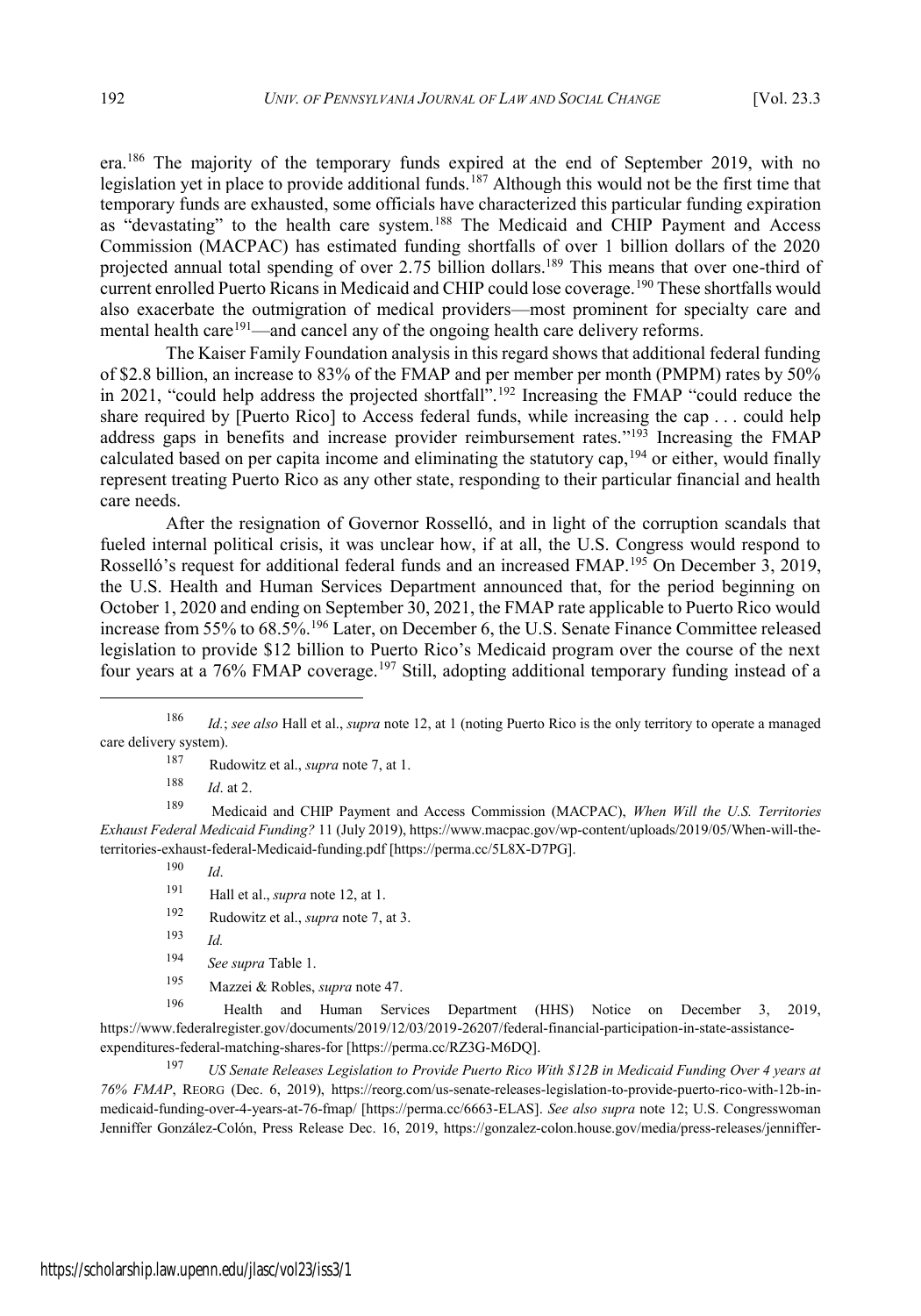era.[186] The majority of the temporary funds expired at the end of September 2019, with no legislation yet in place to provide additional funds.[187] Although this would not be the first time that temporary funds are exhausted, some officials have characterized this particular funding expiration as "devastating" to the health care system.[188] The Medicaid and CHIP Payment and Access Commission (MACPAC) has estimated funding shortfalls of over 1 billion dollars of the 2020 projected annual total spending of over 2.75 billion dollars.[189] This means that over one-third of current enrolled Puerto Ricans in Medicaid and CHIP could lose coverage.[190] These shortfalls would also exacerbate the outmigration of medical providers—most prominent for specialty care and mental health care[191]—and cancel any of the ongoing health care delivery reforms.

The Kaiser Family Foundation analysis in this regard shows that additional federal funding of $2.8 billion, an increase to 83% of the FMAP and per member per month (PMPM) rates by 50% in 2021, "could help address the projected shortfall".[192] Increasing the FMAP "could reduce the share required by [Puerto Rico] to Access federal funds, while increasing the cap . . . could help address gaps in benefits and increase provider reimbursement rates."[193] Increasing the FMAP calculated based on per capita income and eliminating the statutory cap,[194] or either, would finally represent treating Puerto Rico as any other state, responding to their particular financial and health care needs.

After the resignation of Governor Rosselló, and in light of the corruption scandals that fueled internal political crisis, it was unclear how, if at all, the U.S. Congress would respond to Rosselló's request for additional federal funds and an increased FMAP.[195] On December 3, 2019, the U.S. Health and Human Services Department announced that, for the period beginning on October 1, 2020 and ending on September 30, 2021, the FMAP rate applicable to Puerto Rico would increase from 55% to 68.5%.[196] Later, on December 6, the U.S. Senate Finance Committee released legislation to provide $12 billion to Puerto Rico's Medicaid program over the course of the next four years at a 76% FMAP coverage.[197] Still, adopting additional temporary funding instead of a

---

[186] *Id.*; *see also* Hall et al., *supra* note 12, at 1 (noting Puerto Rico is the only territory to operate a managed care delivery system).

[187] Rudowitz et al., *supra* note 7, at 1.

[188] *Id*. at 2.

[189] Medicaid and CHIP Payment and Access Commission (MACPAC), *When Will the U.S. Territories Exhaust Federal Medicaid Funding?* 11 (July 2019), https://www.macpac.gov/wp-content/uploads/2019/05/When-will-the-territories-exhaust-federal-Medicaid-funding.pdf [https://perma.cc/5L8X-D7PG].

[190] *Id*.

[191] Hall et al., *supra* note 12, at 1.

[192] Rudowitz et al., *supra* note 7, at 3.

[193] *Id.*

[194] *See supra* Table 1.

[195] Mazzei & Robles, *supra* note 47.

[196] Health and Human Services Department (HHS) Notice on December 3, 2019, https://www.federalregister.gov/documents/2019/12/03/2019-26207/federal-financial-participation-in-state-assistance-expenditures-federal-matching-shares-for [https://perma.cc/RZ3G-M6DQ].

[197] *US Senate Releases Legislation to Provide Puerto Rico With $12B in Medicaid Funding Over 4 years at 76% FMAP*, REORG (Dec. 6, 2019), https://reorg.com/us-senate-releases-legislation-to-provide-puerto-rico-with-12b-in-medicaid-funding-over-4-years-at-76-fmap/ [https://perma.cc/6663-ELAS]. *See also supra* note 12; U.S. Congresswoman Jenniffer González-Colón, Press Release Dec. 16, 2019, https://gonzalez-colon.house.gov/media/press-releases/jenniffer-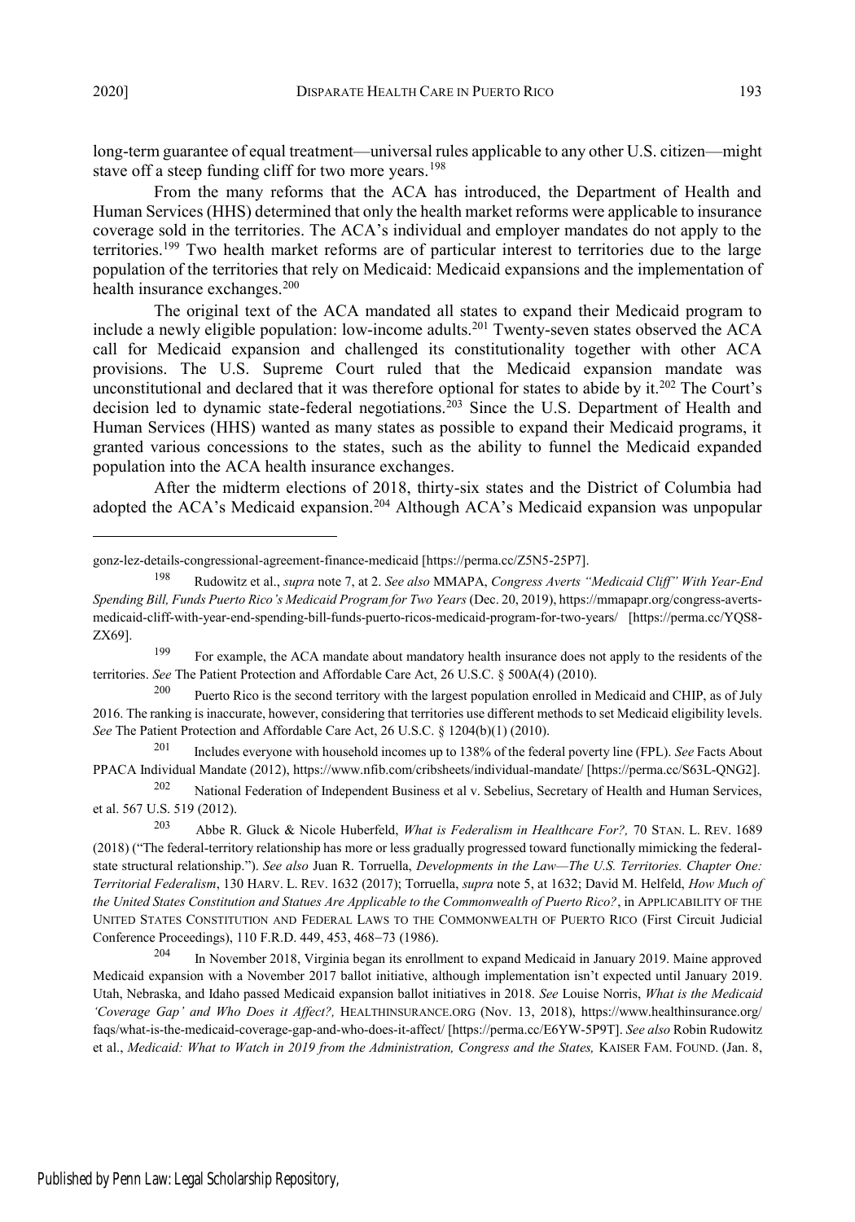long-term guarantee of equal treatment—universal rules applicable to any other U.S. citizen—might stave off a steep funding cliff for two more years.[198]

From the many reforms that the ACA has introduced, the Department of Health and Human Services (HHS) determined that only the health market reforms were applicable to insurance coverage sold in the territories. The ACA's individual and employer mandates do not apply to the territories.[199] Two health market reforms are of particular interest to territories due to the large population of the territories that rely on Medicaid: Medicaid expansions and the implementation of health insurance exchanges.[200]

The original text of the ACA mandated all states to expand their Medicaid program to include a newly eligible population: low-income adults.[201] Twenty-seven states observed the ACA call for Medicaid expansion and challenged its constitutionality together with other ACA provisions. The U.S. Supreme Court ruled that the Medicaid expansion mandate was unconstitutional and declared that it was therefore optional for states to abide by it.[202] The Court's decision led to dynamic state-federal negotiations.[203] Since the U.S. Department of Health and Human Services (HHS) wanted as many states as possible to expand their Medicaid programs, it granted various concessions to the states, such as the ability to funnel the Medicaid expanded population into the ACA health insurance exchanges.

After the midterm elections of 2018, thirty-six states and the District of Columbia had adopted the ACA's Medicaid expansion.[204] Although ACA's Medicaid expansion was unpopular

---

gonz-lez-details-congressional-agreement-finance-medicaid [https://perma.cc/Z5N5-25P7].

[198] Rudowitz et al., *supra* note 7, at 2. *See also* MMAPA, *Congress Averts "Medicaid Cliff" With Year-End Spending Bill, Funds Puerto Rico's Medicaid Program for Two Years* (Dec. 20, 2019), https://mmapapr.org/congress-averts-medicaid-cliff-with-year-end-spending-bill-funds-puerto-ricos-medicaid-program-for-two-years/ [https://perma.cc/YQS8-ZX69].

[199] For example, the ACA mandate about mandatory health insurance does not apply to the residents of the territories. *See* The Patient Protection and Affordable Care Act, 26 U.S.C. § 500A(4) (2010).

[200] Puerto Rico is the second territory with the largest population enrolled in Medicaid and CHIP, as of July 2016. The ranking is inaccurate, however, considering that territories use different methods to set Medicaid eligibility levels. *See* The Patient Protection and Affordable Care Act, 26 U.S.C. § 1204(b)(1) (2010).

[201] Includes everyone with household incomes up to 138% of the federal poverty line (FPL). *See* Facts About PPACA Individual Mandate (2012), https://www.nfib.com/cribsheets/individual-mandate/ [https://perma.cc/S63L-QNG2].

[202] National Federation of Independent Business et al v. Sebelius, Secretary of Health and Human Services, et al. 567 U.S. 519 (2012).

[203] Abbe R. Gluck & Nicole Huberfeld, *What is Federalism in Healthcare For?,* 70 STAN. L. REV. 1689 (2018) ("The federal-territory relationship has more or less gradually progressed toward functionally mimicking the federal-state structural relationship."). *See also* Juan R. Torruella, *Developments in the Law—The U.S. Territories. Chapter One: Territorial Federalism*, 130 HARV. L. REV. 1632 (2017); Torruella, *supra* note 5, at 1632; David M. Helfeld, *How Much of the United States Constitution and Statues Are Applicable to the Commonwealth of Puerto Rico?*, in APPLICABILITY OF THE UNITED STATES CONSTITUTION AND FEDERAL LAWS TO THE COMMONWEALTH OF PUERTO RICO (First Circuit Judicial Conference Proceedings), 110 F.R.D. 449, 453, 468−73 (1986).

[204] In November 2018, Virginia began its enrollment to expand Medicaid in January 2019. Maine approved Medicaid expansion with a November 2017 ballot initiative, although implementation isn't expected until January 2019. Utah, Nebraska, and Idaho passed Medicaid expansion ballot initiatives in 2018. *See* Louise Norris, *What is the Medicaid 'Coverage Gap' and Who Does it Affect?,* HEALTHINSURANCE.ORG (Nov. 13, 2018), https://www.healthinsurance.org/faqs/what-is-the-medicaid-coverage-gap-and-who-does-it-affect/ [https://perma.cc/E6YW-5P9T]. *See also* Robin Rudowitz et al., *Medicaid: What to Watch in 2019 from the Administration, Congress and the States,* KAISER FAM. FOUND. (Jan. 8,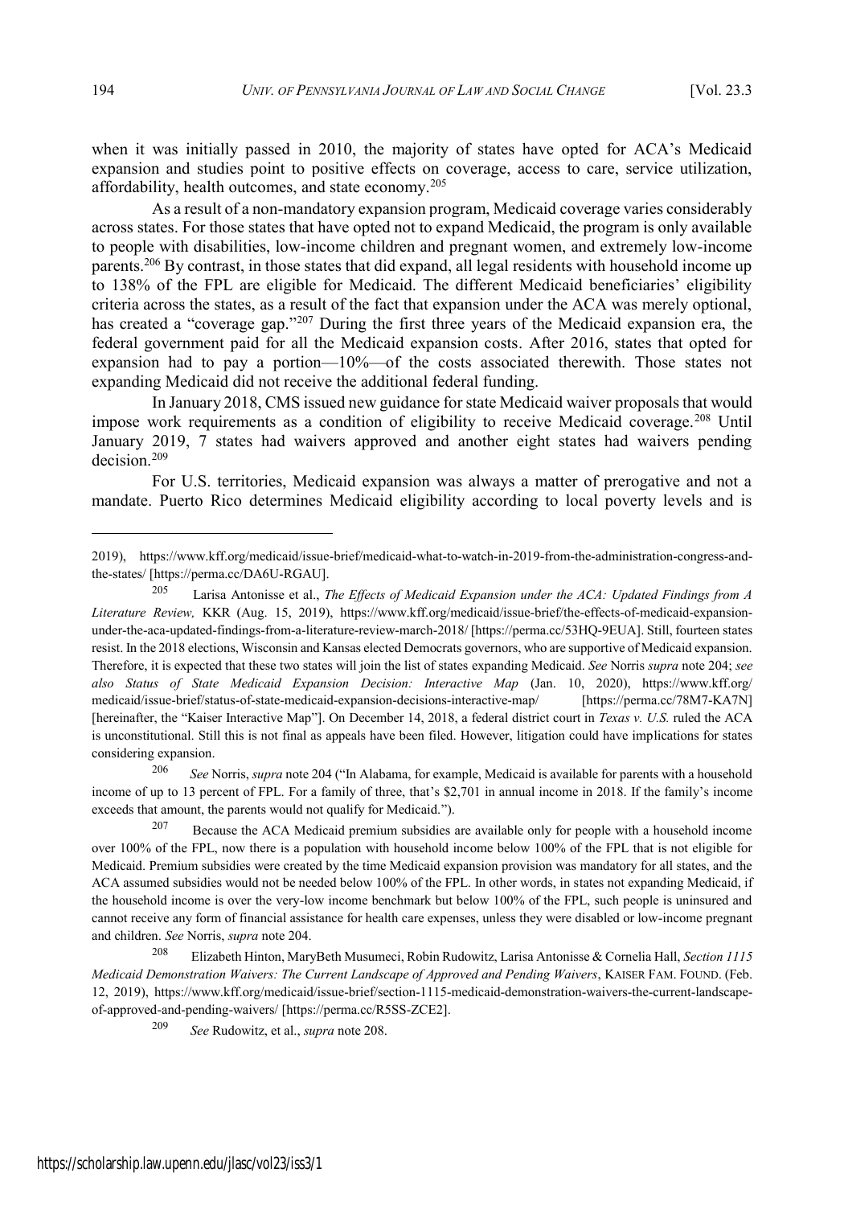when it was initially passed in 2010, the majority of states have opted for ACA's Medicaid expansion and studies point to positive effects on coverage, access to care, service utilization, affordability, health outcomes, and state economy.[205]

As a result of a non-mandatory expansion program, Medicaid coverage varies considerably across states. For those states that have opted not to expand Medicaid, the program is only available to people with disabilities, low-income children and pregnant women, and extremely low-income parents.[206] By contrast, in those states that did expand, all legal residents with household income up to 138% of the FPL are eligible for Medicaid. The different Medicaid beneficiaries' eligibility criteria across the states, as a result of the fact that expansion under the ACA was merely optional, has created a "coverage gap."[207] During the first three years of the Medicaid expansion era, the federal government paid for all the Medicaid expansion costs. After 2016, states that opted for expansion had to pay a portion—10%—of the costs associated therewith. Those states not expanding Medicaid did not receive the additional federal funding.

In January 2018, CMS issued new guidance for state Medicaid waiver proposals that would impose work requirements as a condition of eligibility to receive Medicaid coverage.[208] Until January 2019, 7 states had waivers approved and another eight states had waivers pending decision.[209]

For U.S. territories, Medicaid expansion was always a matter of prerogative and not a mandate. Puerto Rico determines Medicaid eligibility according to local poverty levels and is

---

2019), https://www.kff.org/medicaid/issue-brief/medicaid-what-to-watch-in-2019-from-the-administration-congress-and-the-states/ [https://perma.cc/DA6U-RGAU].

[205] Larisa Antonisse et al., *The Effects of Medicaid Expansion under the ACA: Updated Findings from A Literature Review,* KKR (Aug. 15, 2019), https://www.kff.org/medicaid/issue-brief/the-effects-of-medicaid-expansion-under-the-aca-updated-findings-from-a-literature-review-march-2018/ [https://perma.cc/53HQ-9EUA]. Still, fourteen states resist. In the 2018 elections, Wisconsin and Kansas elected Democrats governors, who are supportive of Medicaid expansion. Therefore, it is expected that these two states will join the list of states expanding Medicaid. *See* Norris *supra* note 204; *see also Status of State Medicaid Expansion Decision: Interactive Map* (Jan. 10, 2020), https://www.kff.org/medicaid/issue-brief/status-of-state-medicaid-expansion-decisions-interactive-map/ [https://perma.cc/78M7-KA7N] [hereinafter, the "Kaiser Interactive Map"]. On December 14, 2018, a federal district court in *Texas v. U.S.* ruled the ACA is unconstitutional. Still this is not final as appeals have been filed. However, litigation could have implications for states considering expansion.

[206] *See* Norris, *supra* note 204 ("In Alabama, for example, Medicaid is available for parents with a household income of up to 13 percent of FPL. For a family of three, that's $2,701 in annual income in 2018. If the family's income exceeds that amount, the parents would not qualify for Medicaid.").

[207] Because the ACA Medicaid premium subsidies are available only for people with a household income over 100% of the FPL, now there is a population with household income below 100% of the FPL that is not eligible for Medicaid. Premium subsidies were created by the time Medicaid expansion provision was mandatory for all states, and the ACA assumed subsidies would not be needed below 100% of the FPL. In other words, in states not expanding Medicaid, if the household income is over the very-low income benchmark but below 100% of the FPL, such people is uninsured and cannot receive any form of financial assistance for health care expenses, unless they were disabled or low-income pregnant and children. *See* Norris, *supra* note 204.

[208] Elizabeth Hinton, MaryBeth Musumeci, Robin Rudowitz, Larisa Antonisse & Cornelia Hall, *Section 1115 Medicaid Demonstration Waivers: The Current Landscape of Approved and Pending Waivers*, KAISER FAM. FOUND. (Feb. 12, 2019), https://www.kff.org/medicaid/issue-brief/section-1115-medicaid-demonstration-waivers-the-current-landscape-of-approved-and-pending-waivers/ [https://perma.cc/R5SS-ZCE2].

[209] *See* Rudowitz, et al., *supra* note 208.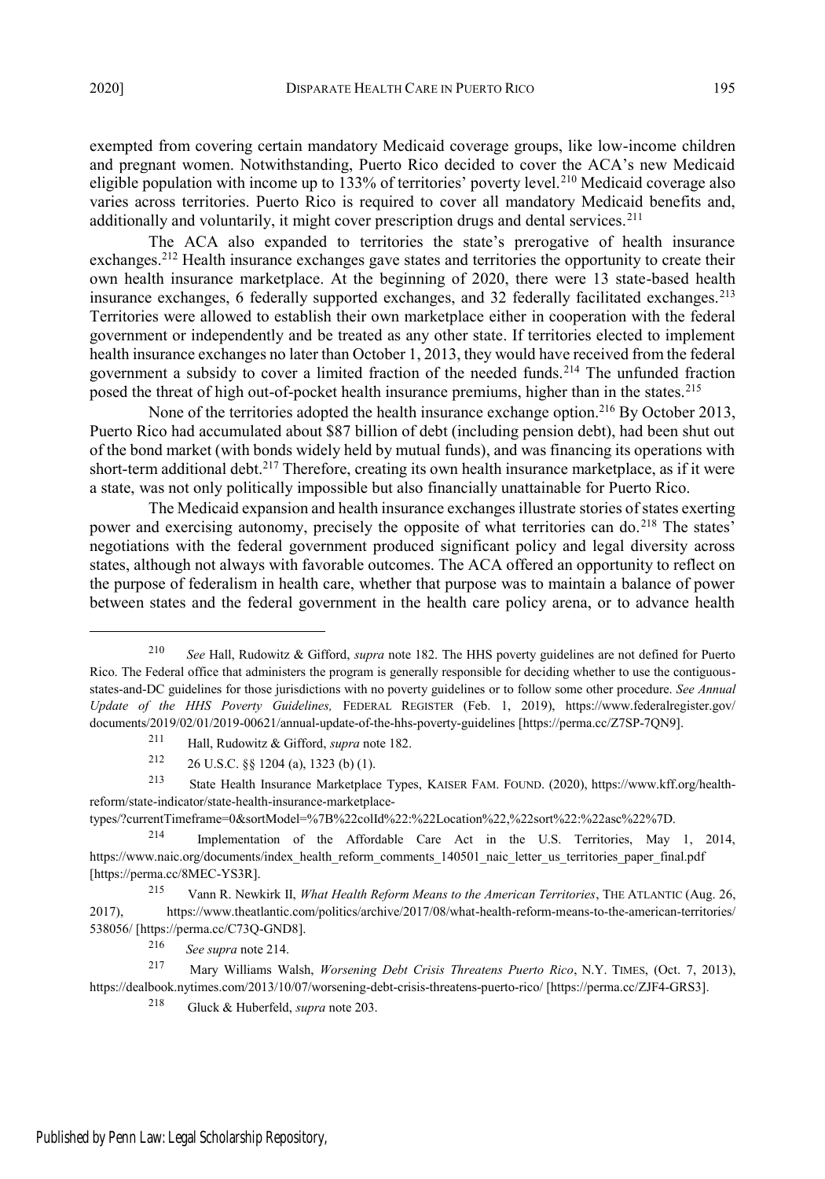exempted from covering certain mandatory Medicaid coverage groups, like low-income children and pregnant women. Notwithstanding, Puerto Rico decided to cover the ACA's new Medicaid eligible population with income up to 133% of territories' poverty level.[210] Medicaid coverage also varies across territories. Puerto Rico is required to cover all mandatory Medicaid benefits and, additionally and voluntarily, it might cover prescription drugs and dental services.[211]

The ACA also expanded to territories the state's prerogative of health insurance exchanges.[212] Health insurance exchanges gave states and territories the opportunity to create their own health insurance marketplace. At the beginning of 2020, there were 13 state-based health insurance exchanges, 6 federally supported exchanges, and 32 federally facilitated exchanges.[213] Territories were allowed to establish their own marketplace either in cooperation with the federal government or independently and be treated as any other state. If territories elected to implement health insurance exchanges no later than October 1, 2013, they would have received from the federal government a subsidy to cover a limited fraction of the needed funds.[214] The unfunded fraction posed the threat of high out-of-pocket health insurance premiums, higher than in the states.[215]

None of the territories adopted the health insurance exchange option.[216] By October 2013, Puerto Rico had accumulated about $87 billion of debt (including pension debt), had been shut out of the bond market (with bonds widely held by mutual funds), and was financing its operations with short-term additional debt.[217] Therefore, creating its own health insurance marketplace, as if it were a state, was not only politically impossible but also financially unattainable for Puerto Rico.

The Medicaid expansion and health insurance exchanges illustrate stories of states exerting power and exercising autonomy, precisely the opposite of what territories can do.[218] The states' negotiations with the federal government produced significant policy and legal diversity across states, although not always with favorable outcomes. The ACA offered an opportunity to reflect on the purpose of federalism in health care, whether that purpose was to maintain a balance of power between states and the federal government in the health care policy arena, or to advance health

---

[210] *See* Hall, Rudowitz & Gifford, *supra* note 182. The HHS poverty guidelines are not defined for Puerto Rico. The Federal office that administers the program is generally responsible for deciding whether to use the contiguous-states-and-DC guidelines for those jurisdictions with no poverty guidelines or to follow some other procedure. *See Annual Update of the HHS Poverty Guidelines,* FEDERAL REGISTER (Feb. 1, 2019), https://www.federalregister.gov/documents/2019/02/01/2019-00621/annual-update-of-the-hhs-poverty-guidelines [https://perma.cc/Z7SP-7QN9].

[211] Hall, Rudowitz & Gifford, *supra* note 182.

[212] 26 U.S.C. §§ 1204 (a), 1323 (b) (1).

[213] State Health Insurance Marketplace Types, KAISER FAM. FOUND. (2020), https://www.kff.org/health-reform/state-indicator/state-health-insurance-marketplace-types/?currentTimeframe=0&sortModel=%7B%22colId%22:%22Location%22,%22sort%22:%22asc%22%7D.

[214] Implementation of the Affordable Care Act in the U.S. Territories, May 1, 2014, https://www.naic.org/documents/index_health_reform_comments_140501_naic_letter_us_territories_paper_final.pdf [https://perma.cc/8MEC-YS3R].

[215] Vann R. Newkirk II, *What Health Reform Means to the American Territories*, THE ATLANTIC (Aug. 26, 2017), https://www.theatlantic.com/politics/archive/2017/08/what-health-reform-means-to-the-american-territories/538056/ [https://perma.cc/C73Q-GND8].

[216] *See supra* note 214.

[217] Mary Williams Walsh, *Worsening Debt Crisis Threatens Puerto Rico*, N.Y. TIMES, (Oct. 7, 2013), https://dealbook.nytimes.com/2013/10/07/worsening-debt-crisis-threatens-puerto-rico/ [https://perma.cc/ZJF4-GRS3].

[218] Gluck & Huberfeld, *supra* note 203.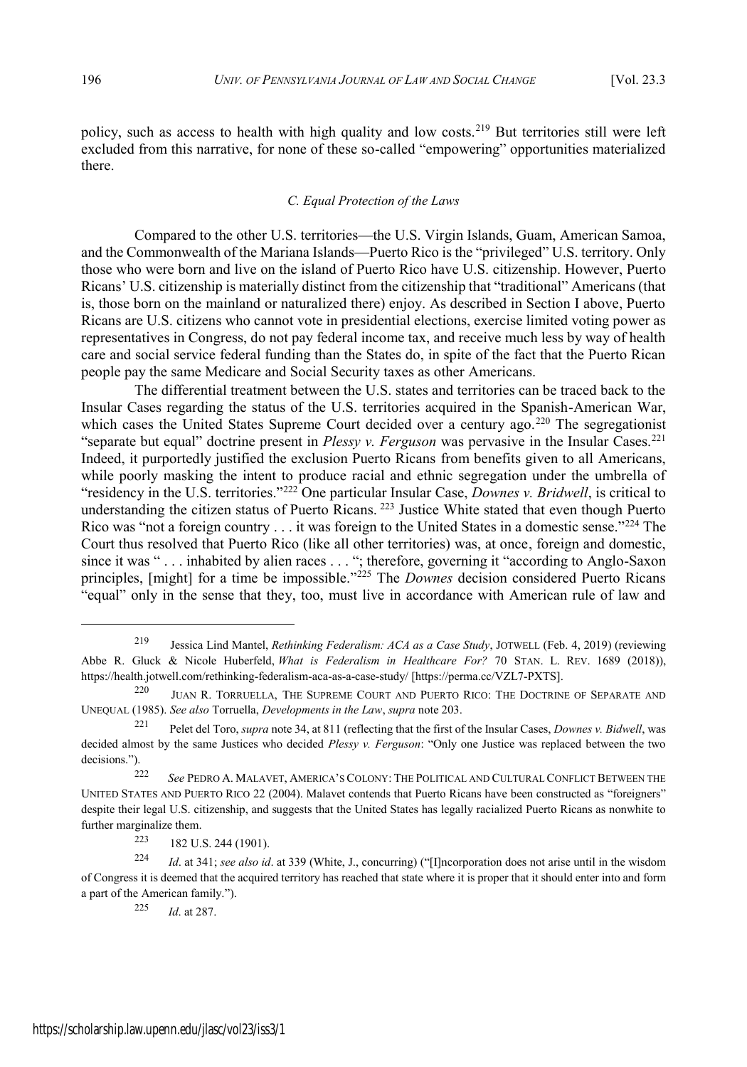policy, such as access to health with high quality and low costs.[219] But territories still were left excluded from this narrative, for none of these so-called "empowering" opportunities materialized there.

### *C. Equal Protection of the Laws*

Compared to the other U.S. territories—the U.S. Virgin Islands, Guam, American Samoa, and the Commonwealth of the Mariana Islands—Puerto Rico is the "privileged" U.S. territory. Only those who were born and live on the island of Puerto Rico have U.S. citizenship. However, Puerto Ricans' U.S. citizenship is materially distinct from the citizenship that "traditional" Americans (that is, those born on the mainland or naturalized there) enjoy. As described in Section I above, Puerto Ricans are U.S. citizens who cannot vote in presidential elections, exercise limited voting power as representatives in Congress, do not pay federal income tax, and receive much less by way of health care and social service federal funding than the States do, in spite of the fact that the Puerto Rican people pay the same Medicare and Social Security taxes as other Americans.

The differential treatment between the U.S. states and territories can be traced back to the Insular Cases regarding the status of the U.S. territories acquired in the Spanish-American War, which cases the United States Supreme Court decided over a century ago.[220] The segregationist "separate but equal" doctrine present in *Plessy v. Ferguson* was pervasive in the Insular Cases.[221] Indeed, it purportedly justified the exclusion Puerto Ricans from benefits given to all Americans, while poorly masking the intent to produce racial and ethnic segregation under the umbrella of "residency in the U.S. territories."[222] One particular Insular Case, *Downes v. Bridwell*, is critical to understanding the citizen status of Puerto Ricans. [223] Justice White stated that even though Puerto Rico was "not a foreign country . . . it was foreign to the United States in a domestic sense."[224] The Court thus resolved that Puerto Rico (like all other territories) was, at once, foreign and domestic, since it was " . . . inhabited by alien races . . . "; therefore, governing it "according to Anglo-Saxon principles, [might] for a time be impossible."[225] The *Downes* decision considered Puerto Ricans "equal" only in the sense that they, too, must live in accordance with American rule of law and

---

[219] Jessica Lind Mantel, *Rethinking Federalism: ACA as a Case Study*, JOTWELL (Feb. 4, 2019) (reviewing Abbe R. Gluck & Nicole Huberfeld, *What is Federalism in Healthcare For?* 70 STAN. L. REV. 1689 (2018)), https://health.jotwell.com/rethinking-federalism-aca-as-a-case-study/ [https://perma.cc/VZL7-PXTS].

[220] JUAN R. TORRUELLA, THE SUPREME COURT AND PUERTO RICO: THE DOCTRINE OF SEPARATE AND UNEQUAL (1985). *See also* Torruella, *Developments in the Law*, *supra* note 203.

[221] Pelet del Toro, *supra* note 34, at 811 (reflecting that the first of the Insular Cases, *Downes v. Bidwell*, was decided almost by the same Justices who decided *Plessy v. Ferguson*: "Only one Justice was replaced between the two decisions.").

[222] *See* PEDRO A. MALAVET, AMERICA'S COLONY: THE POLITICAL AND CULTURAL CONFLICT BETWEEN THE UNITED STATES AND PUERTO RICO 22 (2004). Malavet contends that Puerto Ricans have been constructed as "foreigners" despite their legal U.S. citizenship, and suggests that the United States has legally racialized Puerto Ricans as nonwhite to further marginalize them.

[223] 182 U.S. 244 (1901).

[224] *Id*. at 341; *see also id*. at 339 (White, J., concurring) ("[I]ncorporation does not arise until in the wisdom of Congress it is deemed that the acquired territory has reached that state where it is proper that it should enter into and form a part of the American family.").

[225] *Id*. at 287.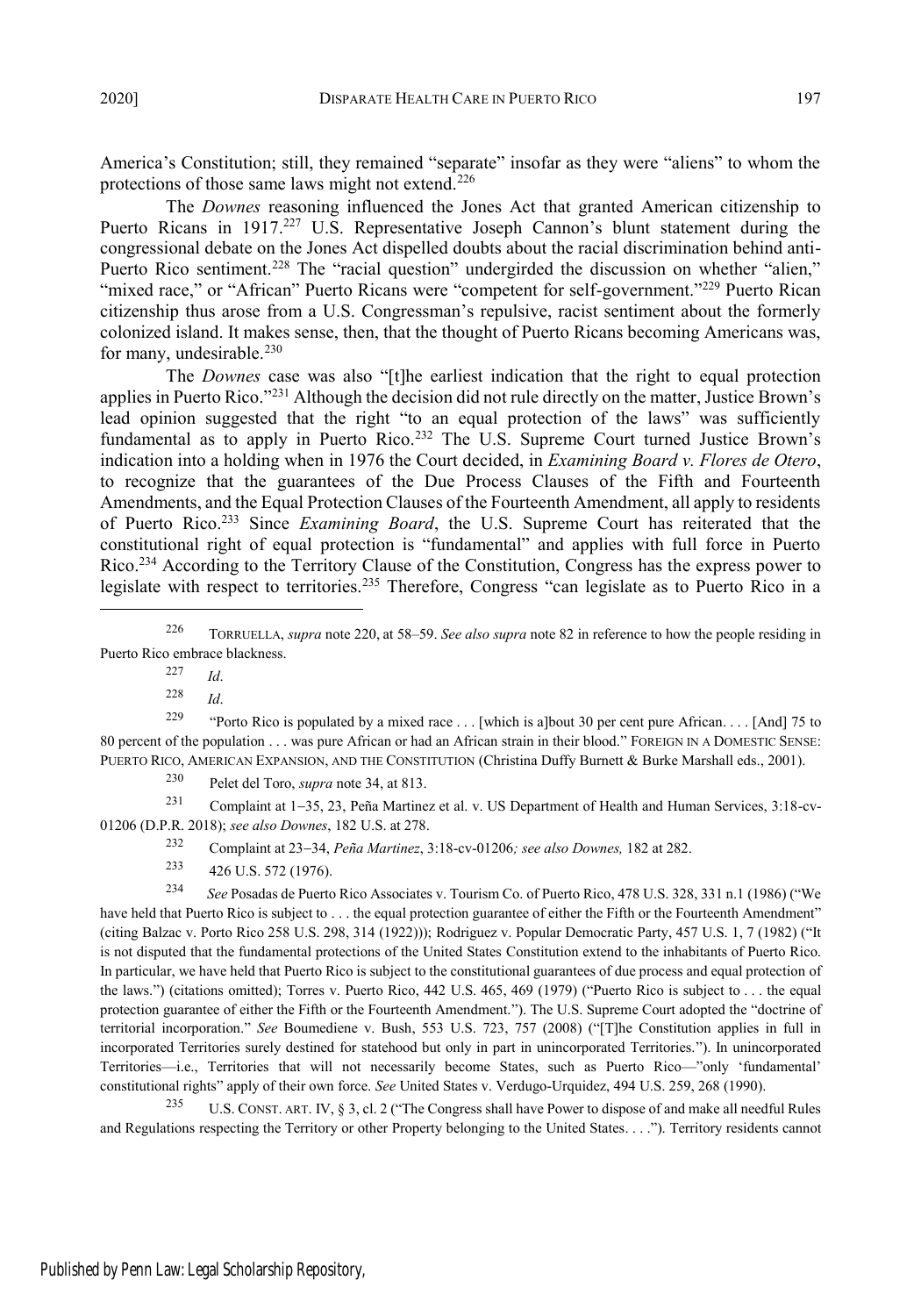America's Constitution; still, they remained "separate" insofar as they were "aliens" to whom the protections of those same laws might not extend.[226]

The *Downes* reasoning influenced the Jones Act that granted American citizenship to Puerto Ricans in 1917.[227] U.S. Representative Joseph Cannon's blunt statement during the congressional debate on the Jones Act dispelled doubts about the racial discrimination behind anti-Puerto Rico sentiment.[228] The "racial question" undergirded the discussion on whether "alien," "mixed race," or "African" Puerto Ricans were "competent for self-government."[229] Puerto Rican citizenship thus arose from a U.S. Congressman's repulsive, racist sentiment about the formerly colonized island. It makes sense, then, that the thought of Puerto Ricans becoming Americans was, for many, undesirable.[230]

The *Downes* case was also "[t]he earliest indication that the right to equal protection applies in Puerto Rico."[231] Although the decision did not rule directly on the matter, Justice Brown's lead opinion suggested that the right "to an equal protection of the laws" was sufficiently fundamental as to apply in Puerto Rico.[232] The U.S. Supreme Court turned Justice Brown's indication into a holding when in 1976 the Court decided, in *Examining Board v. Flores de Otero*, to recognize that the guarantees of the Due Process Clauses of the Fifth and Fourteenth Amendments, and the Equal Protection Clauses of the Fourteenth Amendment, all apply to residents of Puerto Rico.[233] Since *Examining Board*, the U.S. Supreme Court has reiterated that the constitutional right of equal protection is "fundamental" and applies with full force in Puerto Rico.[234] According to the Territory Clause of the Constitution, Congress has the express power to legislate with respect to territories.[235] Therefore, Congress "can legislate as to Puerto Rico in a

---

[226] TORRUELLA, *supra* note 220, at 58–59. *See also supra* note 82 in reference to how the people residing in Puerto Rico embrace blackness.

[227] *Id*.

[228] *Id*.

[229] "Porto Rico is populated by a mixed race . . . [which is a]bout 30 per cent pure African. . . . [And] 75 to 80 percent of the population . . . was pure African or had an African strain in their blood." FOREIGN IN A DOMESTIC SENSE: PUERTO RICO, AMERICAN EXPANSION, AND THE CONSTITUTION (Christina Duffy Burnett & Burke Marshall eds., 2001).

[230] Pelet del Toro, *supra* note 34, at 813.

[231] Complaint at 1−35, 23, Peña Martinez et al. v. US Department of Health and Human Services, 3:18-cv-01206 (D.P.R. 2018); *see also Downes*, 182 U.S. at 278.

[232] Complaint at 23−34, *Peña Martinez*, 3:18-cv-01206*; see also Downes,* 182 at 282.

[233] 426 U.S. 572 (1976).

[234] *See* Posadas de Puerto Rico Associates v. Tourism Co. of Puerto Rico, 478 U.S. 328, 331 n.1 (1986) ("We have held that Puerto Rico is subject to . . . the equal protection guarantee of either the Fifth or the Fourteenth Amendment" (citing Balzac v. Porto Rico 258 U.S. 298, 314 (1922))); Rodriguez v. Popular Democratic Party, 457 U.S. 1, 7 (1982) ("It is not disputed that the fundamental protections of the United States Constitution extend to the inhabitants of Puerto Rico. In particular, we have held that Puerto Rico is subject to the constitutional guarantees of due process and equal protection of the laws.") (citations omitted); Torres v. Puerto Rico, 442 U.S. 465, 469 (1979) ("Puerto Rico is subject to . . . the equal protection guarantee of either the Fifth or the Fourteenth Amendment."). The U.S. Supreme Court adopted the "doctrine of territorial incorporation." *See* Boumediene v. Bush, 553 U.S. 723, 757 (2008) ("[T]he Constitution applies in full in incorporated Territories surely destined for statehood but only in part in unincorporated Territories."). In unincorporated Territories—i.e., Territories that will not necessarily become States, such as Puerto Rico—"only 'fundamental' constitutional rights" apply of their own force. *See* United States v. Verdugo-Urquidez, 494 U.S. 259, 268 (1990).

[235] U.S. CONST. ART. IV, § 3, cl. 2 ("The Congress shall have Power to dispose of and make all needful Rules and Regulations respecting the Territory or other Property belonging to the United States. . . ."). Territory residents cannot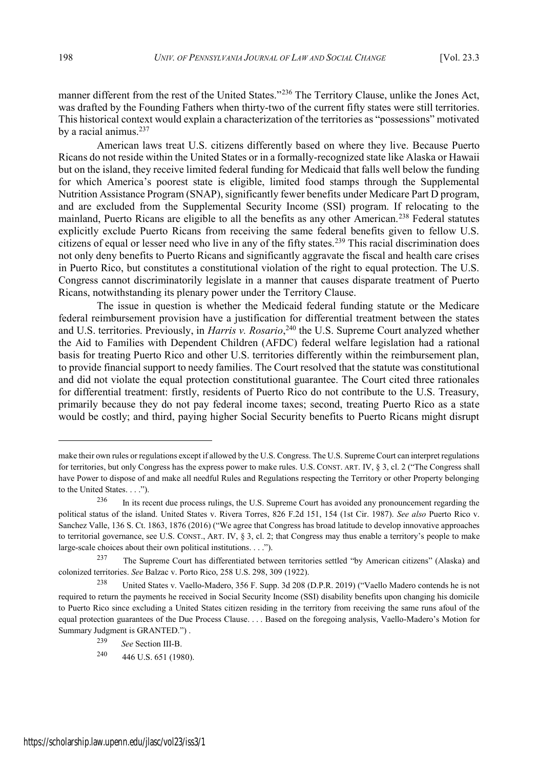manner different from the rest of the United States."[236] The Territory Clause, unlike the Jones Act, was drafted by the Founding Fathers when thirty-two of the current fifty states were still territories. This historical context would explain a characterization of the territories as "possessions" motivated by a racial animus.[237]

American laws treat U.S. citizens differently based on where they live. Because Puerto Ricans do not reside within the United States or in a formally-recognized state like Alaska or Hawaii but on the island, they receive limited federal funding for Medicaid that falls well below the funding for which America's poorest state is eligible, limited food stamps through the Supplemental Nutrition Assistance Program (SNAP), significantly fewer benefits under Medicare Part D program, and are excluded from the Supplemental Security Income (SSI) program. If relocating to the mainland, Puerto Ricans are eligible to all the benefits as any other American.[238] Federal statutes explicitly exclude Puerto Ricans from receiving the same federal benefits given to fellow U.S. citizens of equal or lesser need who live in any of the fifty states.[239] This racial discrimination does not only deny benefits to Puerto Ricans and significantly aggravate the fiscal and health care crises in Puerto Rico, but constitutes a constitutional violation of the right to equal protection. The U.S. Congress cannot discriminatorily legislate in a manner that causes disparate treatment of Puerto Ricans, notwithstanding its plenary power under the Territory Clause.

The issue in question is whether the Medicaid federal funding statute or the Medicare federal reimbursement provision have a justification for differential treatment between the states and U.S. territories. Previously, in *Harris v. Rosario*,[240] the U.S. Supreme Court analyzed whether the Aid to Families with Dependent Children (AFDC) federal welfare legislation had a rational basis for treating Puerto Rico and other U.S. territories differently within the reimbursement plan, to provide financial support to needy families. The Court resolved that the statute was constitutional and did not violate the equal protection constitutional guarantee. The Court cited three rationales for differential treatment: firstly, residents of Puerto Rico do not contribute to the U.S. Treasury, primarily because they do not pay federal income taxes; second, treating Puerto Rico as a state would be costly; and third, paying higher Social Security benefits to Puerto Ricans might disrupt

---

make their own rules or regulations except if allowed by the U.S. Congress. The U.S. Supreme Court can interpret regulations for territories, but only Congress has the express power to make rules. U.S. CONST. ART. IV, § 3, cl. 2 ("The Congress shall have Power to dispose of and make all needful Rules and Regulations respecting the Territory or other Property belonging to the United States. . . .").

[236] In its recent due process rulings, the U.S. Supreme Court has avoided any pronouncement regarding the political status of the island. United States v. Rivera Torres, 826 F.2d 151, 154 (1st Cir. 1987). *See also* Puerto Rico v. Sanchez Valle, 136 S. Ct. 1863, 1876 (2016) ("We agree that Congress has broad latitude to develop innovative approaches to territorial governance, see U.S. CONST., ART. IV, § 3, cl. 2; that Congress may thus enable a territory's people to make large-scale choices about their own political institutions. . . .").

[237] The Supreme Court has differentiated between territories settled "by American citizens" (Alaska) and colonized territories. *See* Balzac v. Porto Rico, 258 U.S. 298, 309 (1922).

[238] United States v. Vaello-Madero, 356 F. Supp. 3d 208 (D.P.R. 2019) ("Vaello Madero contends he is not required to return the payments he received in Social Security Income (SSI) disability benefits upon changing his domicile to Puerto Rico since excluding a United States citizen residing in the territory from receiving the same runs afoul of the equal protection guarantees of the Due Process Clause. . . . Based on the foregoing analysis, Vaello-Madero's Motion for Summary Judgment is GRANTED.") .

[239] *See* Section III-B.

[240] 446 U.S. 651 (1980).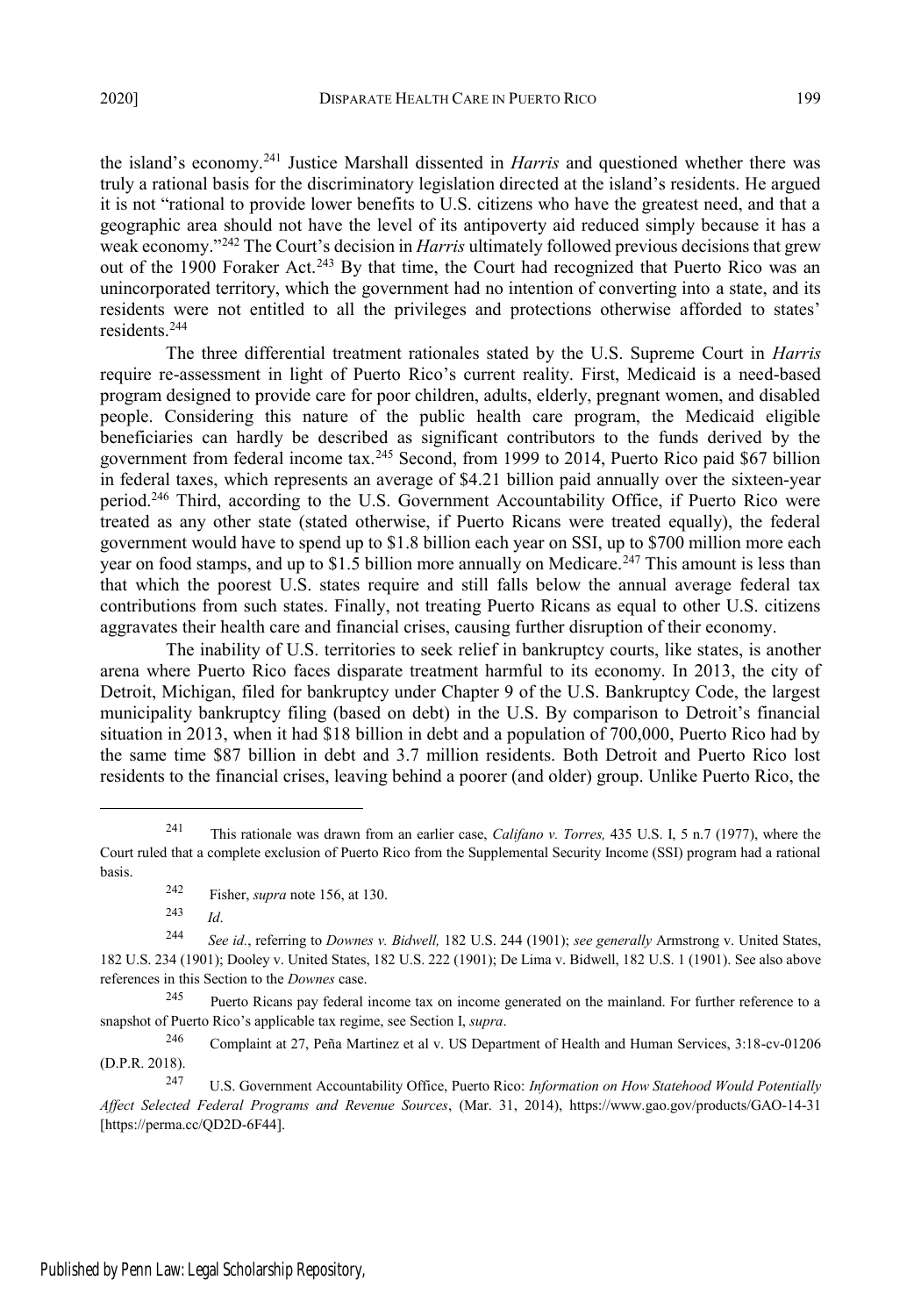the island's economy.[241] Justice Marshall dissented in *Harris* and questioned whether there was truly a rational basis for the discriminatory legislation directed at the island's residents. He argued it is not "rational to provide lower benefits to U.S. citizens who have the greatest need, and that a geographic area should not have the level of its antipoverty aid reduced simply because it has a weak economy."[242] The Court's decision in *Harris* ultimately followed previous decisions that grew out of the 1900 Foraker Act.[243] By that time, the Court had recognized that Puerto Rico was an unincorporated territory, which the government had no intention of converting into a state, and its residents were not entitled to all the privileges and protections otherwise afforded to states' residents.[244]

The three differential treatment rationales stated by the U.S. Supreme Court in *Harris* require re-assessment in light of Puerto Rico's current reality. First, Medicaid is a need-based program designed to provide care for poor children, adults, elderly, pregnant women, and disabled people. Considering this nature of the public health care program, the Medicaid eligible beneficiaries can hardly be described as significant contributors to the funds derived by the government from federal income tax.[245] Second, from 1999 to 2014, Puerto Rico paid $67 billion in federal taxes, which represents an average of $4.21 billion paid annually over the sixteen-year period.[246] Third, according to the U.S. Government Accountability Office, if Puerto Rico were treated as any other state (stated otherwise, if Puerto Ricans were treated equally), the federal government would have to spend up to $1.8 billion each year on SSI, up to $700 million more each year on food stamps, and up to $1.5 billion more annually on Medicare.[247] This amount is less than that which the poorest U.S. states require and still falls below the annual average federal tax contributions from such states. Finally, not treating Puerto Ricans as equal to other U.S. citizens aggravates their health care and financial crises, causing further disruption of their economy.

The inability of U.S. territories to seek relief in bankruptcy courts, like states, is another arena where Puerto Rico faces disparate treatment harmful to its economy. In 2013, the city of Detroit, Michigan, filed for bankruptcy under Chapter 9 of the U.S. Bankruptcy Code, the largest municipality bankruptcy filing (based on debt) in the U.S. By comparison to Detroit's financial situation in 2013, when it had $18 billion in debt and a population of 700,000, Puerto Rico had by the same time $87 billion in debt and 3.7 million residents. Both Detroit and Puerto Rico lost residents to the financial crises, leaving behind a poorer (and older) group. Unlike Puerto Rico, the

---

[241] This rationale was drawn from an earlier case, *Califano v. Torres,* 435 U.S. I, 5 n.7 (1977), where the Court ruled that a complete exclusion of Puerto Rico from the Supplemental Security Income (SSI) program had a rational basis.

[242] Fisher, *supra* note 156, at 130.

[243] *Id*.

[244] *See id.*, referring to *Downes v. Bidwell,* 182 U.S. 244 (1901); *see generally* Armstrong v. United States, 182 U.S. 234 (1901); Dooley v. United States, 182 U.S. 222 (1901); De Lima v. Bidwell, 182 U.S. 1 (1901). See also above references in this Section to the *Downes* case.

[245] Puerto Ricans pay federal income tax on income generated on the mainland. For further reference to a snapshot of Puerto Rico's applicable tax regime, see Section I, *supra*.

[246] Complaint at 27, Peña Martinez et al v. US Department of Health and Human Services, 3:18-cv-01206 (D.P.R. 2018).

[247] U.S. Government Accountability Office, Puerto Rico: *Information on How Statehood Would Potentially Affect Selected Federal Programs and Revenue Sources*, (Mar. 31, 2014), https://www.gao.gov/products/GAO-14-31 [https://perma.cc/QD2D-6F44].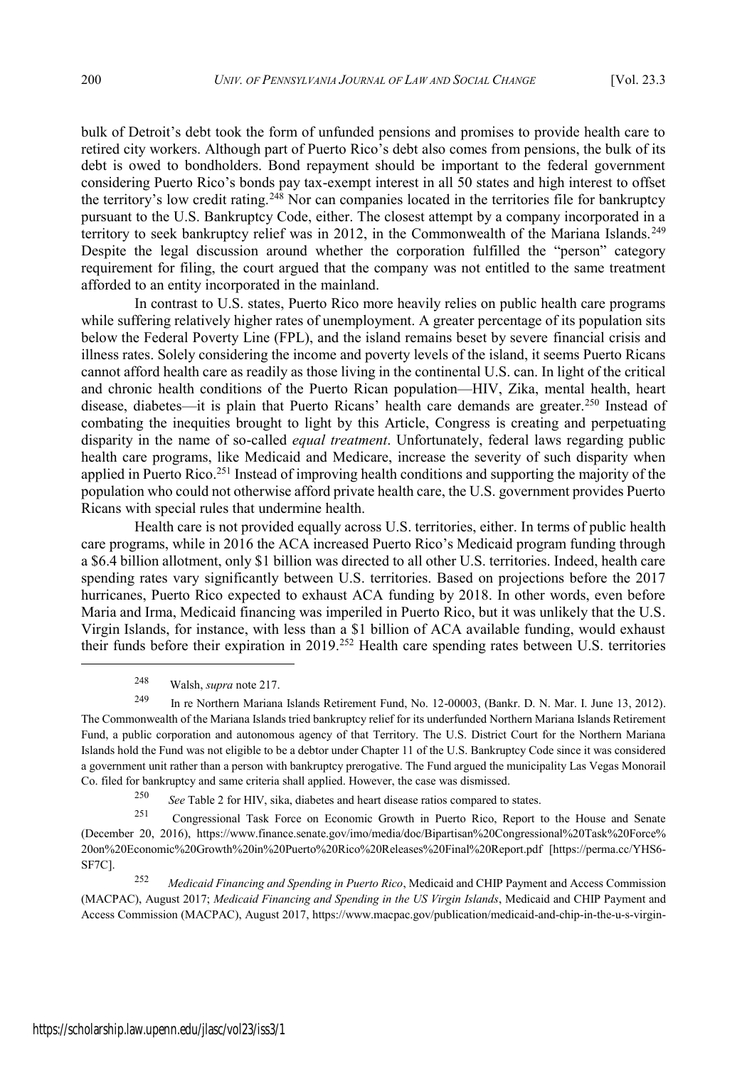bulk of Detroit's debt took the form of unfunded pensions and promises to provide health care to retired city workers. Although part of Puerto Rico's debt also comes from pensions, the bulk of its debt is owed to bondholders. Bond repayment should be important to the federal government considering Puerto Rico's bonds pay tax-exempt interest in all 50 states and high interest to offset the territory's low credit rating.[248] Nor can companies located in the territories file for bankruptcy pursuant to the U.S. Bankruptcy Code, either. The closest attempt by a company incorporated in a territory to seek bankruptcy relief was in 2012, in the Commonwealth of the Mariana Islands.[249] Despite the legal discussion around whether the corporation fulfilled the "person" category requirement for filing, the court argued that the company was not entitled to the same treatment afforded to an entity incorporated in the mainland.

In contrast to U.S. states, Puerto Rico more heavily relies on public health care programs while suffering relatively higher rates of unemployment. A greater percentage of its population sits below the Federal Poverty Line (FPL), and the island remains beset by severe financial crisis and illness rates. Solely considering the income and poverty levels of the island, it seems Puerto Ricans cannot afford health care as readily as those living in the continental U.S. can. In light of the critical and chronic health conditions of the Puerto Rican population—HIV, Zika, mental health, heart disease, diabetes—it is plain that Puerto Ricans' health care demands are greater.[250] Instead of combating the inequities brought to light by this Article, Congress is creating and perpetuating disparity in the name of so-called *equal treatment*. Unfortunately, federal laws regarding public health care programs, like Medicaid and Medicare, increase the severity of such disparity when applied in Puerto Rico.[251] Instead of improving health conditions and supporting the majority of the population who could not otherwise afford private health care, the U.S. government provides Puerto Ricans with special rules that undermine health.

Health care is not provided equally across U.S. territories, either. In terms of public health care programs, while in 2016 the ACA increased Puerto Rico's Medicaid program funding through a $6.4 billion allotment, only $1 billion was directed to all other U.S. territories. Indeed, health care spending rates vary significantly between U.S. territories. Based on projections before the 2017 hurricanes, Puerto Rico expected to exhaust ACA funding by 2018. In other words, even before Maria and Irma, Medicaid financing was imperiled in Puerto Rico, but it was unlikely that the U.S. Virgin Islands, for instance, with less than a $1 billion of ACA available funding, would exhaust their funds before their expiration in 2019.[252] Health care spending rates between U.S. territories

---

[248] Walsh, *supra* note 217.

[249] In re Northern Mariana Islands Retirement Fund, No. 12-00003, (Bankr. D. N. Mar. I. June 13, 2012). The Commonwealth of the Mariana Islands tried bankruptcy relief for its underfunded Northern Mariana Islands Retirement Fund, a public corporation and autonomous agency of that Territory. The U.S. District Court for the Northern Mariana Islands hold the Fund was not eligible to be a debtor under Chapter 11 of the U.S. Bankruptcy Code since it was considered a government unit rather than a person with bankruptcy prerogative. The Fund argued the municipality Las Vegas Monorail Co. filed for bankruptcy and same criteria shall applied. However, the case was dismissed.

[250] *See* Table 2 for HIV, sika, diabetes and heart disease ratios compared to states.

[251] Congressional Task Force on Economic Growth in Puerto Rico, Report to the House and Senate (December 20, 2016), https://www.finance.senate.gov/imo/media/doc/Bipartisan%20Congressional%20Task%20Force%20on%20Economic%20Growth%20in%20Puerto%20Rico%20Releases%20Final%20Report.pdf [https://perma.cc/YHS6-SF7C].

[252] *Medicaid Financing and Spending in Puerto Rico*, Medicaid and CHIP Payment and Access Commission (MACPAC), August 2017; *Medicaid Financing and Spending in the US Virgin Islands*, Medicaid and CHIP Payment and Access Commission (MACPAC), August 2017, https://www.macpac.gov/publication/medicaid-and-chip-in-the-u-s-virgin-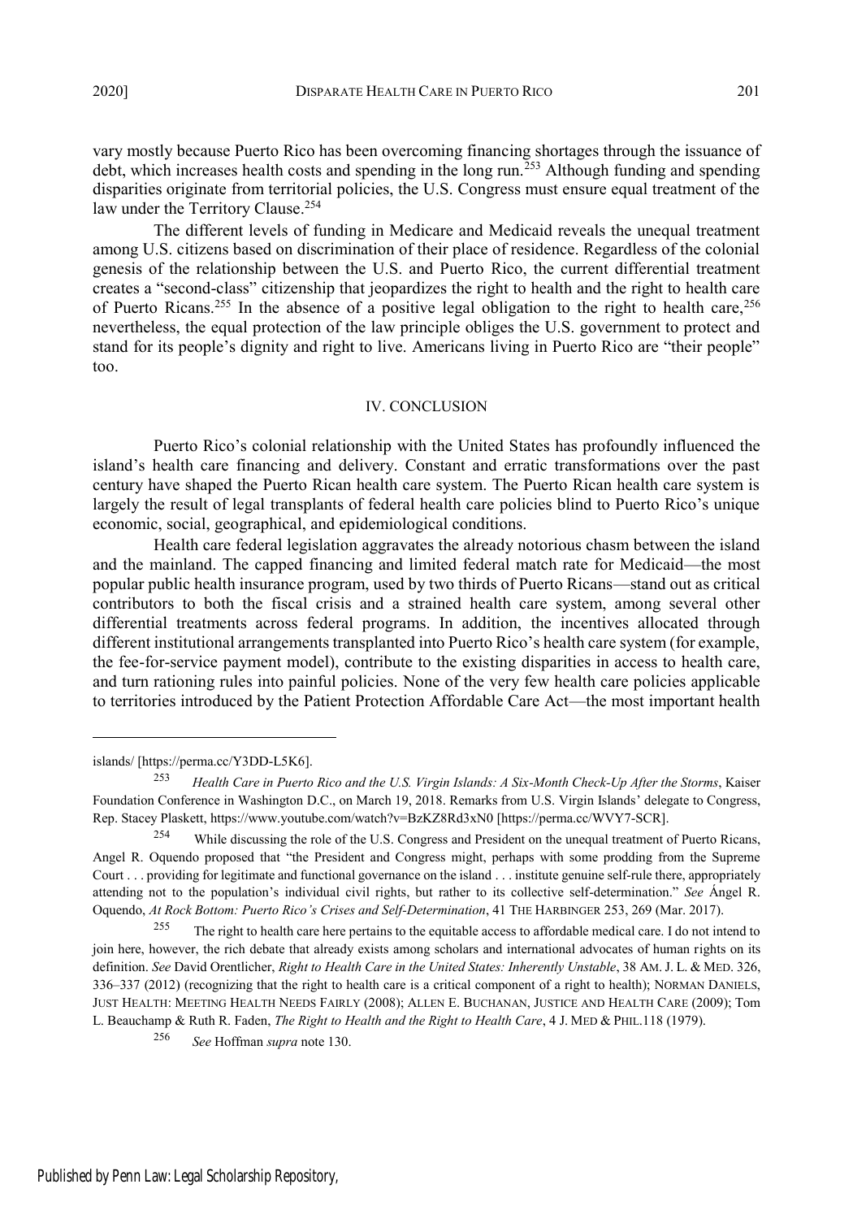vary mostly because Puerto Rico has been overcoming financing shortages through the issuance of debt, which increases health costs and spending in the long run.[253] Although funding and spending disparities originate from territorial policies, the U.S. Congress must ensure equal treatment of the law under the Territory Clause.[254]

The different levels of funding in Medicare and Medicaid reveals the unequal treatment among U.S. citizens based on discrimination of their place of residence. Regardless of the colonial genesis of the relationship between the U.S. and Puerto Rico, the current differential treatment creates a "second-class" citizenship that jeopardizes the right to health and the right to health care of Puerto Ricans.[255] In the absence of a positive legal obligation to the right to health care,[256] nevertheless, the equal protection of the law principle obliges the U.S. government to protect and stand for its people's dignity and right to live. Americans living in Puerto Rico are "their people" too.

## IV. CONCLUSION

Puerto Rico's colonial relationship with the United States has profoundly influenced the island's health care financing and delivery. Constant and erratic transformations over the past century have shaped the Puerto Rican health care system. The Puerto Rican health care system is largely the result of legal transplants of federal health care policies blind to Puerto Rico's unique economic, social, geographical, and epidemiological conditions.

Health care federal legislation aggravates the already notorious chasm between the island and the mainland. The capped financing and limited federal match rate for Medicaid—the most popular public health insurance program, used by two thirds of Puerto Ricans—stand out as critical contributors to both the fiscal crisis and a strained health care system, among several other differential treatments across federal programs. In addition, the incentives allocated through different institutional arrangements transplanted into Puerto Rico's health care system (for example, the fee-for-service payment model), contribute to the existing disparities in access to health care, and turn rationing rules into painful policies. None of the very few health care policies applicable to territories introduced by the Patient Protection Affordable Care Act—the most important health

---

islands/ [https://perma.cc/Y3DD-L5K6].

[253] *Health Care in Puerto Rico and the U.S. Virgin Islands: A Six-Month Check-Up After the Storms*, Kaiser Foundation Conference in Washington D.C., on March 19, 2018. Remarks from U.S. Virgin Islands' delegate to Congress, Rep. Stacey Plaskett, https://www.youtube.com/watch?v=BzKZ8Rd3xN0 [https://perma.cc/WVY7-SCR].

[254] While discussing the role of the U.S. Congress and President on the unequal treatment of Puerto Ricans, Angel R. Oquendo proposed that "the President and Congress might, perhaps with some prodding from the Supreme Court . . . providing for legitimate and functional governance on the island . . . institute genuine self-rule there, appropriately attending not to the population's individual civil rights, but rather to its collective self-determination." *See* Ángel R. Oquendo, *At Rock Bottom: Puerto Rico's Crises and Self-Determination*, 41 THE HARBINGER 253, 269 (Mar. 2017).

[255] The right to health care here pertains to the equitable access to affordable medical care. I do not intend to join here, however, the rich debate that already exists among scholars and international advocates of human rights on its definition. *See* David Orentlicher, *Right to Health Care in the United States: Inherently Unstable*, 38 AM. J. L. & MED. 326, 336–337 (2012) (recognizing that the right to health care is a critical component of a right to health); NORMAN DANIELS, JUST HEALTH: MEETING HEALTH NEEDS FAIRLY (2008); ALLEN E. BUCHANAN, JUSTICE AND HEALTH CARE (2009); Tom L. Beauchamp & Ruth R. Faden, *The Right to Health and the Right to Health Care*, 4 J. MED & PHIL.118 (1979).

[256] *See* Hoffman *supra* note 130.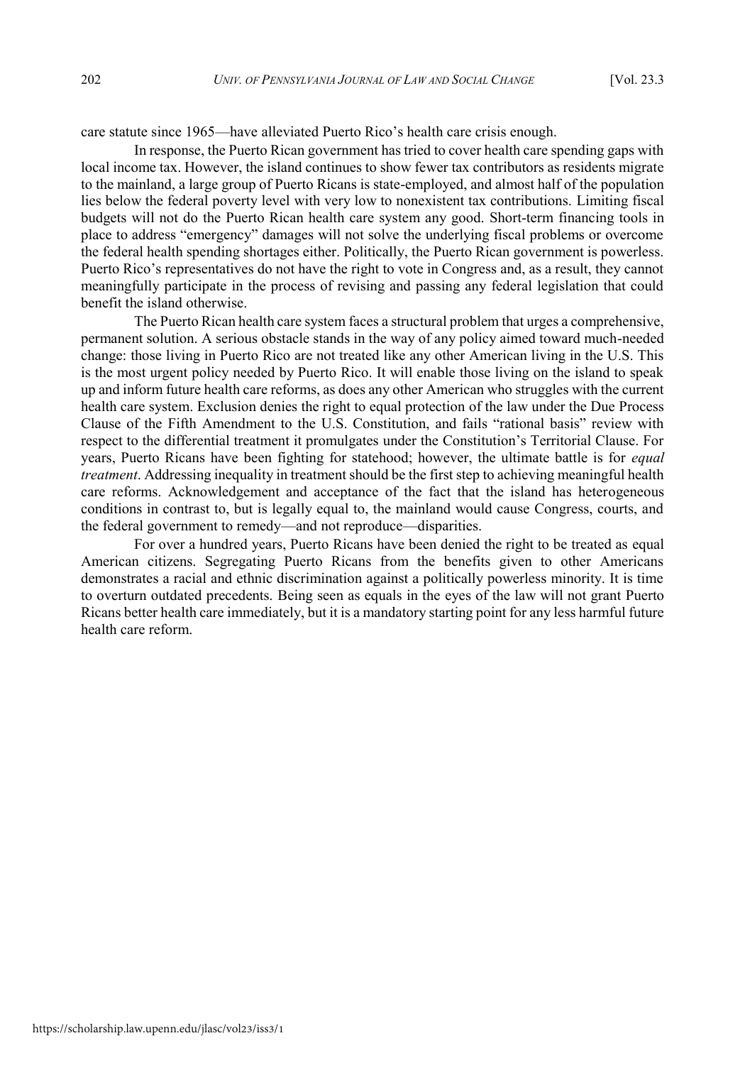care statute since 1965—have alleviated Puerto Rico's health care crisis enough.

In response, the Puerto Rican government has tried to cover health care spending gaps with local income tax. However, the island continues to show fewer tax contributors as residents migrate to the mainland, a large group of Puerto Ricans is state-employed, and almost half of the population lies below the federal poverty level with very low to nonexistent tax contributions. Limiting fiscal budgets will not do the Puerto Rican health care system any good. Short-term financing tools in place to address "emergency" damages will not solve the underlying fiscal problems or overcome the federal health spending shortages either. Politically, the Puerto Rican government is powerless. Puerto Rico's representatives do not have the right to vote in Congress and, as a result, they cannot meaningfully participate in the process of revising and passing any federal legislation that could benefit the island otherwise.

The Puerto Rican health care system faces a structural problem that urges a comprehensive, permanent solution. A serious obstacle stands in the way of any policy aimed toward much-needed change: those living in Puerto Rico are not treated like any other American living in the U.S. This is the most urgent policy needed by Puerto Rico. It will enable those living on the island to speak up and inform future health care reforms, as does any other American who struggles with the current health care system. Exclusion denies the right to equal protection of the law under the Due Process Clause of the Fifth Amendment to the U.S. Constitution, and fails "rational basis" review with respect to the differential treatment it promulgates under the Constitution's Territorial Clause. For years, Puerto Ricans have been fighting for statehood; however, the ultimate battle is for *equal treatment*. Addressing inequality in treatment should be the first step to achieving meaningful health care reforms. Acknowledgement and acceptance of the fact that the island has heterogeneous conditions in contrast to, but is legally equal to, the mainland would cause Congress, courts, and the federal government to remedy—and not reproduce—disparities.

For over a hundred years, Puerto Ricans have been denied the right to be treated as equal American citizens. Segregating Puerto Ricans from the benefits given to other Americans demonstrates a racial and ethnic discrimination against a politically powerless minority. It is time to overturn outdated precedents. Being seen as equals in the eyes of the law will not grant Puerto Ricans better health care immediately, but it is a mandatory starting point for any less harmful future health care reform.